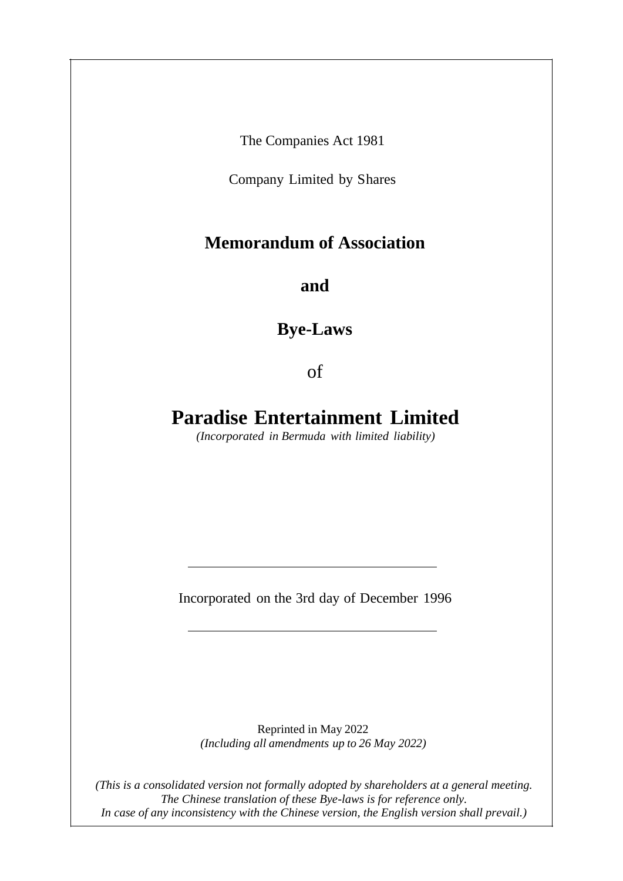The Companies Act 1981

Company Limited by Shares

# Memorandum of Association

# and

# Bye-Laws

of

# Paradise Entertainment Limited

*(Incorporated in Bermuda with limited liability)*

---

Incorporated on the 3rd day of December 1996

---

Reprinted in May 2022

*(Including all amendments up to 26 May 2022)*

*(This is a consolidated version not formally adopted by shareholders at a general meeting. The Chinese translation of these Bye-laws is for reference only. In case of any inconsistency with the Chinese version, the English version shall prevail.)*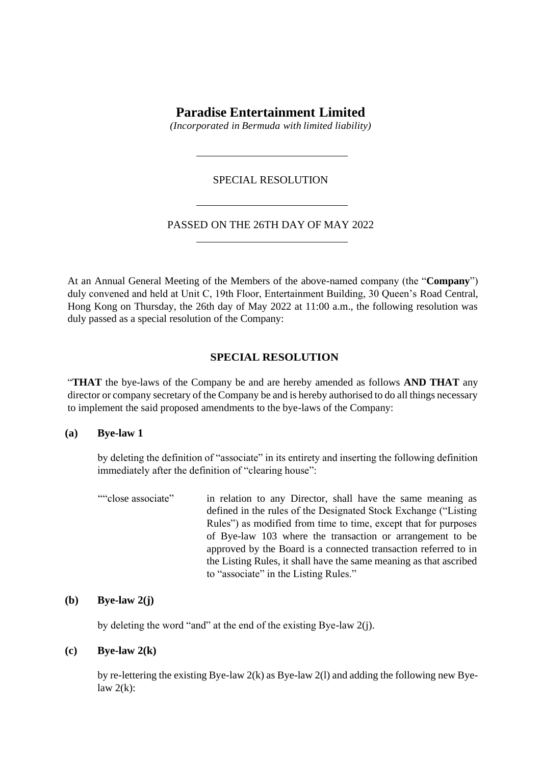# Paradise Entertainment Limited

*(Incorporated in Bermuda with limited liability)*

---

SPECIAL RESOLUTION

---

PASSED ON THE 26TH DAY OF MAY 2022

---

At an Annual General Meeting of the Members of the above-named company (the "**Company**") duly convened and held at Unit C, 19th Floor, Entertainment Building, 30 Queen's Road Central, Hong Kong on Thursday, the 26th day of May 2022 at 11:00 a.m., the following resolution was duly passed as a special resolution of the Company:

## SPECIAL RESOLUTION

"**THAT** the bye-laws of the Company be and are hereby amended as follows **AND THAT** any director or company secretary of the Company be and is hereby authorised to do all things necessary to implement the said proposed amendments to the bye-laws of the Company:

**(a) Bye-law 1**

by deleting the definition of "associate" in its entirety and inserting the following definition immediately after the definition of "clearing house":

""close associate" in relation to any Director, shall have the same meaning as defined in the rules of the Designated Stock Exchange ("Listing Rules") as modified from time to time, except that for purposes of Bye-law 103 where the transaction or arrangement to be approved by the Board is a connected transaction referred to in the Listing Rules, it shall have the same meaning as that ascribed to "associate" in the Listing Rules."

**(b) Bye-law 2(j)**

by deleting the word "and" at the end of the existing Bye-law 2(j).

**(c) Bye-law 2(k)**

by re-lettering the existing Bye-law 2(k) as Bye-law 2(l) and adding the following new Bye-law 2(k):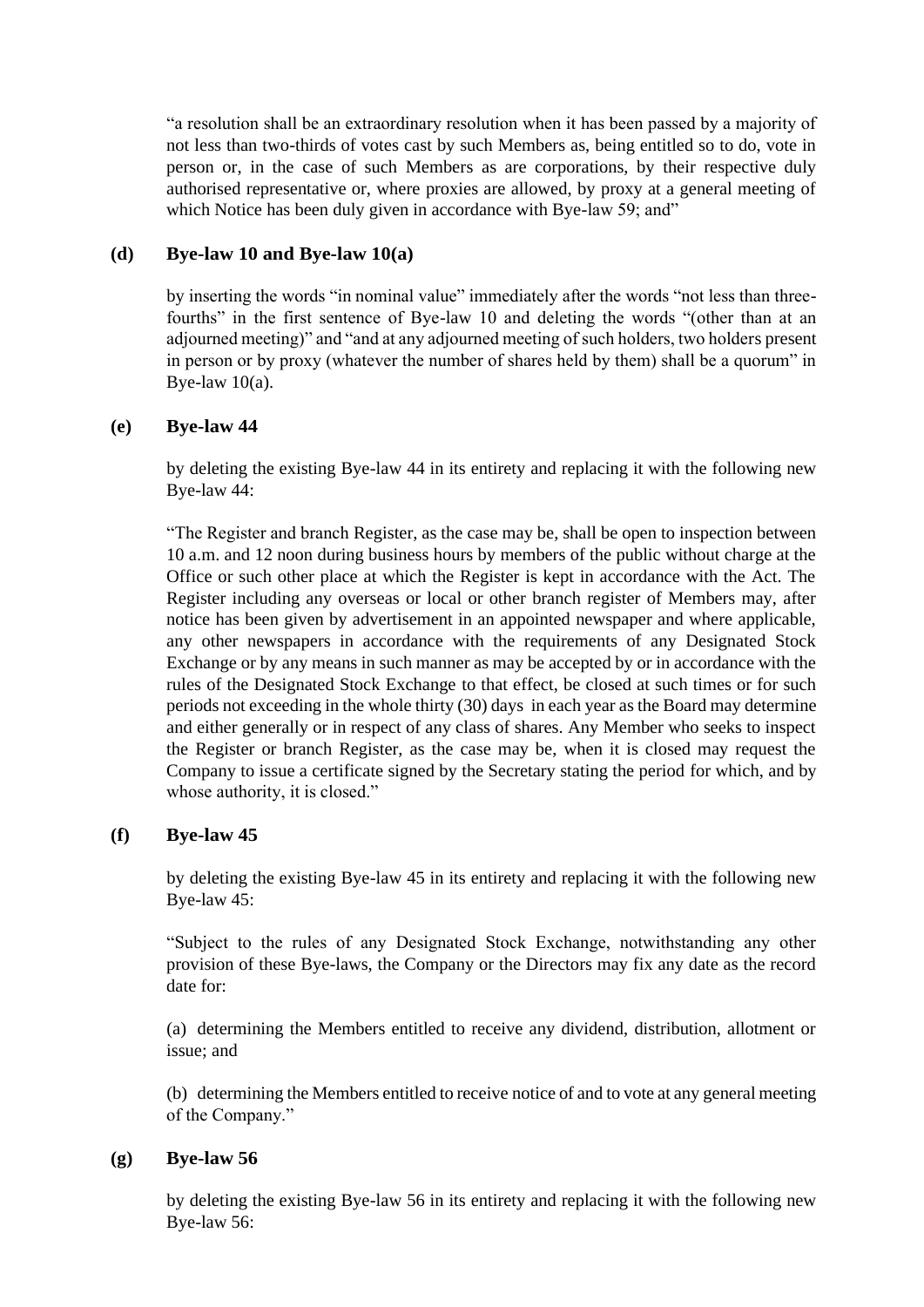"a resolution shall be an extraordinary resolution when it has been passed by a majority of not less than two-thirds of votes cast by such Members as, being entitled so to do, vote in person or, in the case of such Members as are corporations, by their respective duly authorised representative or, where proxies are allowed, by proxy at a general meeting of which Notice has been duly given in accordance with Bye-law 59; and"

**(d) Bye-law 10 and Bye-law 10(a)**

by inserting the words "in nominal value" immediately after the words "not less than three-fourths" in the first sentence of Bye-law 10 and deleting the words "(other than at an adjourned meeting)" and "and at any adjourned meeting of such holders, two holders present in person or by proxy (whatever the number of shares held by them) shall be a quorum" in Bye-law 10(a).

**(e) Bye-law 44**

by deleting the existing Bye-law 44 in its entirety and replacing it with the following new Bye-law 44:

"The Register and branch Register, as the case may be, shall be open to inspection between 10 a.m. and 12 noon during business hours by members of the public without charge at the Office or such other place at which the Register is kept in accordance with the Act. The Register including any overseas or local or other branch register of Members may, after notice has been given by advertisement in an appointed newspaper and where applicable, any other newspapers in accordance with the requirements of any Designated Stock Exchange or by any means in such manner as may be accepted by or in accordance with the rules of the Designated Stock Exchange to that effect, be closed at such times or for such periods not exceeding in the whole thirty (30) days in each year as the Board may determine and either generally or in respect of any class of shares. Any Member who seeks to inspect the Register or branch Register, as the case may be, when it is closed may request the Company to issue a certificate signed by the Secretary stating the period for which, and by whose authority, it is closed."

**(f) Bye-law 45**

by deleting the existing Bye-law 45 in its entirety and replacing it with the following new Bye-law 45:

"Subject to the rules of any Designated Stock Exchange, notwithstanding any other provision of these Bye-laws, the Company or the Directors may fix any date as the record date for:

(a) determining the Members entitled to receive any dividend, distribution, allotment or issue; and

(b) determining the Members entitled to receive notice of and to vote at any general meeting of the Company."

**(g) Bye-law 56**

by deleting the existing Bye-law 56 in its entirety and replacing it with the following new Bye-law 56: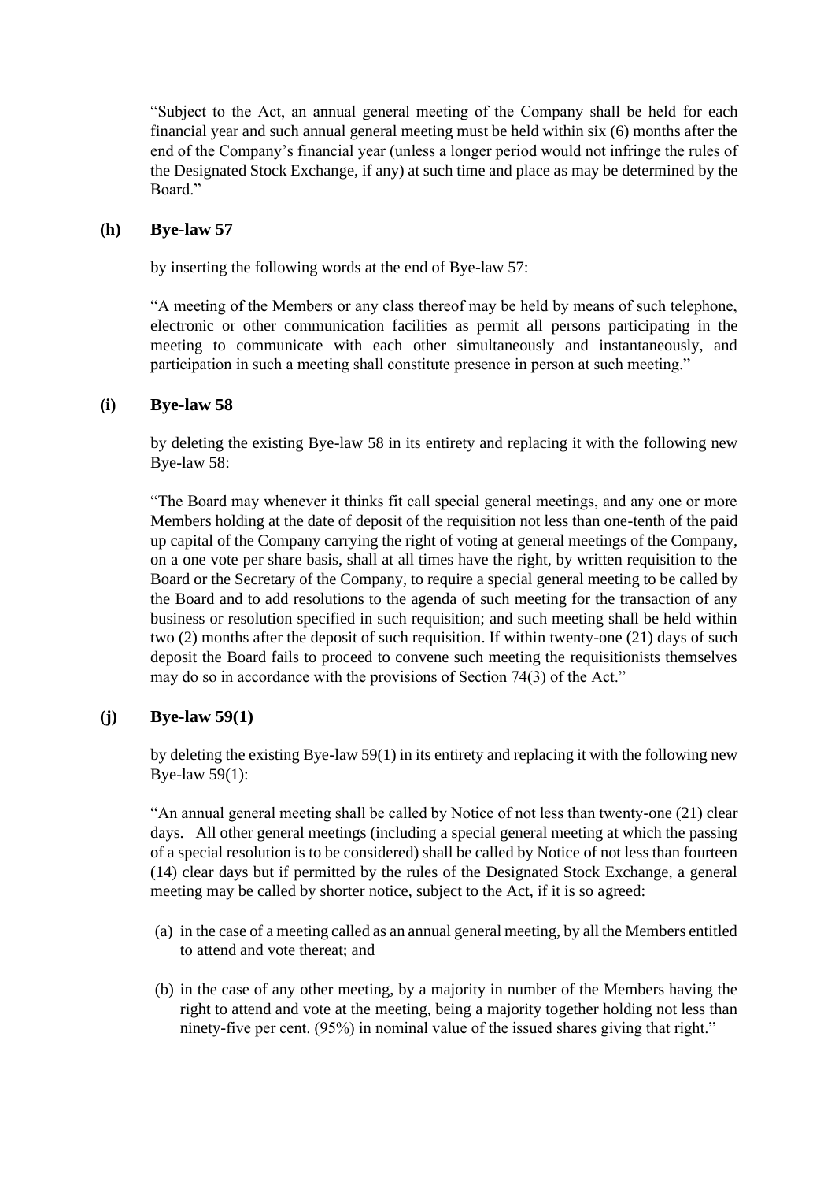"Subject to the Act, an annual general meeting of the Company shall be held for each financial year and such annual general meeting must be held within six (6) months after the end of the Company's financial year (unless a longer period would not infringe the rules of the Designated Stock Exchange, if any) at such time and place as may be determined by the Board."

### (h) Bye-law 57

by inserting the following words at the end of Bye-law 57:

"A meeting of the Members or any class thereof may be held by means of such telephone, electronic or other communication facilities as permit all persons participating in the meeting to communicate with each other simultaneously and instantaneously, and participation in such a meeting shall constitute presence in person at such meeting."

### (i) Bye-law 58

by deleting the existing Bye-law 58 in its entirety and replacing it with the following new Bye-law 58:

"The Board may whenever it thinks fit call special general meetings, and any one or more Members holding at the date of deposit of the requisition not less than one-tenth of the paid up capital of the Company carrying the right of voting at general meetings of the Company, on a one vote per share basis, shall at all times have the right, by written requisition to the Board or the Secretary of the Company, to require a special general meeting to be called by the Board and to add resolutions to the agenda of such meeting for the transaction of any business or resolution specified in such requisition; and such meeting shall be held within two (2) months after the deposit of such requisition. If within twenty-one (21) days of such deposit the Board fails to proceed to convene such meeting the requisitionists themselves may do so in accordance with the provisions of Section 74(3) of the Act."

### (j) Bye-law 59(1)

by deleting the existing Bye-law 59(1) in its entirety and replacing it with the following new Bye-law 59(1):

"An annual general meeting shall be called by Notice of not less than twenty-one (21) clear days. All other general meetings (including a special general meeting at which the passing of a special resolution is to be considered) shall be called by Notice of not less than fourteen (14) clear days but if permitted by the rules of the Designated Stock Exchange, a general meeting may be called by shorter notice, subject to the Act, if it is so agreed:

(a) in the case of a meeting called as an annual general meeting, by all the Members entitled to attend and vote thereat; and

(b) in the case of any other meeting, by a majority in number of the Members having the right to attend and vote at the meeting, being a majority together holding not less than ninety-five per cent. (95%) in nominal value of the issued shares giving that right."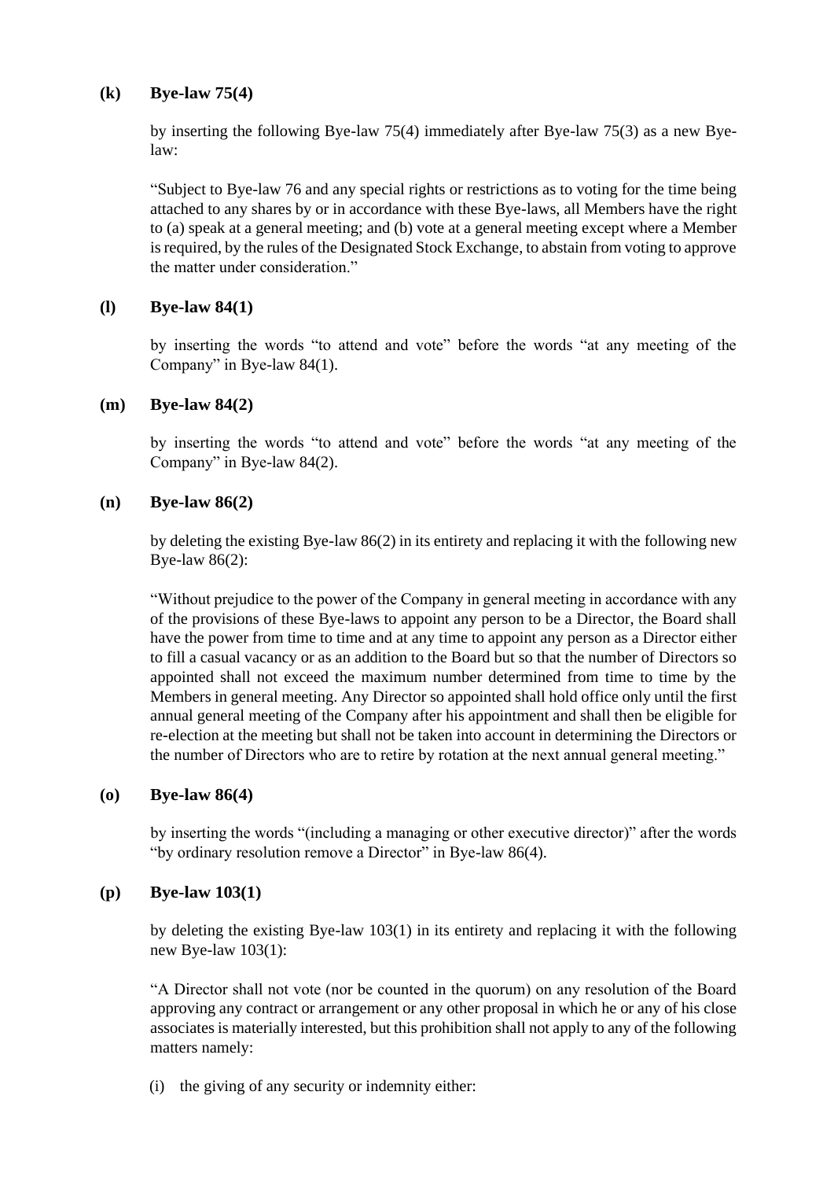**(k) Bye-law 75(4)**

by inserting the following Bye-law 75(4) immediately after Bye-law 75(3) as a new Bye-law:

"Subject to Bye-law 76 and any special rights or restrictions as to voting for the time being attached to any shares by or in accordance with these Bye-laws, all Members have the right to (a) speak at a general meeting; and (b) vote at a general meeting except where a Member is required, by the rules of the Designated Stock Exchange, to abstain from voting to approve the matter under consideration."

**(l) Bye-law 84(1)**

by inserting the words "to attend and vote" before the words "at any meeting of the Company" in Bye-law 84(1).

**(m) Bye-law 84(2)**

by inserting the words "to attend and vote" before the words "at any meeting of the Company" in Bye-law 84(2).

**(n) Bye-law 86(2)**

by deleting the existing Bye-law 86(2) in its entirety and replacing it with the following new Bye-law 86(2):

"Without prejudice to the power of the Company in general meeting in accordance with any of the provisions of these Bye-laws to appoint any person to be a Director, the Board shall have the power from time to time and at any time to appoint any person as a Director either to fill a casual vacancy or as an addition to the Board but so that the number of Directors so appointed shall not exceed the maximum number determined from time to time by the Members in general meeting. Any Director so appointed shall hold office only until the first annual general meeting of the Company after his appointment and shall then be eligible for re-election at the meeting but shall not be taken into account in determining the Directors or the number of Directors who are to retire by rotation at the next annual general meeting."

**(o) Bye-law 86(4)**

by inserting the words "(including a managing or other executive director)" after the words "by ordinary resolution remove a Director" in Bye-law 86(4).

**(p) Bye-law 103(1)**

by deleting the existing Bye-law 103(1) in its entirety and replacing it with the following new Bye-law 103(1):

"A Director shall not vote (nor be counted in the quorum) on any resolution of the Board approving any contract or arrangement or any other proposal in which he or any of his close associates is materially interested, but this prohibition shall not apply to any of the following matters namely:

(i) the giving of any security or indemnity either: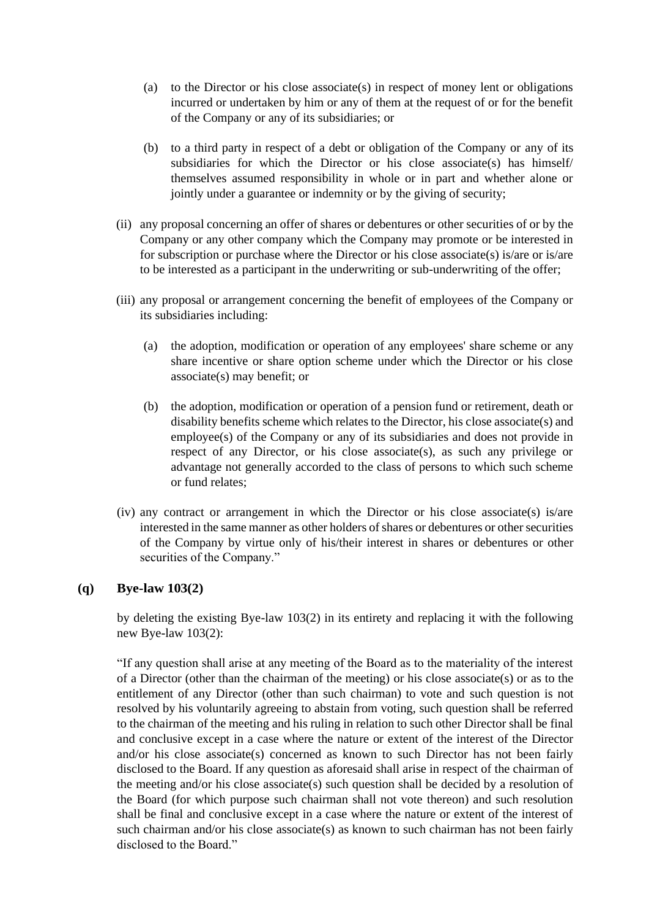(a) to the Director or his close associate(s) in respect of money lent or obligations incurred or undertaken by him or any of them at the request of or for the benefit of the Company or any of its subsidiaries; or

(b) to a third party in respect of a debt or obligation of the Company or any of its subsidiaries for which the Director or his close associate(s) has himself/ themselves assumed responsibility in whole or in part and whether alone or jointly under a guarantee or indemnity or by the giving of security;

(ii) any proposal concerning an offer of shares or debentures or other securities of or by the Company or any other company which the Company may promote or be interested in for subscription or purchase where the Director or his close associate(s) is/are or is/are to be interested as a participant in the underwriting or sub-underwriting of the offer;

(iii) any proposal or arrangement concerning the benefit of employees of the Company or its subsidiaries including:

(a) the adoption, modification or operation of any employees' share scheme or any share incentive or share option scheme under which the Director or his close associate(s) may benefit; or

(b) the adoption, modification or operation of a pension fund or retirement, death or disability benefits scheme which relates to the Director, his close associate(s) and employee(s) of the Company or any of its subsidiaries and does not provide in respect of any Director, or his close associate(s), as such any privilege or advantage not generally accorded to the class of persons to which such scheme or fund relates;

(iv) any contract or arrangement in which the Director or his close associate(s) is/are interested in the same manner as other holders of shares or debentures or other securities of the Company by virtue only of his/their interest in shares or debentures or other securities of the Company."

**(q) Bye-law 103(2)**

by deleting the existing Bye-law 103(2) in its entirety and replacing it with the following new Bye-law 103(2):

"If any question shall arise at any meeting of the Board as to the materiality of the interest of a Director (other than the chairman of the meeting) or his close associate(s) or as to the entitlement of any Director (other than such chairman) to vote and such question is not resolved by his voluntarily agreeing to abstain from voting, such question shall be referred to the chairman of the meeting and his ruling in relation to such other Director shall be final and conclusive except in a case where the nature or extent of the interest of the Director and/or his close associate(s) concerned as known to such Director has not been fairly disclosed to the Board. If any question as aforesaid shall arise in respect of the chairman of the meeting and/or his close associate(s) such question shall be decided by a resolution of the Board (for which purpose such chairman shall not vote thereon) and such resolution shall be final and conclusive except in a case where the nature or extent of the interest of such chairman and/or his close associate(s) as known to such chairman has not been fairly disclosed to the Board."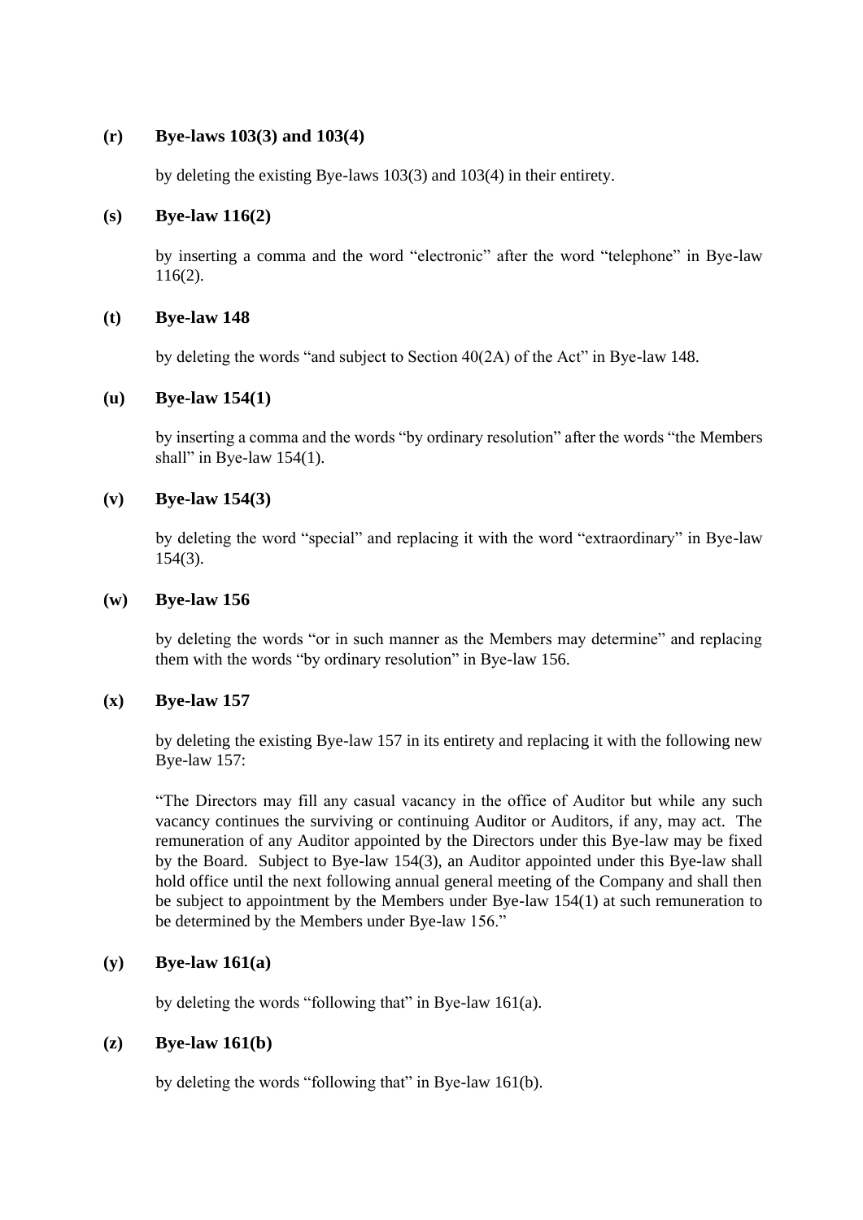**(r) Bye-laws 103(3) and 103(4)**

by deleting the existing Bye-laws 103(3) and 103(4) in their entirety.

**(s) Bye-law 116(2)**

by inserting a comma and the word "electronic" after the word "telephone" in Bye-law 116(2).

**(t) Bye-law 148**

by deleting the words "and subject to Section 40(2A) of the Act" in Bye-law 148.

**(u) Bye-law 154(1)**

by inserting a comma and the words "by ordinary resolution" after the words "the Members shall" in Bye-law 154(1).

**(v) Bye-law 154(3)**

by deleting the word "special" and replacing it with the word "extraordinary" in Bye-law 154(3).

**(w) Bye-law 156**

by deleting the words "or in such manner as the Members may determine" and replacing them with the words "by ordinary resolution" in Bye-law 156.

**(x) Bye-law 157**

by deleting the existing Bye-law 157 in its entirety and replacing it with the following new Bye-law 157:

"The Directors may fill any casual vacancy in the office of Auditor but while any such vacancy continues the surviving or continuing Auditor or Auditors, if any, may act. The remuneration of any Auditor appointed by the Directors under this Bye-law may be fixed by the Board. Subject to Bye-law 154(3), an Auditor appointed under this Bye-law shall hold office until the next following annual general meeting of the Company and shall then be subject to appointment by the Members under Bye-law 154(1) at such remuneration to be determined by the Members under Bye-law 156."

**(y) Bye-law 161(a)**

by deleting the words "following that" in Bye-law 161(a).

**(z) Bye-law 161(b)**

by deleting the words "following that" in Bye-law 161(b).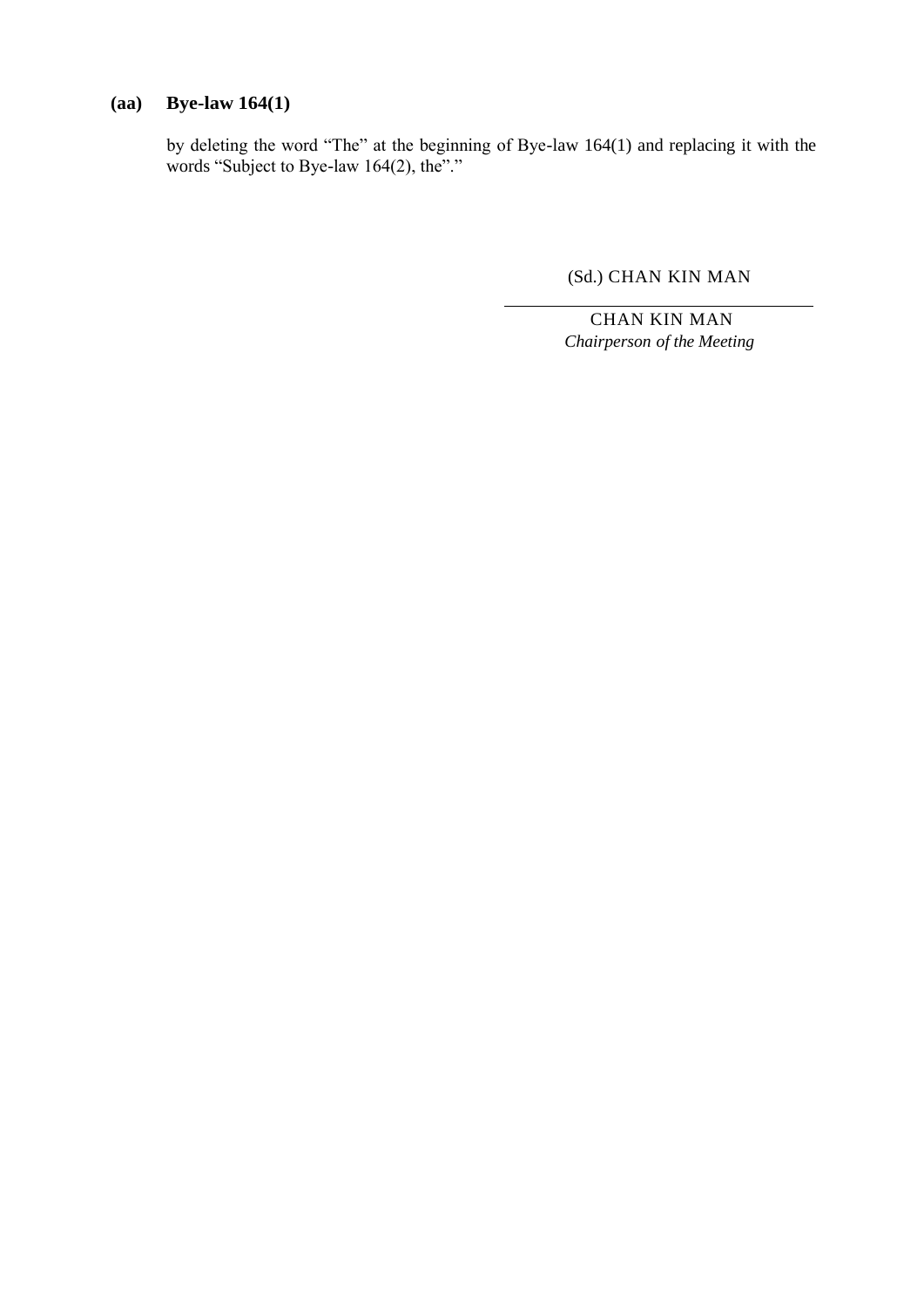**(aa) Bye-law 164(1)**

by deleting the word "The" at the beginning of Bye-law 164(1) and replacing it with the words "Subject to Bye-law 164(2), the"."

(Sd.) CHAN KIN MAN

CHAN KIN MAN
*Chairperson of the Meeting*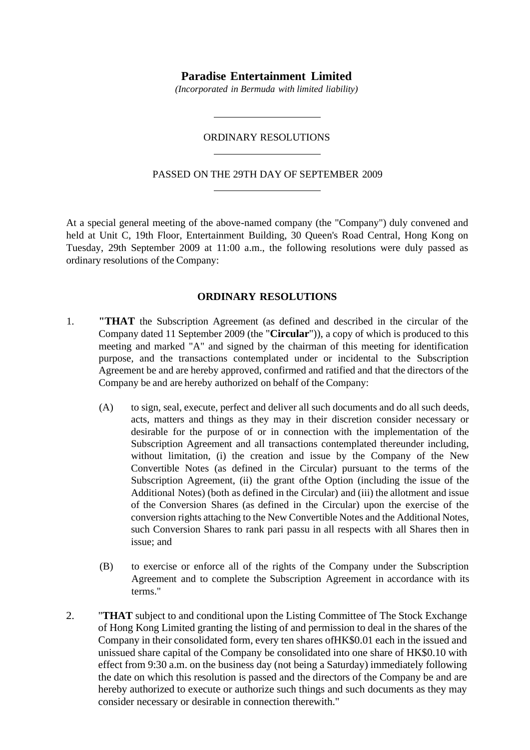# Paradise Entertainment Limited

*(Incorporated in Bermuda with limited liability)*

---

ORDINARY RESOLUTIONS

---

PASSED ON THE 29TH DAY OF SEPTEMBER 2009

---

At a special general meeting of the above-named company (the "Company") duly convened and held at Unit C, 19th Floor, Entertainment Building, 30 Queen's Road Central, Hong Kong on Tuesday, 29th September 2009 at 11:00 a.m., the following resolutions were duly passed as ordinary resolutions of the Company:

## ORDINARY RESOLUTIONS

1. **"THAT** the Subscription Agreement (as defined and described in the circular of the Company dated 11 September 2009 (the "**Circular**")), a copy of which is produced to this meeting and marked "A" and signed by the chairman of this meeting for identification purpose, and the transactions contemplated under or incidental to the Subscription Agreement be and are hereby approved, confirmed and ratified and that the directors of the Company be and are hereby authorized on behalf of the Company:

   (A) to sign, seal, execute, perfect and deliver all such documents and do all such deeds, acts, matters and things as they may in their discretion consider necessary or desirable for the purpose of or in connection with the implementation of the Subscription Agreement and all transactions contemplated thereunder including, without limitation, (i) the creation and issue by the Company of the New Convertible Notes (as defined in the Circular) pursuant to the terms of the Subscription Agreement, (ii) the grant of the Option (including the issue of the Additional Notes) (both as defined in the Circular) and (iii) the allotment and issue of the Conversion Shares (as defined in the Circular) upon the exercise of the conversion rights attaching to the New Convertible Notes and the Additional Notes, such Conversion Shares to rank pari passu in all respects with all Shares then in issue; and

   (B) to exercise or enforce all of the rights of the Company under the Subscription Agreement and to complete the Subscription Agreement in accordance with its terms."

2. "**THAT** subject to and conditional upon the Listing Committee of The Stock Exchange of Hong Kong Limited granting the listing of and permission to deal in the shares of the Company in their consolidated form, every ten shares of HK$0.01 each in the issued and unissued share capital of the Company be consolidated into one share of HK$0.10 with effect from 9:30 a.m. on the business day (not being a Saturday) immediately following the date on which this resolution is passed and the directors of the Company be and are hereby authorized to execute or authorize such things and such documents as they may consider necessary or desirable in connection therewith."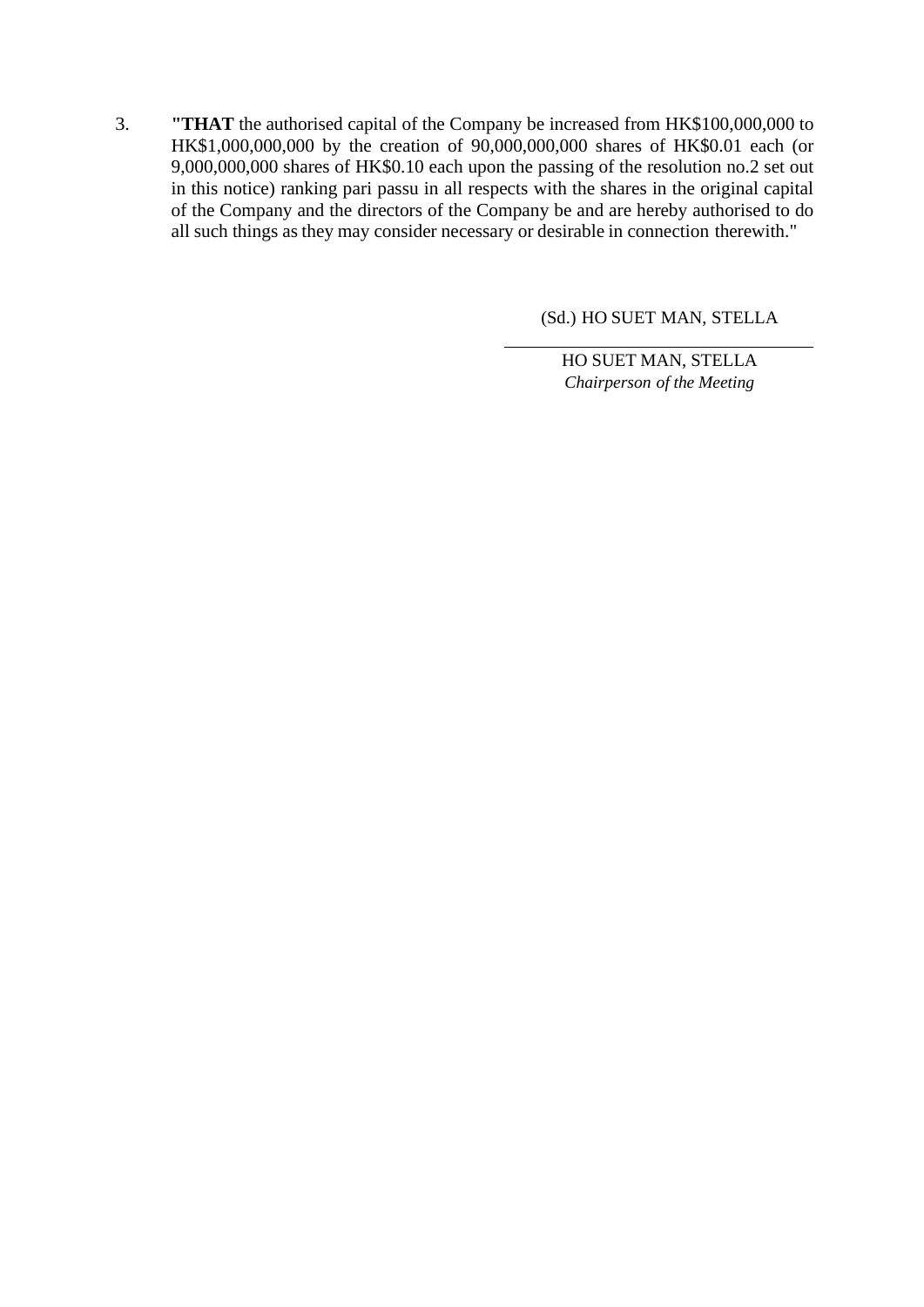3. **"THAT** the authorised capital of the Company be increased from HK$100,000,000 to HK$1,000,000,000 by the creation of 90,000,000,000 shares of HK$0.01 each (or 9,000,000,000 shares of HK$0.10 each upon the passing of the resolution no.2 set out in this notice) ranking pari passu in all respects with the shares in the original capital of the Company and the directors of the Company be and are hereby authorised to do all such things as they may consider necessary or desirable in connection therewith."

(Sd.) HO SUET MAN, STELLA

HO SUET MAN, STELLA
*Chairperson of the Meeting*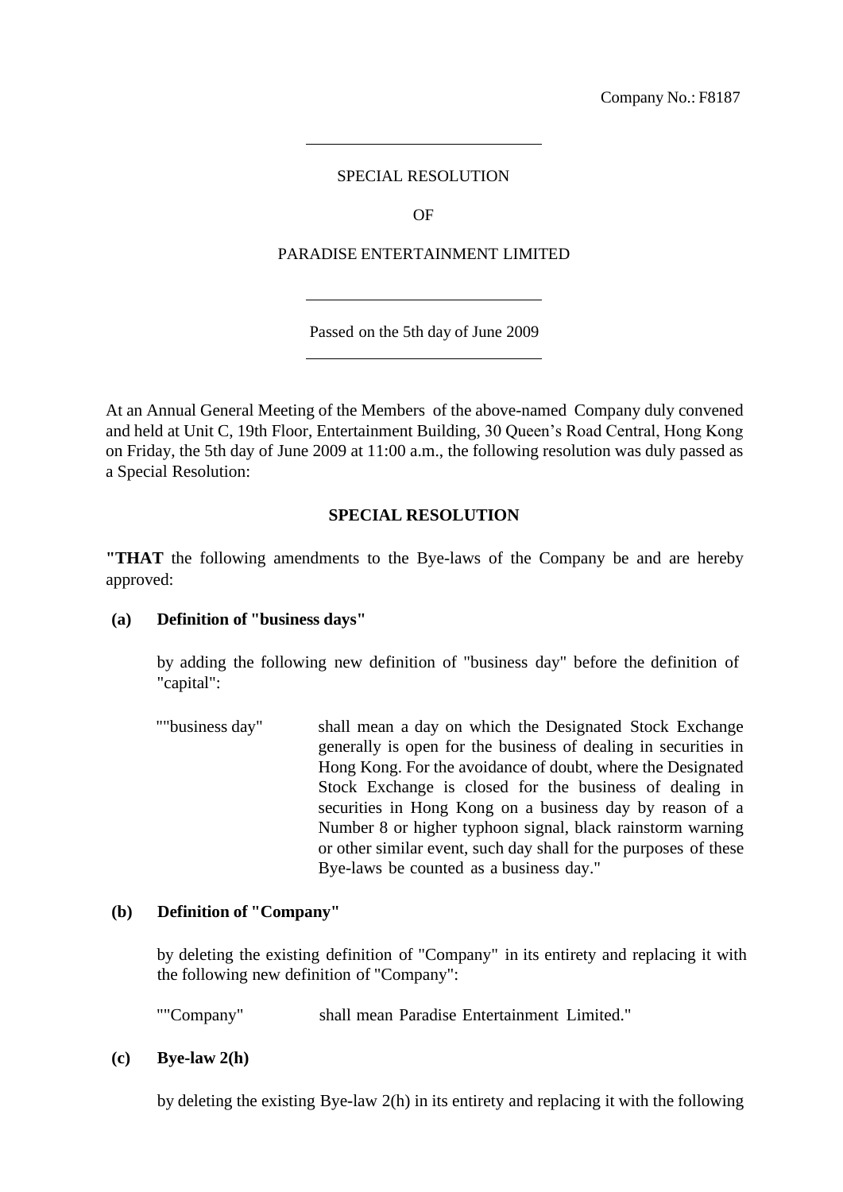Company No.: F8187

---

SPECIAL RESOLUTION

OF

PARADISE ENTERTAINMENT LIMITED

---

Passed on the 5th day of June 2009

---

At an Annual General Meeting of the Members of the above-named Company duly convened and held at Unit C, 19th Floor, Entertainment Building, 30 Queen's Road Central, Hong Kong on Friday, the 5th day of June 2009 at 11:00 a.m., the following resolution was duly passed as a Special Resolution:

**SPECIAL RESOLUTION**

**"THAT** the following amendments to the Bye-laws of the Company be and are hereby approved:

**(a) Definition of "business days"**

by adding the following new definition of "business day" before the definition of "capital":

| | |
|---|---|
| ""business day" | shall mean a day on which the Designated Stock Exchange generally is open for the business of dealing in securities in Hong Kong. For the avoidance of doubt, where the Designated Stock Exchange is closed for the business of dealing in securities in Hong Kong on a business day by reason of a Number 8 or higher typhoon signal, black rainstorm warning or other similar event, such day shall for the purposes of these Bye-laws be counted as a business day." |

**(b) Definition of "Company"**

by deleting the existing definition of "Company" in its entirety and replacing it with the following new definition of "Company":

| | |
|---|---|
| ""Company" | shall mean Paradise Entertainment Limited." |

**(c) Bye-law 2(h)**

by deleting the existing Bye-law 2(h) in its entirety and replacing it with the following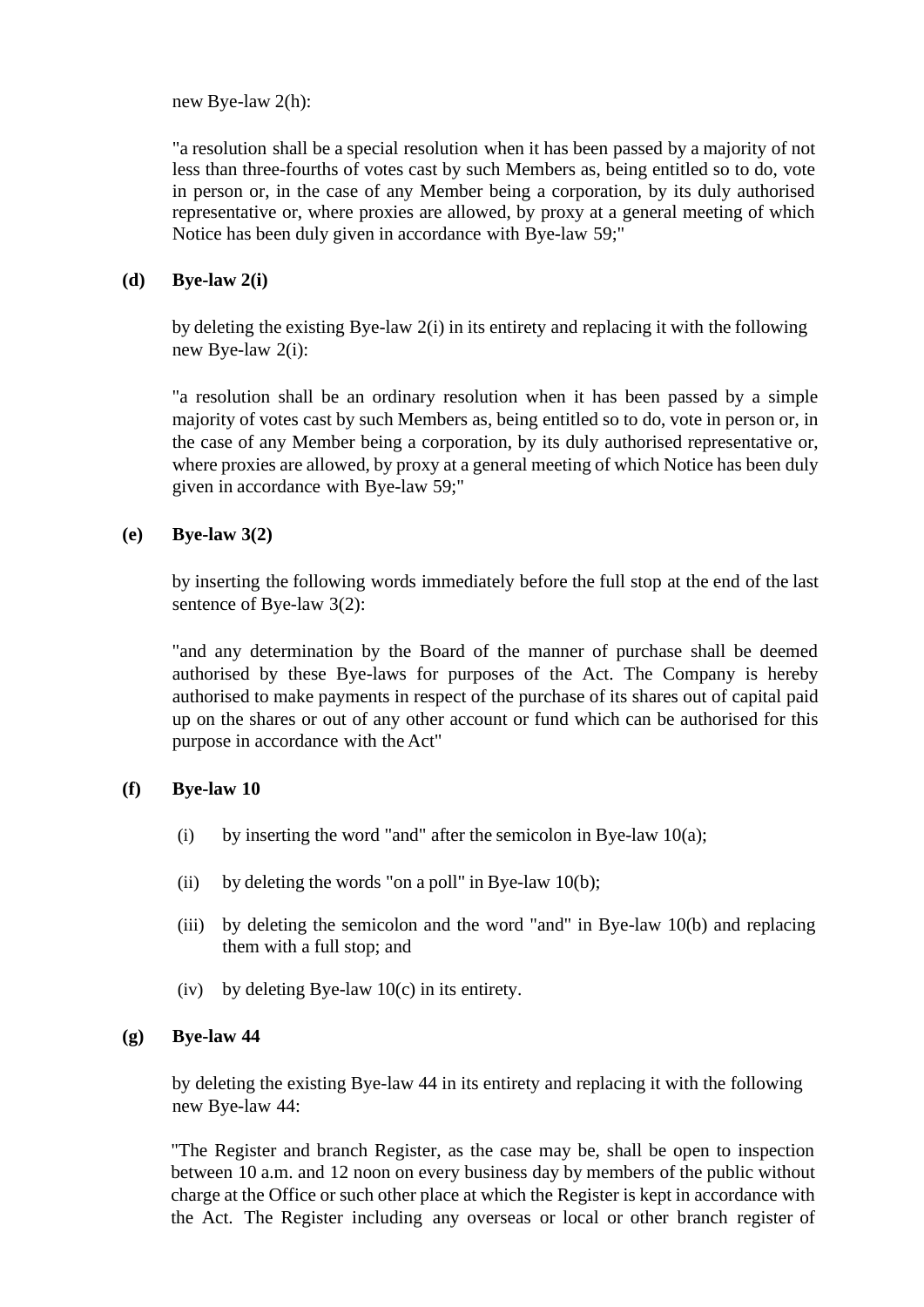new Bye-law 2(h):

"a resolution shall be a special resolution when it has been passed by a majority of not less than three-fourths of votes cast by such Members as, being entitled so to do, vote in person or, in the case of any Member being a corporation, by its duly authorised representative or, where proxies are allowed, by proxy at a general meeting of which Notice has been duly given in accordance with Bye-law 59;"

**(d) Bye-law 2(i)**

by deleting the existing Bye-law 2(i) in its entirety and replacing it with the following new Bye-law 2(i):

"a resolution shall be an ordinary resolution when it has been passed by a simple majority of votes cast by such Members as, being entitled so to do, vote in person or, in the case of any Member being a corporation, by its duly authorised representative or, where proxies are allowed, by proxy at a general meeting of which Notice has been duly given in accordance with Bye-law 59;"

**(e) Bye-law 3(2)**

by inserting the following words immediately before the full stop at the end of the last sentence of Bye-law 3(2):

"and any determination by the Board of the manner of purchase shall be deemed authorised by these Bye-laws for purposes of the Act. The Company is hereby authorised to make payments in respect of the purchase of its shares out of capital paid up on the shares or out of any other account or fund which can be authorised for this purpose in accordance with the Act"

**(f) Bye-law 10**

(i) by inserting the word "and" after the semicolon in Bye-law 10(a);

(ii) by deleting the words "on a poll" in Bye-law 10(b);

(iii) by deleting the semicolon and the word "and" in Bye-law 10(b) and replacing them with a full stop; and

(iv) by deleting Bye-law 10(c) in its entirety.

**(g) Bye-law 44**

by deleting the existing Bye-law 44 in its entirety and replacing it with the following new Bye-law 44:

"The Register and branch Register, as the case may be, shall be open to inspection between 10 a.m. and 12 noon on every business day by members of the public without charge at the Office or such other place at which the Register is kept in accordance with the Act. The Register including any overseas or local or other branch register of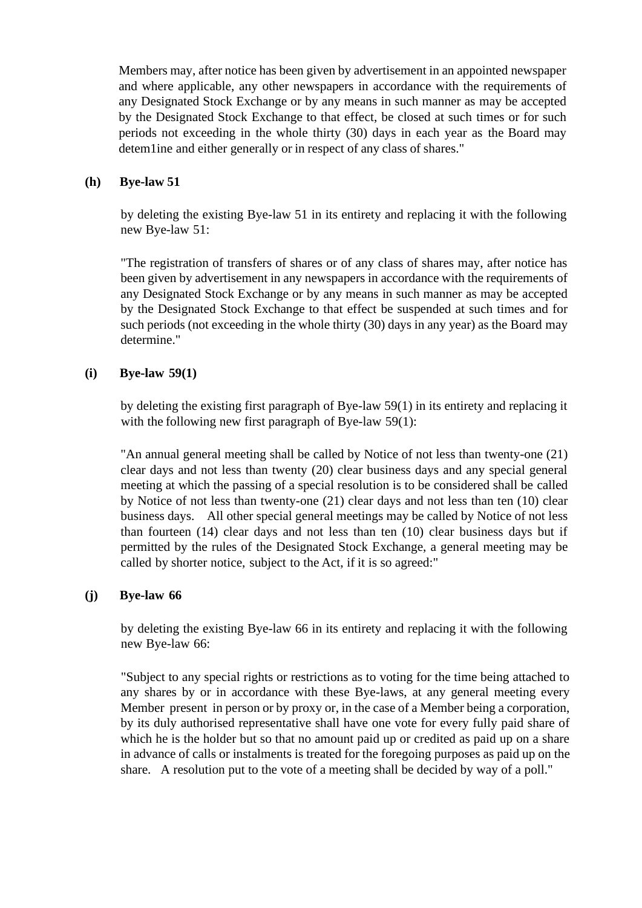Members may, after notice has been given by advertisement in an appointed newspaper and where applicable, any other newspapers in accordance with the requirements of any Designated Stock Exchange or by any means in such manner as may be accepted by the Designated Stock Exchange to that effect, be closed at such times or for such periods not exceeding in the whole thirty (30) days in each year as the Board may detem1ine and either generally or in respect of any class of shares."

**(h) Bye-law 51**

by deleting the existing Bye-law 51 in its entirety and replacing it with the following new Bye-law 51:

"The registration of transfers of shares or of any class of shares may, after notice has been given by advertisement in any newspapers in accordance with the requirements of any Designated Stock Exchange or by any means in such manner as may be accepted by the Designated Stock Exchange to that effect be suspended at such times and for such periods (not exceeding in the whole thirty (30) days in any year) as the Board may determine."

**(i) Bye-law 59(1)**

by deleting the existing first paragraph of Bye-law 59(1) in its entirety and replacing it with the following new first paragraph of Bye-law 59(1):

"An annual general meeting shall be called by Notice of not less than twenty-one (21) clear days and not less than twenty (20) clear business days and any special general meeting at which the passing of a special resolution is to be considered shall be called by Notice of not less than twenty-one (21) clear days and not less than ten (10) clear business days. All other special general meetings may be called by Notice of not less than fourteen (14) clear days and not less than ten (10) clear business days but if permitted by the rules of the Designated Stock Exchange, a general meeting may be called by shorter notice, subject to the Act, if it is so agreed:"

**(j) Bye-law 66**

by deleting the existing Bye-law 66 in its entirety and replacing it with the following new Bye-law 66:

"Subject to any special rights or restrictions as to voting for the time being attached to any shares by or in accordance with these Bye-laws, at any general meeting every Member present in person or by proxy or, in the case of a Member being a corporation, by its duly authorised representative shall have one vote for every fully paid share of which he is the holder but so that no amount paid up or credited as paid up on a share in advance of calls or instalments is treated for the foregoing purposes as paid up on the share. A resolution put to the vote of a meeting shall be decided by way of a poll."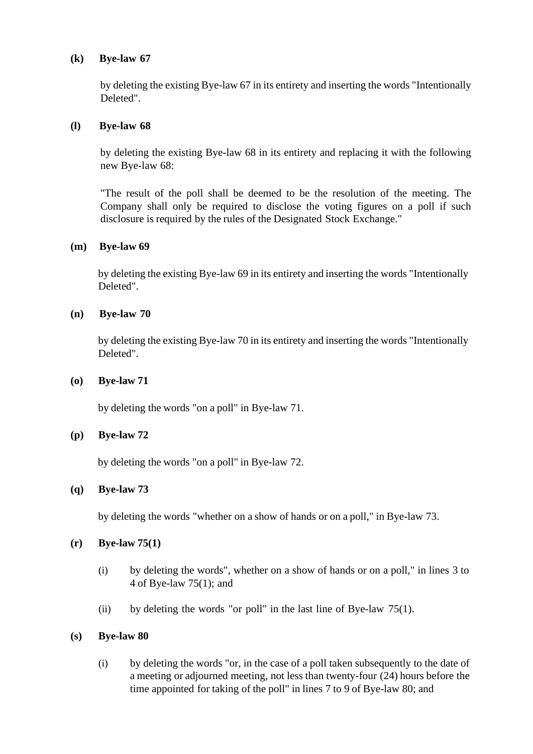**(k) Bye-law 67**

by deleting the existing Bye-law 67 in its entirety and inserting the words "Intentionally Deleted".

**(l) Bye-law 68**

by deleting the existing Bye-law 68 in its entirety and replacing it with the following new Bye-law 68:

"The result of the poll shall be deemed to be the resolution of the meeting. The Company shall only be required to disclose the voting figures on a poll if such disclosure is required by the rules of the Designated Stock Exchange."

**(m) Bye-law 69**

by deleting the existing Bye-law 69 in its entirety and inserting the words "Intentionally Deleted".

**(n) Bye-law 70**

by deleting the existing Bye-law 70 in its entirety and inserting the words "Intentionally Deleted".

**(o) Bye-law 71**

by deleting the words "on a poll" in Bye-law 71.

**(p) Bye-law 72**

by deleting the words "on a poll" in Bye-law 72.

**(q) Bye-law 73**

by deleting the words "whether on a show of hands or on a poll," in Bye-law 73.

**(r) Bye-law 75(1)**

(i) by deleting the words", whether on a show of hands or on a poll," in lines 3 to 4 of Bye-law 75(1); and

(ii) by deleting the words "or poll" in the last line of Bye-law 75(1).

**(s) Bye-law 80**

(i) by deleting the words "or, in the case of a poll taken subsequently to the date of a meeting or adjourned meeting, not less than twenty-four (24) hours before the time appointed for taking of the poll" in lines 7 to 9 of Bye-law 80; and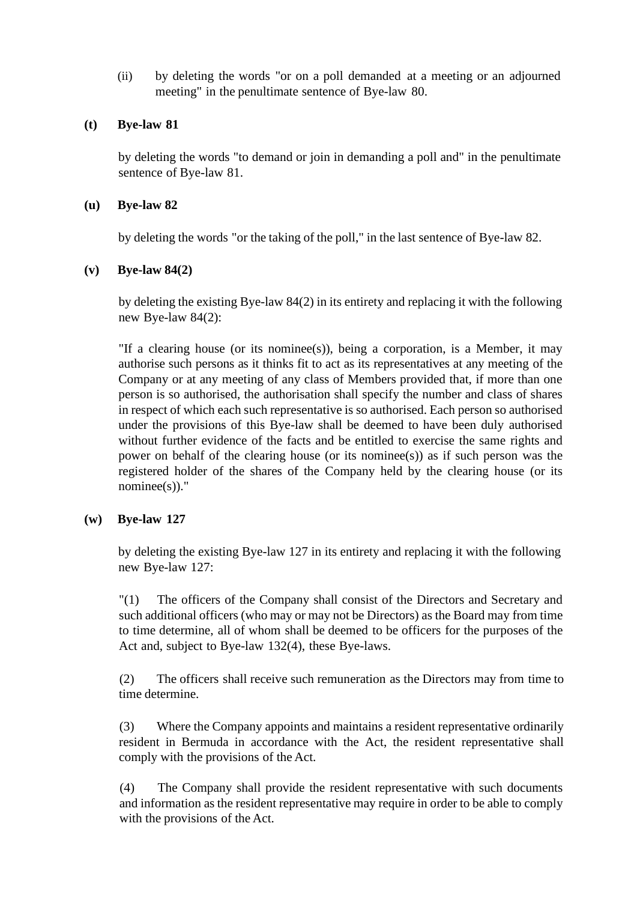(ii) by deleting the words "or on a poll demanded at a meeting or an adjourned meeting" in the penultimate sentence of Bye-law 80.

**(t) Bye-law 81**

by deleting the words "to demand or join in demanding a poll and" in the penultimate sentence of Bye-law 81.

**(u) Bye-law 82**

by deleting the words "or the taking of the poll," in the last sentence of Bye-law 82.

**(v) Bye-law 84(2)**

by deleting the existing Bye-law 84(2) in its entirety and replacing it with the following new Bye-law 84(2):

"If a clearing house (or its nominee(s)), being a corporation, is a Member, it may authorise such persons as it thinks fit to act as its representatives at any meeting of the Company or at any meeting of any class of Members provided that, if more than one person is so authorised, the authorisation shall specify the number and class of shares in respect of which each such representative is so authorised. Each person so authorised under the provisions of this Bye-law shall be deemed to have been duly authorised without further evidence of the facts and be entitled to exercise the same rights and power on behalf of the clearing house (or its nominee(s)) as if such person was the registered holder of the shares of the Company held by the clearing house (or its nominee(s))."

**(w) Bye-law 127**

by deleting the existing Bye-law 127 in its entirety and replacing it with the following new Bye-law 127:

"(1) The officers of the Company shall consist of the Directors and Secretary and such additional officers (who may or may not be Directors) as the Board may from time to time determine, all of whom shall be deemed to be officers for the purposes of the Act and, subject to Bye-law 132(4), these Bye-laws.

(2) The officers shall receive such remuneration as the Directors may from time to time determine.

(3) Where the Company appoints and maintains a resident representative ordinarily resident in Bermuda in accordance with the Act, the resident representative shall comply with the provisions of the Act.

(4) The Company shall provide the resident representative with such documents and information as the resident representative may require in order to be able to comply with the provisions of the Act.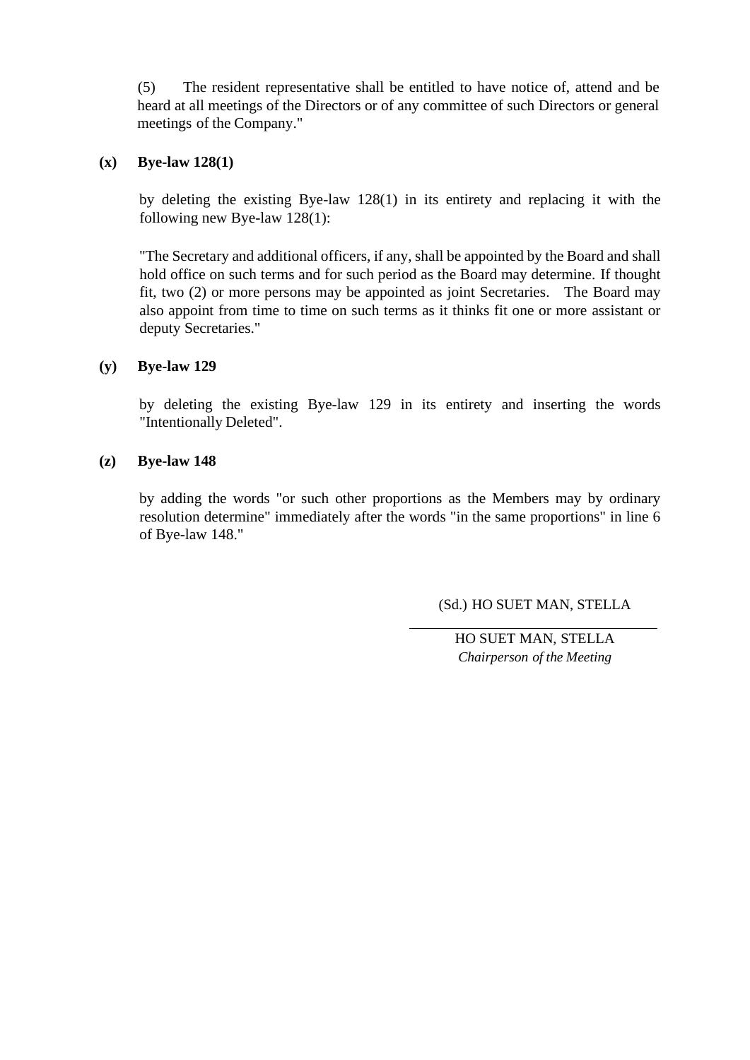(5) The resident representative shall be entitled to have notice of, attend and be heard at all meetings of the Directors or of any committee of such Directors or general meetings of the Company."

**(x) Bye-law 128(1)**

by deleting the existing Bye-law 128(1) in its entirety and replacing it with the following new Bye-law 128(1):

"The Secretary and additional officers, if any, shall be appointed by the Board and shall hold office on such terms and for such period as the Board may determine. If thought fit, two (2) or more persons may be appointed as joint Secretaries. The Board may also appoint from time to time on such terms as it thinks fit one or more assistant or deputy Secretaries."

**(y) Bye-law 129**

by deleting the existing Bye-law 129 in its entirety and inserting the words "Intentionally Deleted".

**(z) Bye-law 148**

by adding the words "or such other proportions as the Members may by ordinary resolution determine" immediately after the words "in the same proportions" in line 6 of Bye-law 148."

(Sd.) HO SUET MAN, STELLA

HO SUET MAN, STELLA
*Chairperson of the Meeting*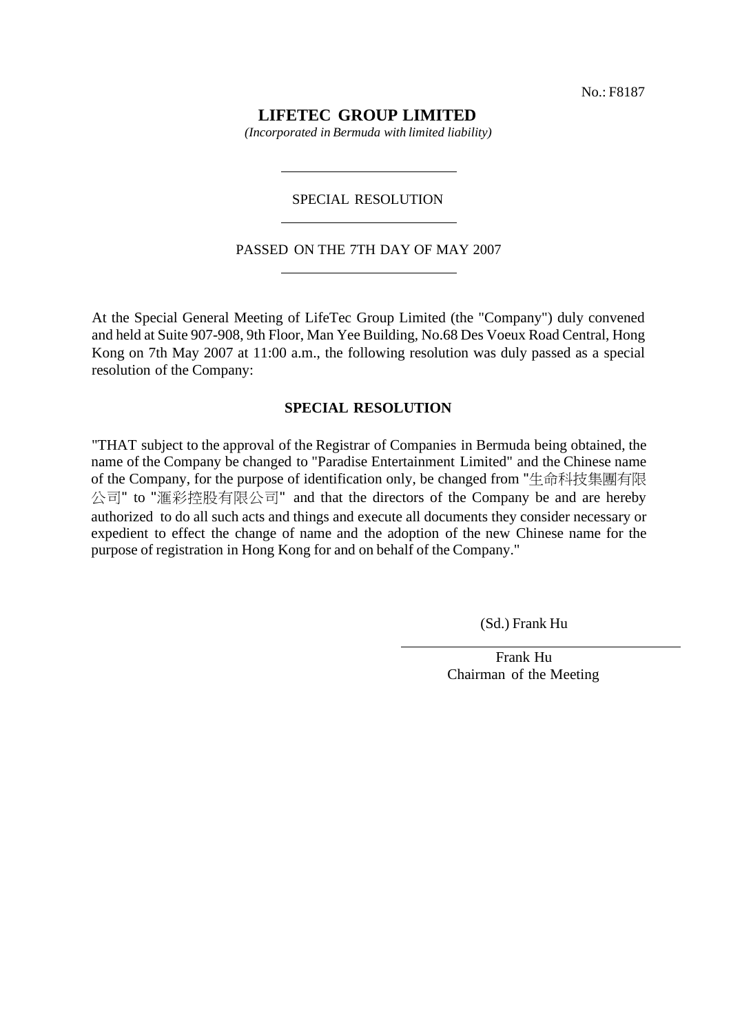No.: F8187

# LIFETEC GROUP LIMITED

*(Incorporated in Bermuda with limited liability)*

SPECIAL RESOLUTION

PASSED ON THE 7TH DAY OF MAY 2007

At the Special General Meeting of LifeTec Group Limited (the "Company") duly convened and held at Suite 907-908, 9th Floor, Man Yee Building, No.68 Des Voeux Road Central, Hong Kong on 7th May 2007 at 11:00 a.m., the following resolution was duly passed as a special resolution of the Company:

**SPECIAL RESOLUTION**

"THAT subject to the approval of the Registrar of Companies in Bermuda being obtained, the name of the Company be changed to "Paradise Entertainment Limited" and the Chinese name of the Company, for the purpose of identification only, be changed from "生命科技集團有限公司" to "滙彩控股有限公司" and that the directors of the Company be and are hereby authorized to do all such acts and things and execute all documents they consider necessary or expedient to effect the change of name and the adoption of the new Chinese name for the purpose of registration in Hong Kong for and on behalf of the Company."

(Sd.) Frank Hu

Frank Hu
Chairman of the Meeting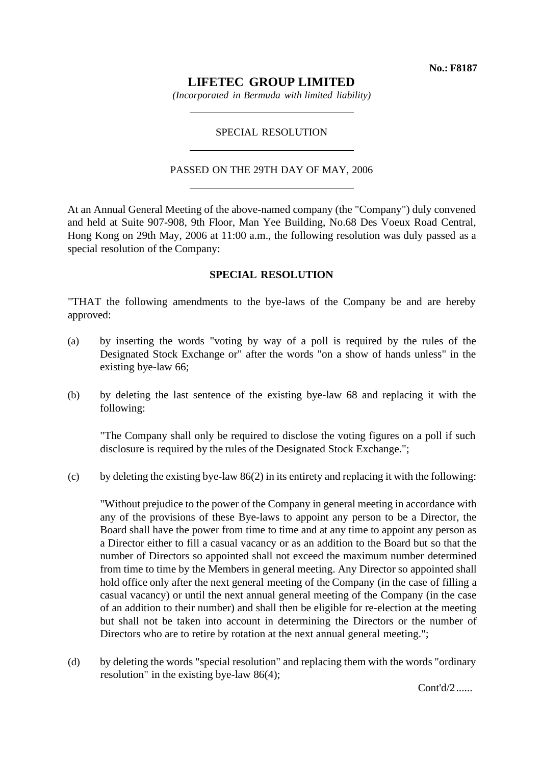No.: F8187

# LIFETEC GROUP LIMITED

*(Incorporated in Bermuda with limited liability)*

SPECIAL RESOLUTION

PASSED ON THE 29TH DAY OF MAY, 2006

At an Annual General Meeting of the above-named company (the "Company") duly convened and held at Suite 907-908, 9th Floor, Man Yee Building, No.68 Des Voeux Road Central, Hong Kong on 29th May, 2006 at 11:00 a.m., the following resolution was duly passed as a special resolution of the Company:

**SPECIAL RESOLUTION**

"THAT the following amendments to the bye-laws of the Company be and are hereby approved:

(a) by inserting the words "voting by way of a poll is required by the rules of the Designated Stock Exchange or" after the words "on a show of hands unless" in the existing bye-law 66;

(b) by deleting the last sentence of the existing bye-law 68 and replacing it with the following:

"The Company shall only be required to disclose the voting figures on a poll if such disclosure is required by the rules of the Designated Stock Exchange.";

(c) by deleting the existing bye-law 86(2) in its entirety and replacing it with the following:

"Without prejudice to the power of the Company in general meeting in accordance with any of the provisions of these Bye-laws to appoint any person to be a Director, the Board shall have the power from time to time and at any time to appoint any person as a Director either to fill a casual vacancy or as an addition to the Board but so that the number of Directors so appointed shall not exceed the maximum number determined from time to time by the Members in general meeting. Any Director so appointed shall hold office only after the next general meeting of the Company (in the case of filling a casual vacancy) or until the next annual general meeting of the Company (in the case of an addition to their number) and shall then be eligible for re-election at the meeting but shall not be taken into account in determining the Directors or the number of Directors who are to retire by rotation at the next annual general meeting.";

(d) by deleting the words "special resolution" and replacing them with the words "ordinary resolution" in the existing bye-law 86(4);

Cont'd/2......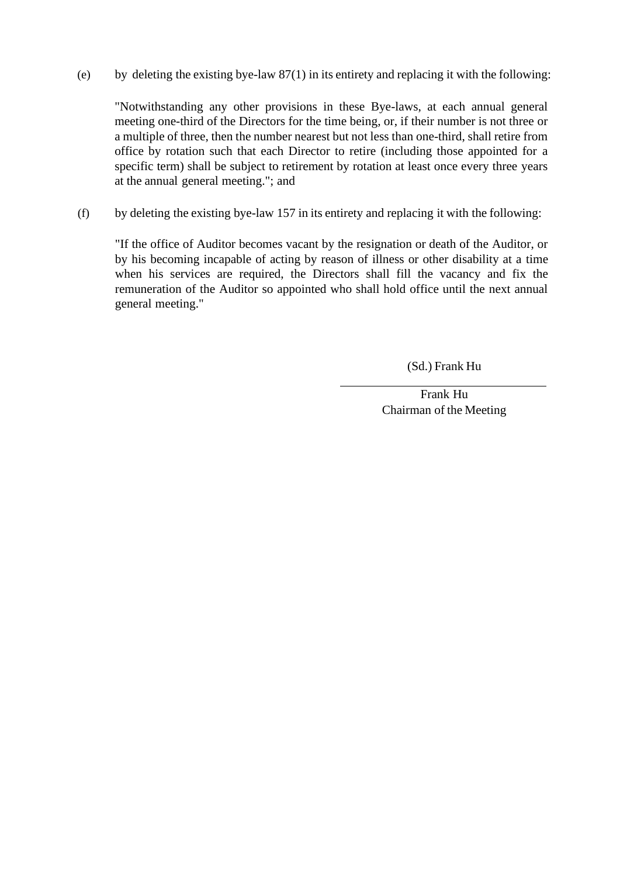(e) by deleting the existing bye-law 87(1) in its entirety and replacing it with the following:

"Notwithstanding any other provisions in these Bye-laws, at each annual general meeting one-third of the Directors for the time being, or, if their number is not three or a multiple of three, then the number nearest but not less than one-third, shall retire from office by rotation such that each Director to retire (including those appointed for a specific term) shall be subject to retirement by rotation at least once every three years at the annual general meeting."; and

(f) by deleting the existing bye-law 157 in its entirety and replacing it with the following:

"If the office of Auditor becomes vacant by the resignation or death of the Auditor, or by his becoming incapable of acting by reason of illness or other disability at a time when his services are required, the Directors shall fill the vacancy and fix the remuneration of the Auditor so appointed who shall hold office until the next annual general meeting."

(Sd.) Frank Hu

Frank Hu
Chairman of the Meeting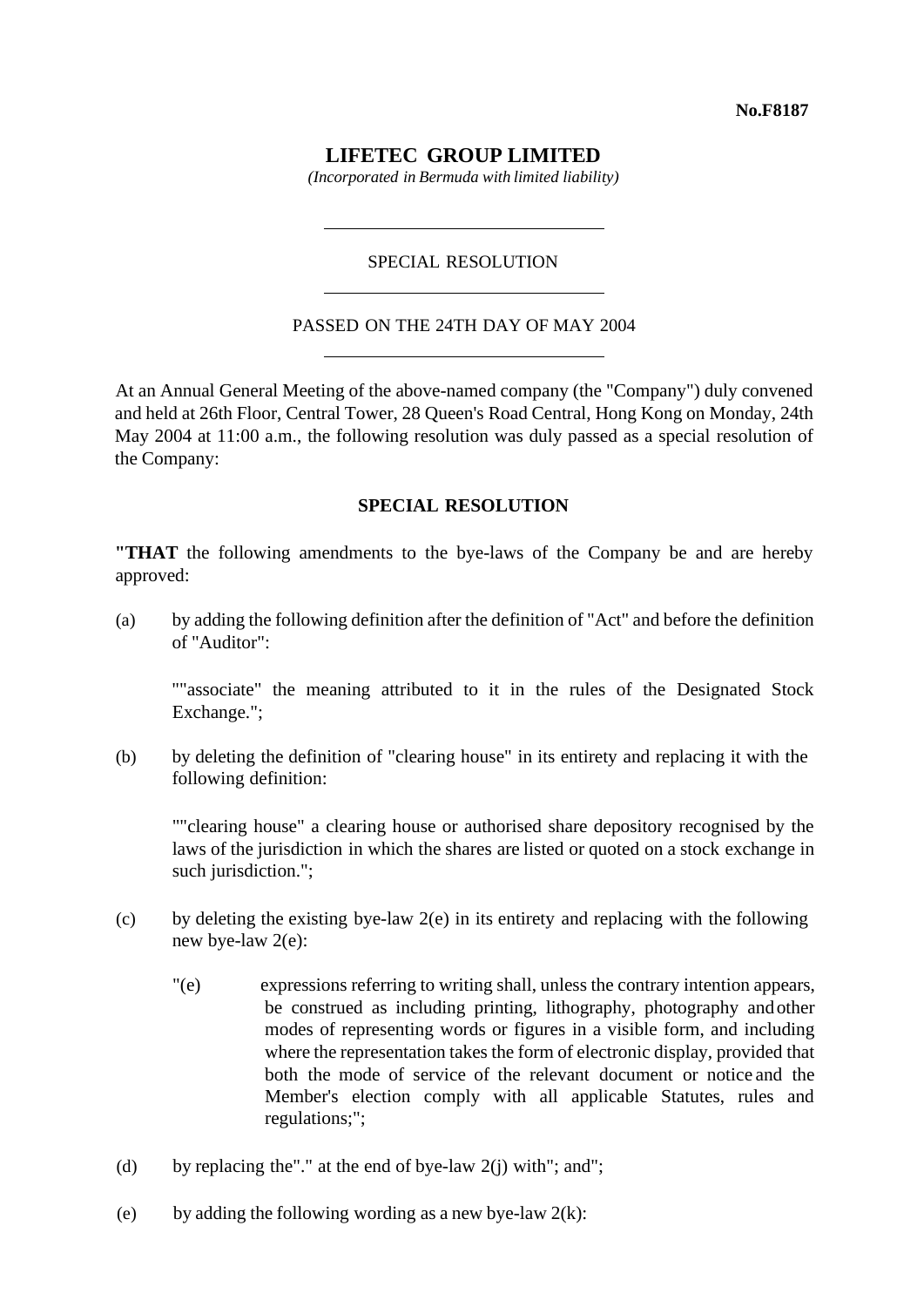**No.F8187**

# LIFETEC GROUP LIMITED

*(Incorporated in Bermuda with limited liability)*

---

SPECIAL RESOLUTION

---

PASSED ON THE 24TH DAY OF MAY 2004

---

At an Annual General Meeting of the above-named company (the "Company") duly convened and held at 26th Floor, Central Tower, 28 Queen's Road Central, Hong Kong on Monday, 24th May 2004 at 11:00 a.m., the following resolution was duly passed as a special resolution of the Company:

## SPECIAL RESOLUTION

**"THAT** the following amendments to the bye-laws of the Company be and are hereby approved:

(a) by adding the following definition after the definition of "Act" and before the definition of "Auditor":

""associate" the meaning attributed to it in the rules of the Designated Stock Exchange.";

(b) by deleting the definition of "clearing house" in its entirety and replacing it with the following definition:

""clearing house" a clearing house or authorised share depository recognised by the laws of the jurisdiction in which the shares are listed or quoted on a stock exchange in such jurisdiction.";

(c) by deleting the existing bye-law 2(e) in its entirety and replacing with the following new bye-law 2(e):

"(e) expressions referring to writing shall, unless the contrary intention appears, be construed as including printing, lithography, photography and other modes of representing words or figures in a visible form, and including where the representation takes the form of electronic display, provided that both the mode of service of the relevant document or notice and the Member's election comply with all applicable Statutes, rules and regulations;";

(d) by replacing the"." at the end of bye-law 2(j) with"; and";

(e) by adding the following wording as a new bye-law 2(k):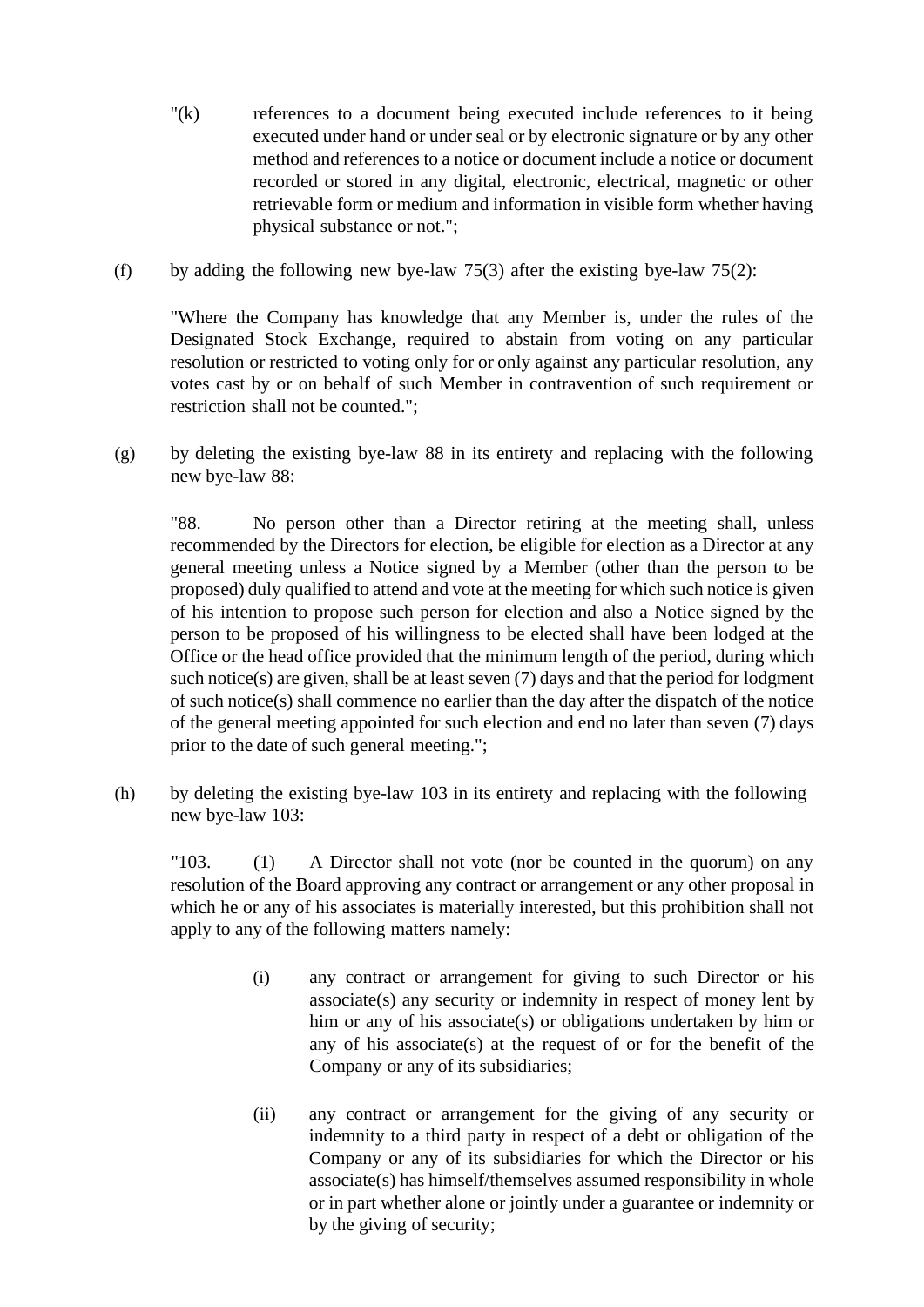"(k) references to a document being executed include references to it being executed under hand or under seal or by electronic signature or by any other method and references to a notice or document include a notice or document recorded or stored in any digital, electronic, electrical, magnetic or other retrievable form or medium and information in visible form whether having physical substance or not.";

(f) by adding the following new bye-law 75(3) after the existing bye-law 75(2):

"Where the Company has knowledge that any Member is, under the rules of the Designated Stock Exchange, required to abstain from voting on any particular resolution or restricted to voting only for or only against any particular resolution, any votes cast by or on behalf of such Member in contravention of such requirement or restriction shall not be counted.";

(g) by deleting the existing bye-law 88 in its entirety and replacing with the following new bye-law 88:

"88. No person other than a Director retiring at the meeting shall, unless recommended by the Directors for election, be eligible for election as a Director at any general meeting unless a Notice signed by a Member (other than the person to be proposed) duly qualified to attend and vote at the meeting for which such notice is given of his intention to propose such person for election and also a Notice signed by the person to be proposed of his willingness to be elected shall have been lodged at the Office or the head office provided that the minimum length of the period, during which such notice(s) are given, shall be at least seven (7) days and that the period for lodgment of such notice(s) shall commence no earlier than the day after the dispatch of the notice of the general meeting appointed for such election and end no later than seven (7) days prior to the date of such general meeting.";

(h) by deleting the existing bye-law 103 in its entirety and replacing with the following new bye-law 103:

"103. (1) A Director shall not vote (nor be counted in the quorum) on any resolution of the Board approving any contract or arrangement or any other proposal in which he or any of his associates is materially interested, but this prohibition shall not apply to any of the following matters namely:

(i) any contract or arrangement for giving to such Director or his associate(s) any security or indemnity in respect of money lent by him or any of his associate(s) or obligations undertaken by him or any of his associate(s) at the request of or for the benefit of the Company or any of its subsidiaries;

(ii) any contract or arrangement for the giving of any security or indemnity to a third party in respect of a debt or obligation of the Company or any of its subsidiaries for which the Director or his associate(s) has himself/themselves assumed responsibility in whole or in part whether alone or jointly under a guarantee or indemnity or by the giving of security;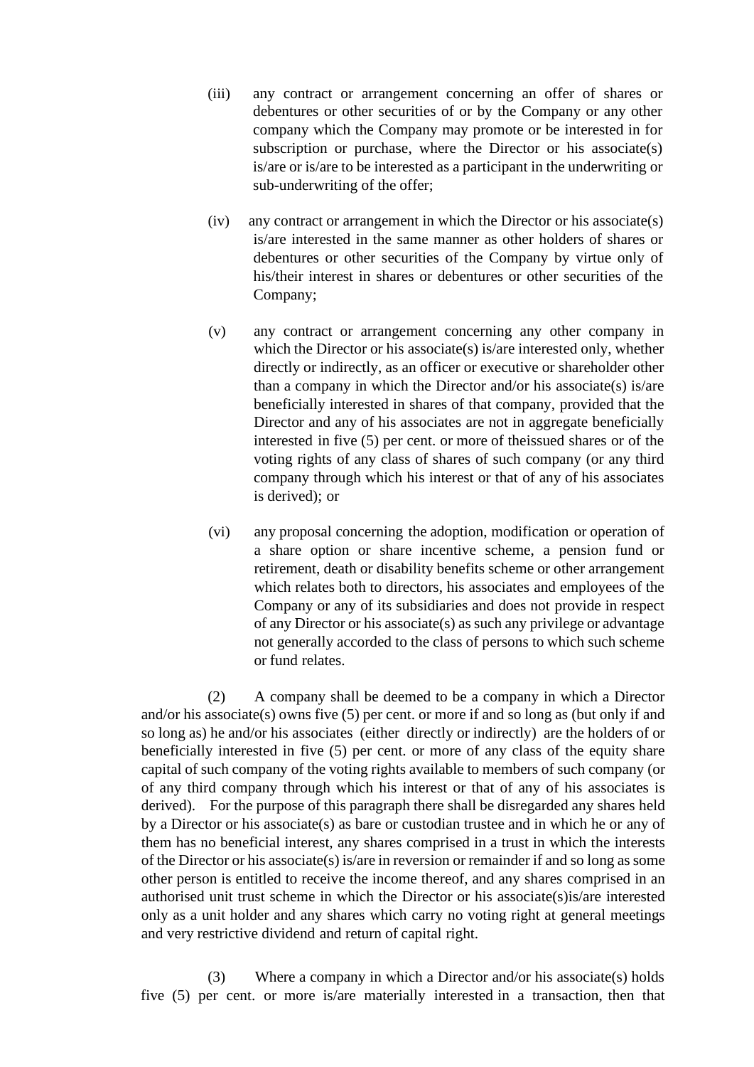(iii) any contract or arrangement concerning an offer of shares or debentures or other securities of or by the Company or any other company which the Company may promote or be interested in for subscription or purchase, where the Director or his associate(s) is/are or is/are to be interested as a participant in the underwriting or sub-underwriting of the offer;

(iv) any contract or arrangement in which the Director or his associate(s) is/are interested in the same manner as other holders of shares or debentures or other securities of the Company by virtue only of his/their interest in shares or debentures or other securities of the Company;

(v) any contract or arrangement concerning any other company in which the Director or his associate(s) is/are interested only, whether directly or indirectly, as an officer or executive or shareholder other than a company in which the Director and/or his associate(s) is/are beneficially interested in shares of that company, provided that the Director and any of his associates are not in aggregate beneficially interested in five (5) per cent. or more of theissued shares or of the voting rights of any class of shares of such company (or any third company through which his interest or that of any of his associates is derived); or

(vi) any proposal concerning the adoption, modification or operation of a share option or share incentive scheme, a pension fund or retirement, death or disability benefits scheme or other arrangement which relates both to directors, his associates and employees of the Company or any of its subsidiaries and does not provide in respect of any Director or his associate(s) as such any privilege or advantage not generally accorded to the class of persons to which such scheme or fund relates.

(2) A company shall be deemed to be a company in which a Director and/or his associate(s) owns five (5) per cent. or more if and so long as (but only if and so long as) he and/or his associates (either directly or indirectly) are the holders of or beneficially interested in five (5) per cent. or more of any class of the equity share capital of such company of the voting rights available to members of such company (or of any third company through which his interest or that of any of his associates is derived). For the purpose of this paragraph there shall be disregarded any shares held by a Director or his associate(s) as bare or custodian trustee and in which he or any of them has no beneficial interest, any shares comprised in a trust in which the interests of the Director or his associate(s) is/are in reversion or remainder if and so long as some other person is entitled to receive the income thereof, and any shares comprised in an authorised unit trust scheme in which the Director or his associate(s)is/are interested only as a unit holder and any shares which carry no voting right at general meetings and very restrictive dividend and return of capital right.

(3) Where a company in which a Director and/or his associate(s) holds five (5) per cent. or more is/are materially interested in a transaction, then that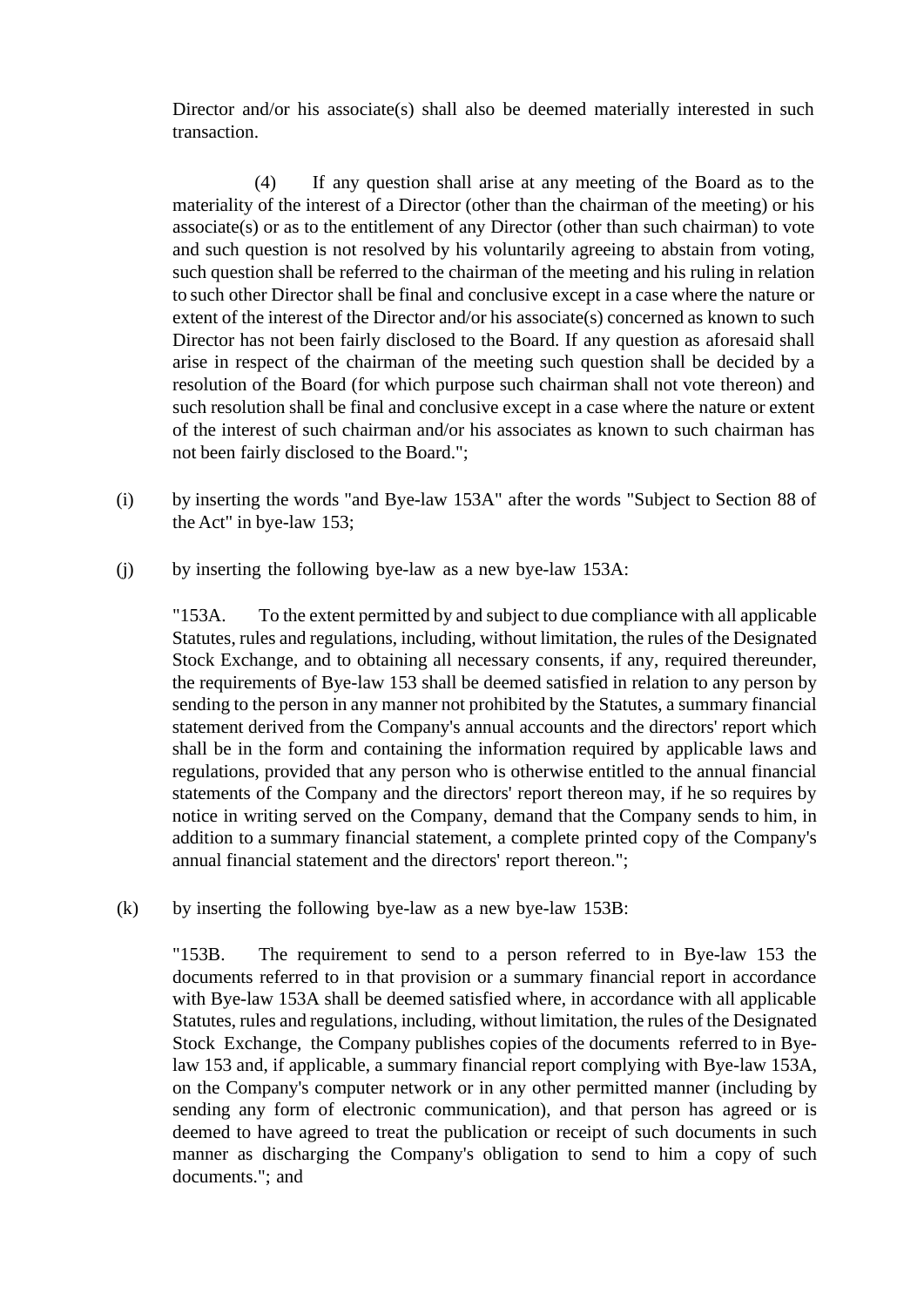Director and/or his associate(s) shall also be deemed materially interested in such transaction.

(4) If any question shall arise at any meeting of the Board as to the materiality of the interest of a Director (other than the chairman of the meeting) or his associate(s) or as to the entitlement of any Director (other than such chairman) to vote and such question is not resolved by his voluntarily agreeing to abstain from voting, such question shall be referred to the chairman of the meeting and his ruling in relation to such other Director shall be final and conclusive except in a case where the nature or extent of the interest of the Director and/or his associate(s) concerned as known to such Director has not been fairly disclosed to the Board. If any question as aforesaid shall arise in respect of the chairman of the meeting such question shall be decided by a resolution of the Board (for which purpose such chairman shall not vote thereon) and such resolution shall be final and conclusive except in a case where the nature or extent of the interest of such chairman and/or his associates as known to such chairman has not been fairly disclosed to the Board.";

(i) by inserting the words "and Bye-law 153A" after the words "Subject to Section 88 of the Act" in bye-law 153;

(j) by inserting the following bye-law as a new bye-law 153A:

"153A. To the extent permitted by and subject to due compliance with all applicable Statutes, rules and regulations, including, without limitation, the rules of the Designated Stock Exchange, and to obtaining all necessary consents, if any, required thereunder, the requirements of Bye-law 153 shall be deemed satisfied in relation to any person by sending to the person in any manner not prohibited by the Statutes, a summary financial statement derived from the Company's annual accounts and the directors' report which shall be in the form and containing the information required by applicable laws and regulations, provided that any person who is otherwise entitled to the annual financial statements of the Company and the directors' report thereon may, if he so requires by notice in writing served on the Company, demand that the Company sends to him, in addition to a summary financial statement, a complete printed copy of the Company's annual financial statement and the directors' report thereon.";

(k) by inserting the following bye-law as a new bye-law 153B:

"153B. The requirement to send to a person referred to in Bye-law 153 the documents referred to in that provision or a summary financial report in accordance with Bye-law 153A shall be deemed satisfied where, in accordance with all applicable Statutes, rules and regulations, including, without limitation, the rules of the Designated Stock Exchange, the Company publishes copies of the documents referred to in Bye-law 153 and, if applicable, a summary financial report complying with Bye-law 153A, on the Company's computer network or in any other permitted manner (including by sending any form of electronic communication), and that person has agreed or is deemed to have agreed to treat the publication or receipt of such documents in such manner as discharging the Company's obligation to send to him a copy of such documents."; and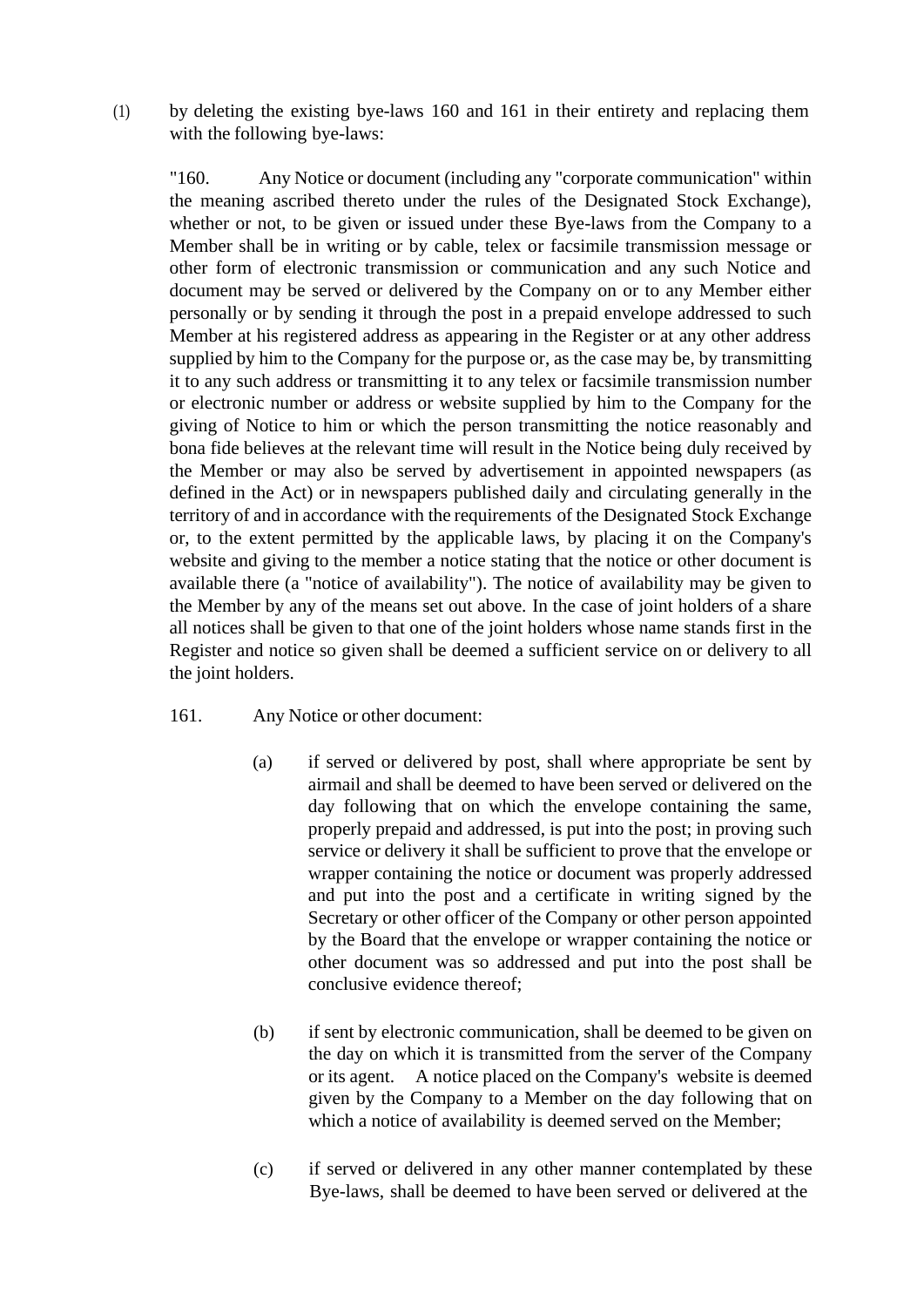(1) by deleting the existing bye-laws 160 and 161 in their entirety and replacing them with the following bye-laws:

"160. Any Notice or document (including any "corporate communication" within the meaning ascribed thereto under the rules of the Designated Stock Exchange), whether or not, to be given or issued under these Bye-laws from the Company to a Member shall be in writing or by cable, telex or facsimile transmission message or other form of electronic transmission or communication and any such Notice and document may be served or delivered by the Company on or to any Member either personally or by sending it through the post in a prepaid envelope addressed to such Member at his registered address as appearing in the Register or at any other address supplied by him to the Company for the purpose or, as the case may be, by transmitting it to any such address or transmitting it to any telex or facsimile transmission number or electronic number or address or website supplied by him to the Company for the giving of Notice to him or which the person transmitting the notice reasonably and bona fide believes at the relevant time will result in the Notice being duly received by the Member or may also be served by advertisement in appointed newspapers (as defined in the Act) or in newspapers published daily and circulating generally in the territory of and in accordance with the requirements of the Designated Stock Exchange or, to the extent permitted by the applicable laws, by placing it on the Company's website and giving to the member a notice stating that the notice or other document is available there (a "notice of availability"). The notice of availability may be given to the Member by any of the means set out above. In the case of joint holders of a share all notices shall be given to that one of the joint holders whose name stands first in the Register and notice so given shall be deemed a sufficient service on or delivery to all the joint holders.

161. Any Notice or other document:

(a) if served or delivered by post, shall where appropriate be sent by airmail and shall be deemed to have been served or delivered on the day following that on which the envelope containing the same, properly prepaid and addressed, is put into the post; in proving such service or delivery it shall be sufficient to prove that the envelope or wrapper containing the notice or document was properly addressed and put into the post and a certificate in writing signed by the Secretary or other officer of the Company or other person appointed by the Board that the envelope or wrapper containing the notice or other document was so addressed and put into the post shall be conclusive evidence thereof;

(b) if sent by electronic communication, shall be deemed to be given on the day on which it is transmitted from the server of the Company or its agent. A notice placed on the Company's website is deemed given by the Company to a Member on the day following that on which a notice of availability is deemed served on the Member;

(c) if served or delivered in any other manner contemplated by these Bye-laws, shall be deemed to have been served or delivered at the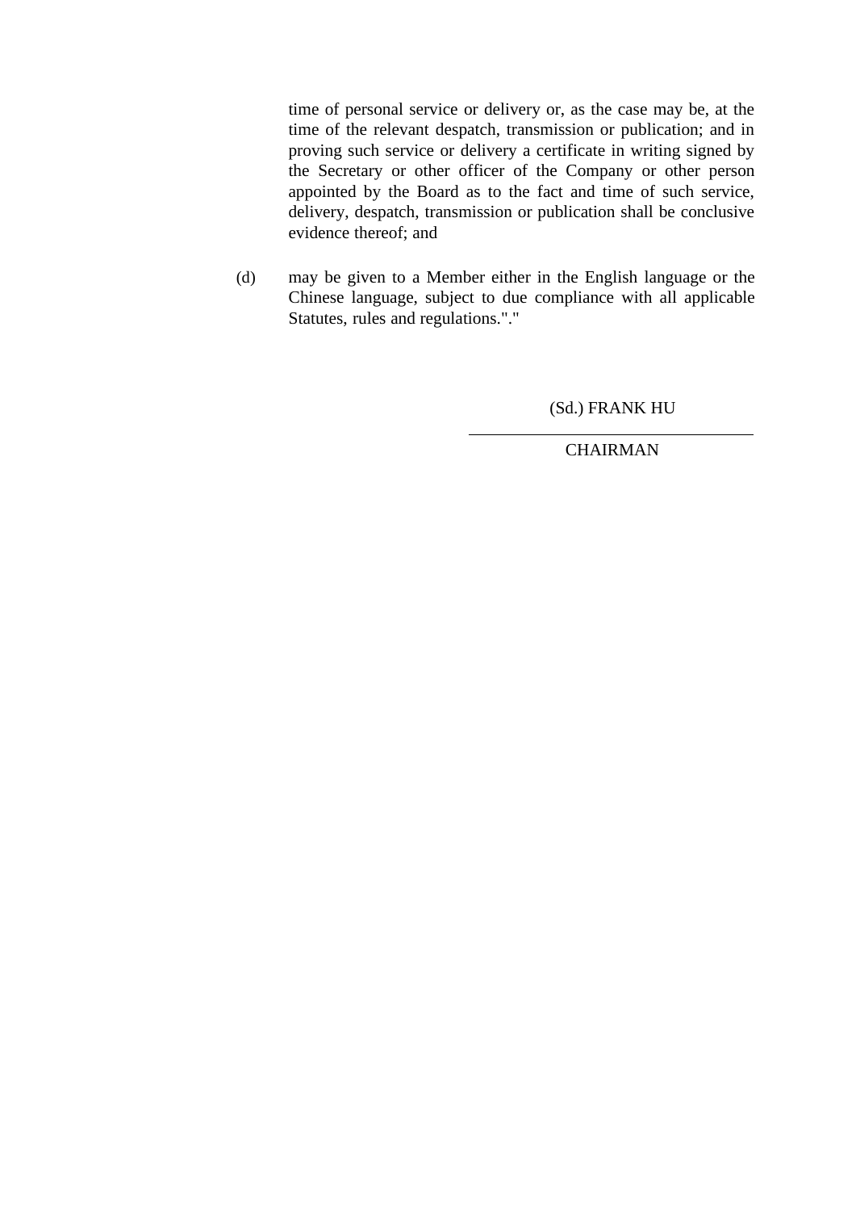time of personal service or delivery or, as the case may be, at the time of the relevant despatch, transmission or publication; and in proving such service or delivery a certificate in writing signed by the Secretary or other officer of the Company or other person appointed by the Board as to the fact and time of such service, delivery, despatch, transmission or publication shall be conclusive evidence thereof; and

(d) may be given to a Member either in the English language or the Chinese language, subject to due compliance with all applicable Statutes, rules and regulations."."

(Sd.) FRANK HU

CHAIRMAN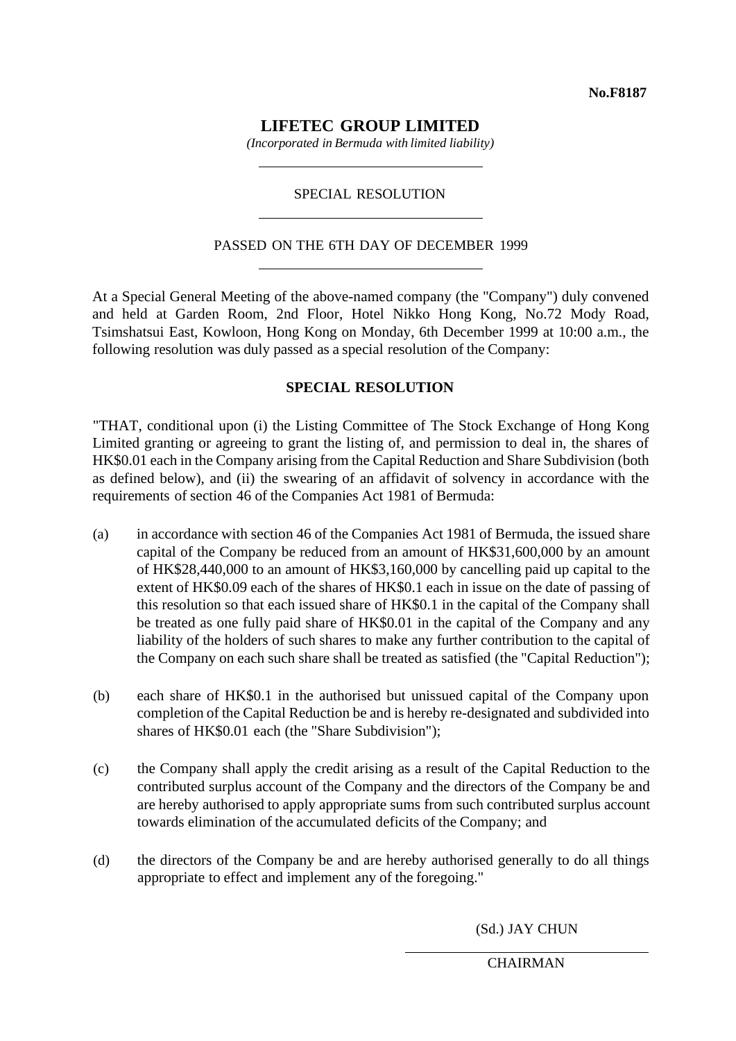**No.F8187**

# LIFETEC GROUP LIMITED

*(Incorporated in Bermuda with limited liability)*

SPECIAL RESOLUTION

PASSED ON THE 6TH DAY OF DECEMBER 1999

At a Special General Meeting of the above-named company (the "Company") duly convened and held at Garden Room, 2nd Floor, Hotel Nikko Hong Kong, No.72 Mody Road, Tsimshatsui East, Kowloon, Hong Kong on Monday, 6th December 1999 at 10:00 a.m., the following resolution was duly passed as a special resolution of the Company:

## SPECIAL RESOLUTION

"THAT, conditional upon (i) the Listing Committee of The Stock Exchange of Hong Kong Limited granting or agreeing to grant the listing of, and permission to deal in, the shares of HK$0.01 each in the Company arising from the Capital Reduction and Share Subdivision (both as defined below), and (ii) the swearing of an affidavit of solvency in accordance with the requirements of section 46 of the Companies Act 1981 of Bermuda:

(a) in accordance with section 46 of the Companies Act 1981 of Bermuda, the issued share capital of the Company be reduced from an amount of HK$31,600,000 by an amount of HK$28,440,000 to an amount of HK$3,160,000 by cancelling paid up capital to the extent of HK$0.09 each of the shares of HK$0.1 each in issue on the date of passing of this resolution so that each issued share of HK$0.1 in the capital of the Company shall be treated as one fully paid share of HK$0.01 in the capital of the Company and any liability of the holders of such shares to make any further contribution to the capital of the Company on each such share shall be treated as satisfied (the "Capital Reduction");

(b) each share of HK$0.1 in the authorised but unissued capital of the Company upon completion of the Capital Reduction be and is hereby re-designated and subdivided into shares of HK$0.01 each (the "Share Subdivision");

(c) the Company shall apply the credit arising as a result of the Capital Reduction to the contributed surplus account of the Company and the directors of the Company be and are hereby authorised to apply appropriate sums from such contributed surplus account towards elimination of the accumulated deficits of the Company; and

(d) the directors of the Company be and are hereby authorised generally to do all things appropriate to effect and implement any of the foregoing."

(Sd.) JAY CHUN

CHAIRMAN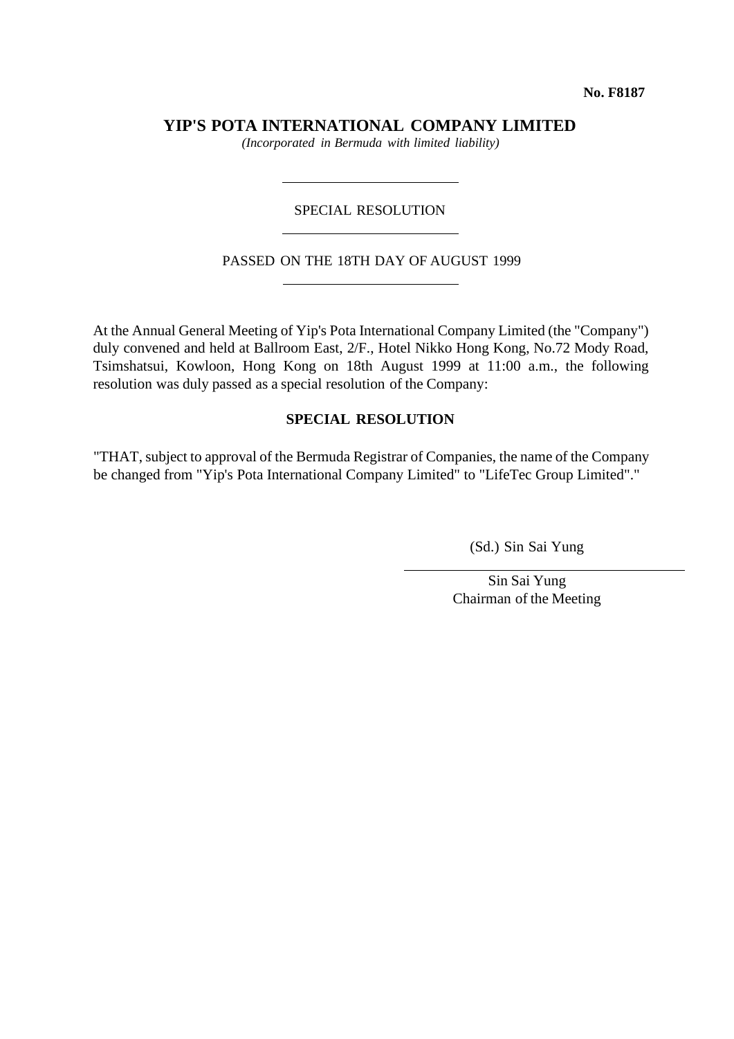**No. F8187**

# YIP'S POTA INTERNATIONAL COMPANY LIMITED

*(Incorporated in Bermuda with limited liability)*

---

SPECIAL RESOLUTION

---

PASSED ON THE 18TH DAY OF AUGUST 1999

---

At the Annual General Meeting of Yip's Pota International Company Limited (the "Company") duly convened and held at Ballroom East, 2/F., Hotel Nikko Hong Kong, No.72 Mody Road, Tsimshatsui, Kowloon, Hong Kong on 18th August 1999 at 11:00 a.m., the following resolution was duly passed as a special resolution of the Company:

**SPECIAL RESOLUTION**

"THAT, subject to approval of the Bermuda Registrar of Companies, the name of the Company be changed from "Yip's Pota International Company Limited" to "LifeTec Group Limited"."

(Sd.) Sin Sai Yung

Sin Sai Yung
Chairman of the Meeting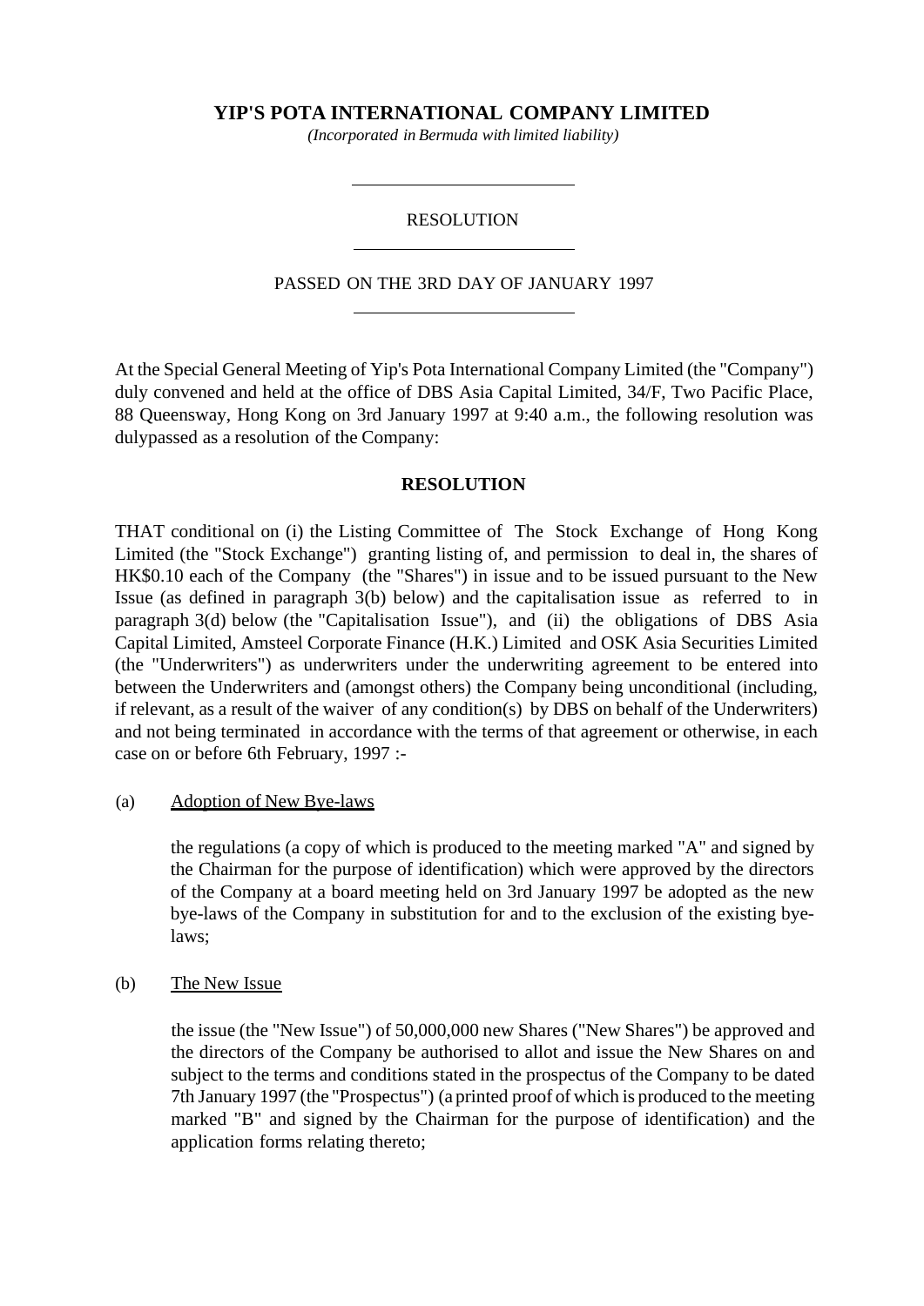# YIP'S POTA INTERNATIONAL COMPANY LIMITED

*(Incorporated in Bermuda with limited liability)*

RESOLUTION

PASSED ON THE 3RD DAY OF JANUARY 1997

At the Special General Meeting of Yip's Pota International Company Limited (the "Company") duly convened and held at the office of DBS Asia Capital Limited, 34/F, Two Pacific Place, 88 Queensway, Hong Kong on 3rd January 1997 at 9:40 a.m., the following resolution was dulypassed as a resolution of the Company:

**RESOLUTION**

THAT conditional on (i) the Listing Committee of The Stock Exchange of Hong Kong Limited (the "Stock Exchange") granting listing of, and permission to deal in, the shares of HK$0.10 each of the Company (the "Shares") in issue and to be issued pursuant to the New Issue (as defined in paragraph 3(b) below) and the capitalisation issue as referred to in paragraph 3(d) below (the "Capitalisation Issue"), and (ii) the obligations of DBS Asia Capital Limited, Amsteel Corporate Finance (H.K.) Limited and OSK Asia Securities Limited (the "Underwriters") as underwriters under the underwriting agreement to be entered into between the Underwriters and (amongst others) the Company being unconditional (including, if relevant, as a result of the waiver of any condition(s) by DBS on behalf of the Underwriters) and not being terminated in accordance with the terms of that agreement or otherwise, in each case on or before 6th February, 1997 :-

(a) Adoption of New Bye-laws

the regulations (a copy of which is produced to the meeting marked "A" and signed by the Chairman for the purpose of identification) which were approved by the directors of the Company at a board meeting held on 3rd January 1997 be adopted as the new bye-laws of the Company in substitution for and to the exclusion of the existing bye-laws;

(b) The New Issue

the issue (the "New Issue") of 50,000,000 new Shares ("New Shares") be approved and the directors of the Company be authorised to allot and issue the New Shares on and subject to the terms and conditions stated in the prospectus of the Company to be dated 7th January 1997 (the "Prospectus") (a printed proof of which is produced to the meeting marked "B" and signed by the Chairman for the purpose of identification) and the application forms relating thereto;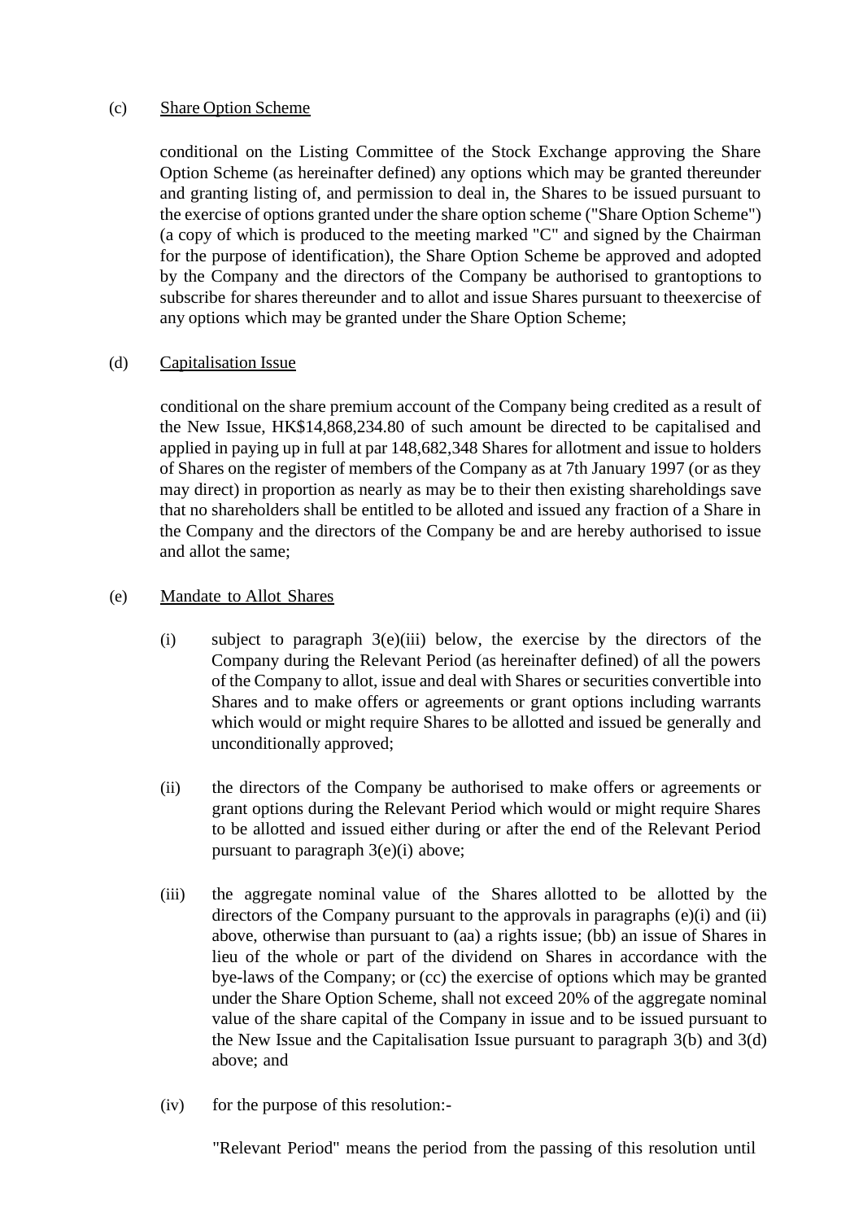(c) Share Option Scheme

conditional on the Listing Committee of the Stock Exchange approving the Share Option Scheme (as hereinafter defined) any options which may be granted thereunder and granting listing of, and permission to deal in, the Shares to be issued pursuant to the exercise of options granted under the share option scheme ("Share Option Scheme") (a copy of which is produced to the meeting marked "C" and signed by the Chairman for the purpose of identification), the Share Option Scheme be approved and adopted by the Company and the directors of the Company be authorised to grantoptions to subscribe for shares thereunder and to allot and issue Shares pursuant to theexercise of any options which may be granted under the Share Option Scheme;

(d) Capitalisation Issue

conditional on the share premium account of the Company being credited as a result of the New Issue, HK$14,868,234.80 of such amount be directed to be capitalised and applied in paying up in full at par 148,682,348 Shares for allotment and issue to holders of Shares on the register of members of the Company as at 7th January 1997 (or as they may direct) in proportion as nearly as may be to their then existing shareholdings save that no shareholders shall be entitled to be alloted and issued any fraction of a Share in the Company and the directors of the Company be and are hereby authorised to issue and allot the same;

(e) Mandate to Allot Shares

(i) subject to paragraph 3(e)(iii) below, the exercise by the directors of the Company during the Relevant Period (as hereinafter defined) of all the powers of the Company to allot, issue and deal with Shares or securities convertible into Shares and to make offers or agreements or grant options including warrants which would or might require Shares to be allotted and issued be generally and unconditionally approved;

(ii) the directors of the Company be authorised to make offers or agreements or grant options during the Relevant Period which would or might require Shares to be allotted and issued either during or after the end of the Relevant Period pursuant to paragraph 3(e)(i) above;

(iii) the aggregate nominal value of the Shares allotted to be allotted by the directors of the Company pursuant to the approvals in paragraphs (e)(i) and (ii) above, otherwise than pursuant to (aa) a rights issue; (bb) an issue of Shares in lieu of the whole or part of the dividend on Shares in accordance with the bye-laws of the Company; or (cc) the exercise of options which may be granted under the Share Option Scheme, shall not exceed 20% of the aggregate nominal value of the share capital of the Company in issue and to be issued pursuant to the New Issue and the Capitalisation Issue pursuant to paragraph 3(b) and 3(d) above; and

(iv) for the purpose of this resolution:-

"Relevant Period" means the period from the passing of this resolution until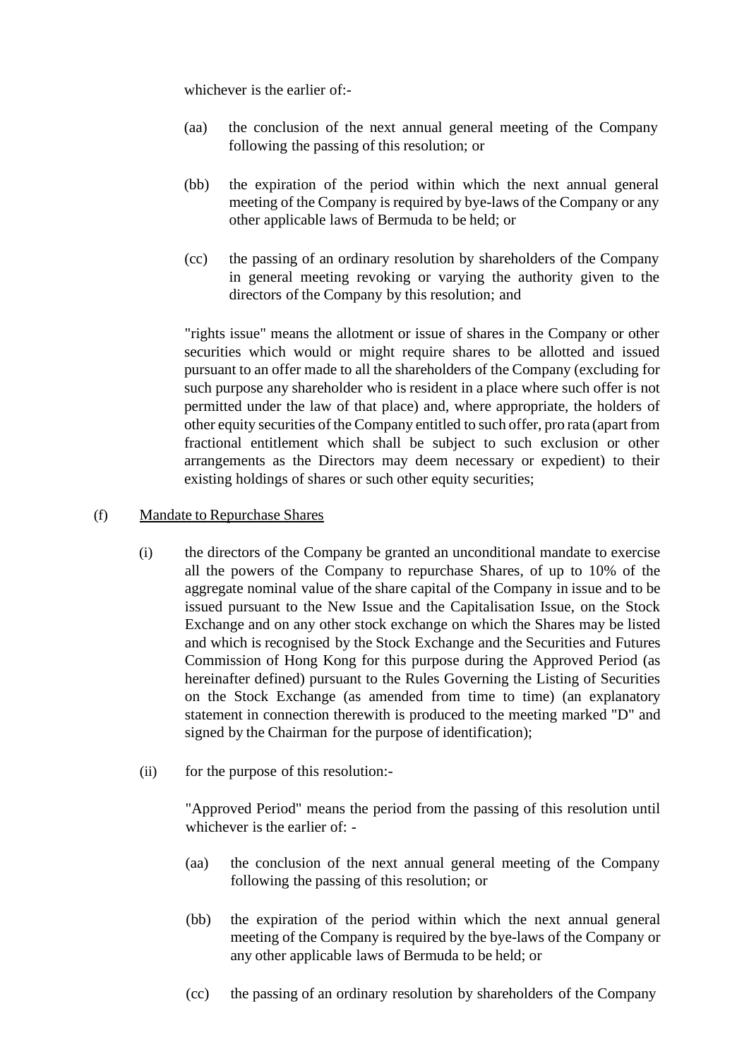whichever is the earlier of:-

(aa) the conclusion of the next annual general meeting of the Company following the passing of this resolution; or

(bb) the expiration of the period within which the next annual general meeting of the Company is required by bye-laws of the Company or any other applicable laws of Bermuda to be held; or

(cc) the passing of an ordinary resolution by shareholders of the Company in general meeting revoking or varying the authority given to the directors of the Company by this resolution; and

"rights issue" means the allotment or issue of shares in the Company or other securities which would or might require shares to be allotted and issued pursuant to an offer made to all the shareholders of the Company (excluding for such purpose any shareholder who is resident in a place where such offer is not permitted under the law of that place) and, where appropriate, the holders of other equity securities of the Company entitled to such offer, pro rata (apart from fractional entitlement which shall be subject to such exclusion or other arrangements as the Directors may deem necessary or expedient) to their existing holdings of shares or such other equity securities;

(f) Mandate to Repurchase Shares

(i) the directors of the Company be granted an unconditional mandate to exercise all the powers of the Company to repurchase Shares, of up to 10% of the aggregate nominal value of the share capital of the Company in issue and to be issued pursuant to the New Issue and the Capitalisation Issue, on the Stock Exchange and on any other stock exchange on which the Shares may be listed and which is recognised by the Stock Exchange and the Securities and Futures Commission of Hong Kong for this purpose during the Approved Period (as hereinafter defined) pursuant to the Rules Governing the Listing of Securities on the Stock Exchange (as amended from time to time) (an explanatory statement in connection therewith is produced to the meeting marked "D" and signed by the Chairman for the purpose of identification);

(ii) for the purpose of this resolution:-

"Approved Period" means the period from the passing of this resolution until whichever is the earlier of: -

(aa) the conclusion of the next annual general meeting of the Company following the passing of this resolution; or

(bb) the expiration of the period within which the next annual general meeting of the Company is required by the bye-laws of the Company or any other applicable laws of Bermuda to be held; or

(cc) the passing of an ordinary resolution by shareholders of the Company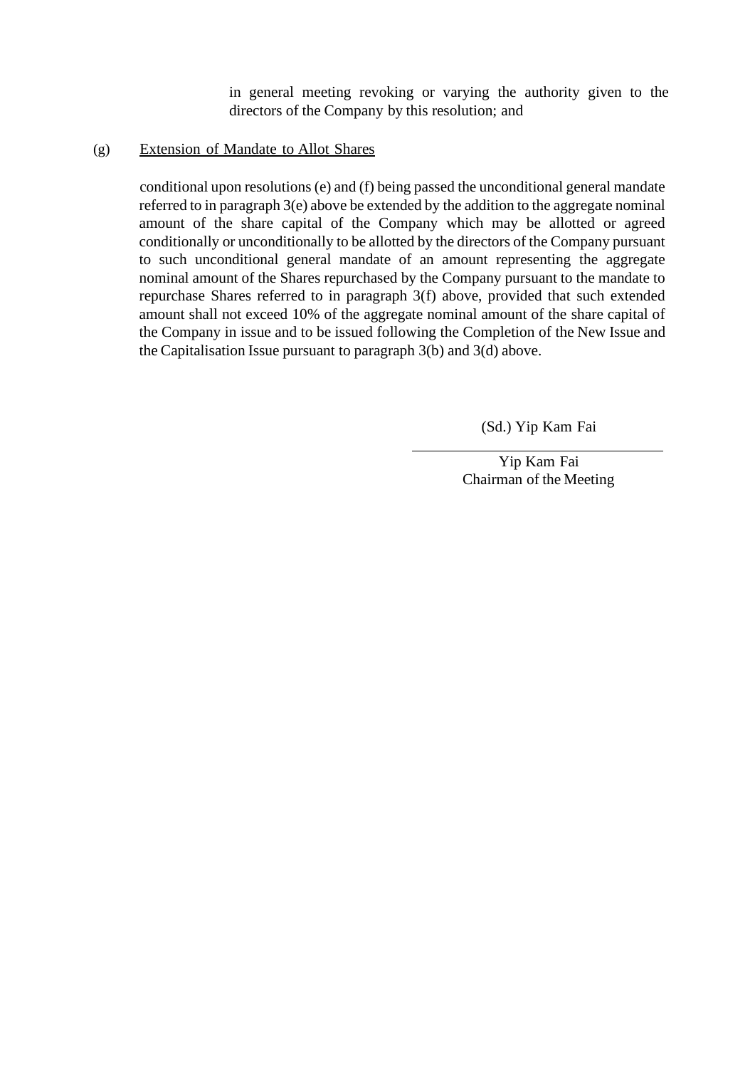in general meeting revoking or varying the authority given to the directors of the Company by this resolution; and

(g) <u>Extension of Mandate to Allot Shares</u>

conditional upon resolutions (e) and (f) being passed the unconditional general mandate referred to in paragraph 3(e) above be extended by the addition to the aggregate nominal amount of the share capital of the Company which may be allotted or agreed conditionally or unconditionally to be allotted by the directors of the Company pursuant to such unconditional general mandate of an amount representing the aggregate nominal amount of the Shares repurchased by the Company pursuant to the mandate to repurchase Shares referred to in paragraph 3(f) above, provided that such extended amount shall not exceed 10% of the aggregate nominal amount of the share capital of the Company in issue and to be issued following the Completion of the New Issue and the Capitalisation Issue pursuant to paragraph 3(b) and 3(d) above.

(Sd.) Yip Kam Fai

Yip Kam Fai
Chairman of the Meeting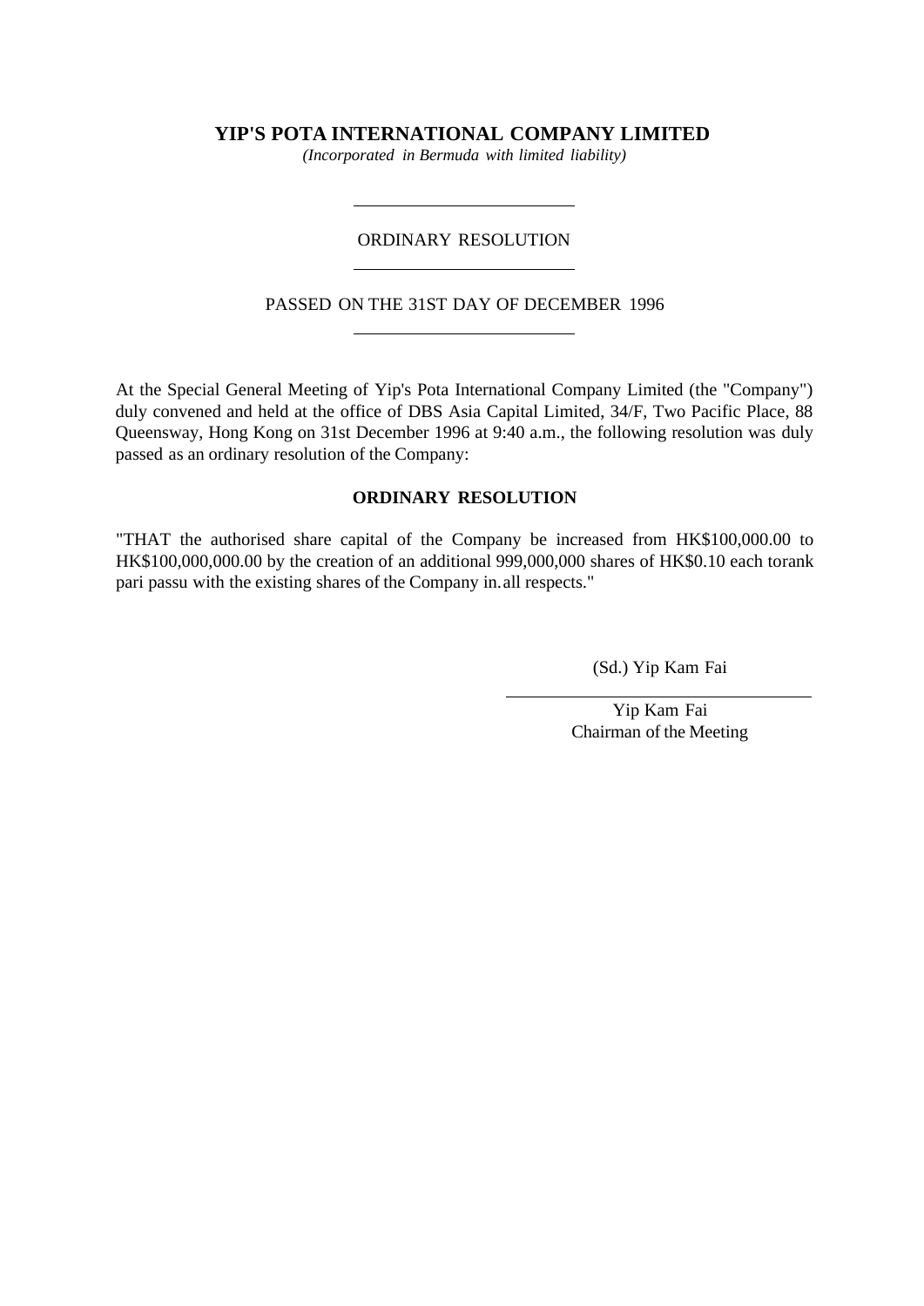**YIP'S POTA INTERNATIONAL COMPANY LIMITED**

*(Incorporated in Bermuda with limited liability)*

---

ORDINARY RESOLUTION

---

PASSED ON THE 31ST DAY OF DECEMBER 1996

---

At the Special General Meeting of Yip's Pota International Company Limited (the "Company") duly convened and held at the office of DBS Asia Capital Limited, 34/F, Two Pacific Place, 88 Queensway, Hong Kong on 31st December 1996 at 9:40 a.m., the following resolution was duly passed as an ordinary resolution of the Company:

**ORDINARY RESOLUTION**

"THAT the authorised share capital of the Company be increased from HK$100,000.00 to HK$100,000,000.00 by the creation of an additional 999,000,000 shares of HK$0.10 each torank pari passu with the existing shares of the Company in.all respects."

(Sd.) Yip Kam Fai

---

Yip Kam Fai
Chairman of the Meeting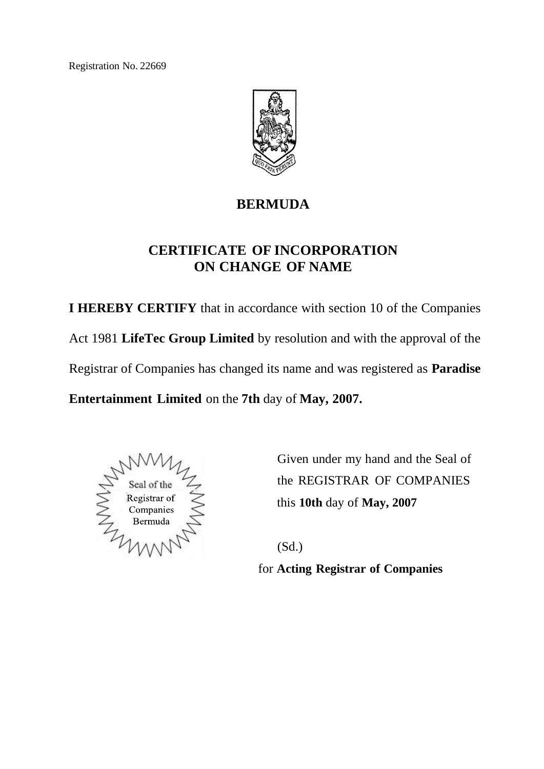Registration No. 22669

# BERMUDA

## CERTIFICATE OF INCORPORATION ON CHANGE OF NAME

**I HEREBY CERTIFY** that in accordance with section 10 of the Companies Act 1981 **LifeTec Group Limited** by resolution and with the approval of the Registrar of Companies has changed its name and was registered as **Paradise Entertainment Limited** on the **7th** day of **May, 2007.**

Seal of the Registrar of Companies Bermuda

Given under my hand and the Seal of the REGISTRAR OF COMPANIES this **10th** day of **May, 2007**

(Sd.)

for **Acting Registrar of Companies**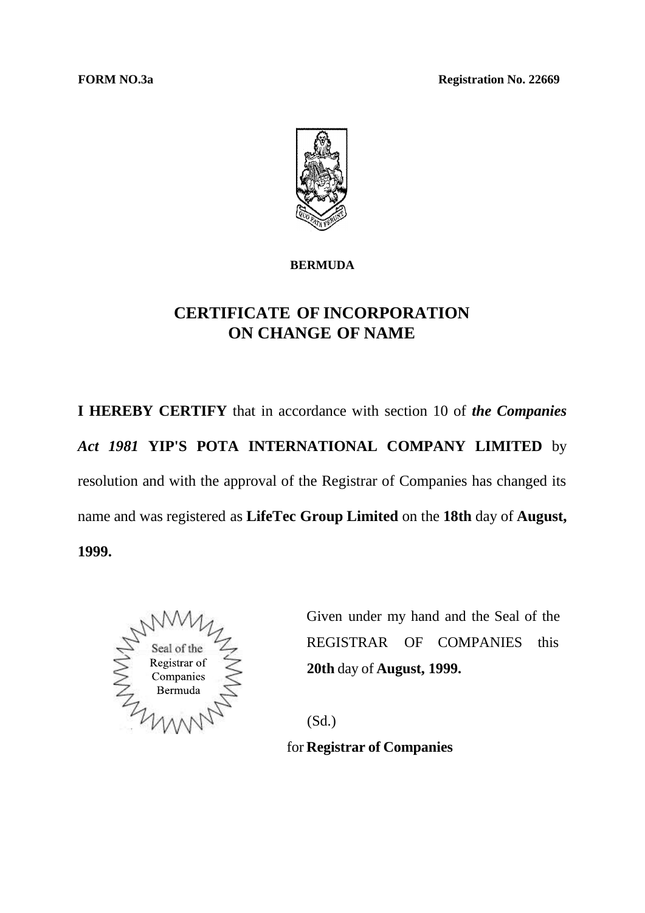**FORM NO.3a** **Registration No. 22669**

**BERMUDA**

# CERTIFICATE OF INCORPORATION ON CHANGE OF NAME

**I HEREBY CERTIFY** that in accordance with section 10 of ***the Companies Act 1981*** **YIP'S POTA INTERNATIONAL COMPANY LIMITED** by resolution and with the approval of the Registrar of Companies has changed its name and was registered as **LifeTec Group Limited** on the **18th** day of **August, 1999.**

Seal of the Registrar of Companies Bermuda

Given under my hand and the Seal of the REGISTRAR OF COMPANIES this **20th** day of **August, 1999.**

(Sd.)

for **Registrar of Companies**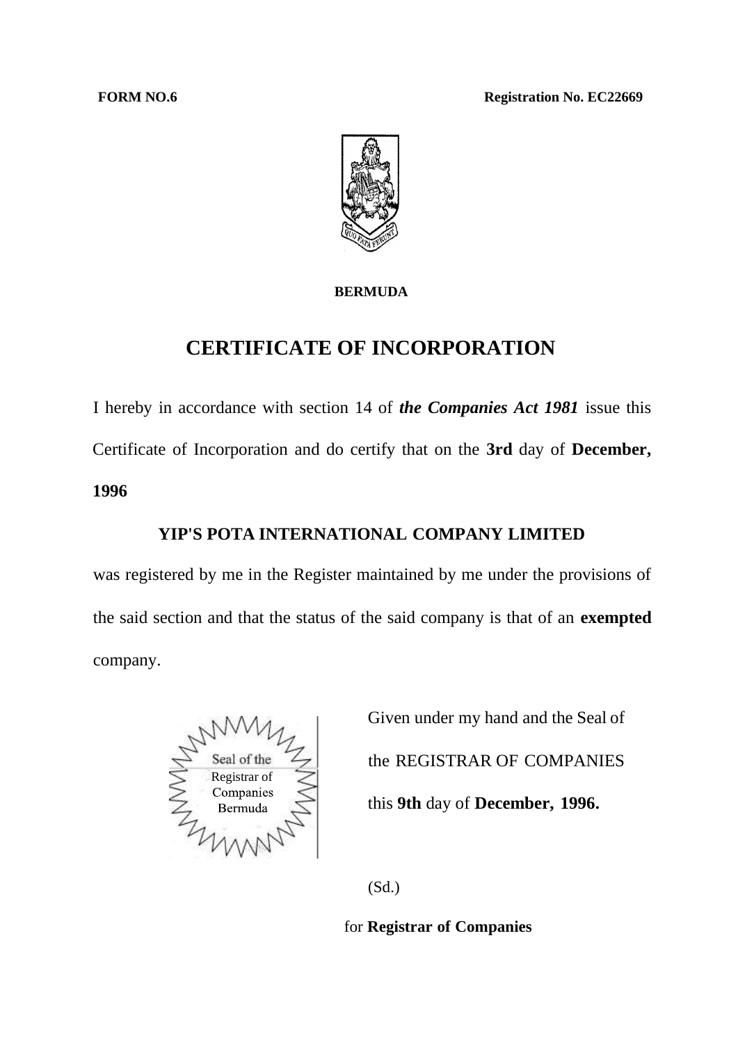**FORM NO.6** **Registration No. EC22669**

**BERMUDA**

# CERTIFICATE OF INCORPORATION

I hereby in accordance with section 14 of ***the Companies Act 1981*** issue this Certificate of Incorporation and do certify that on the **3rd** day of **December, 1996**

**YIP'S POTA INTERNATIONAL COMPANY LIMITED**

was registered by me in the Register maintained by me under the provisions of the said section and that the status of the said company is that of an **exempted** company.

Seal of the Registrar of Companies Bermuda

Given under my hand and the Seal of the REGISTRAR OF COMPANIES this **9th** day of **December, 1996.**

(Sd.)

for **Registrar of Companies**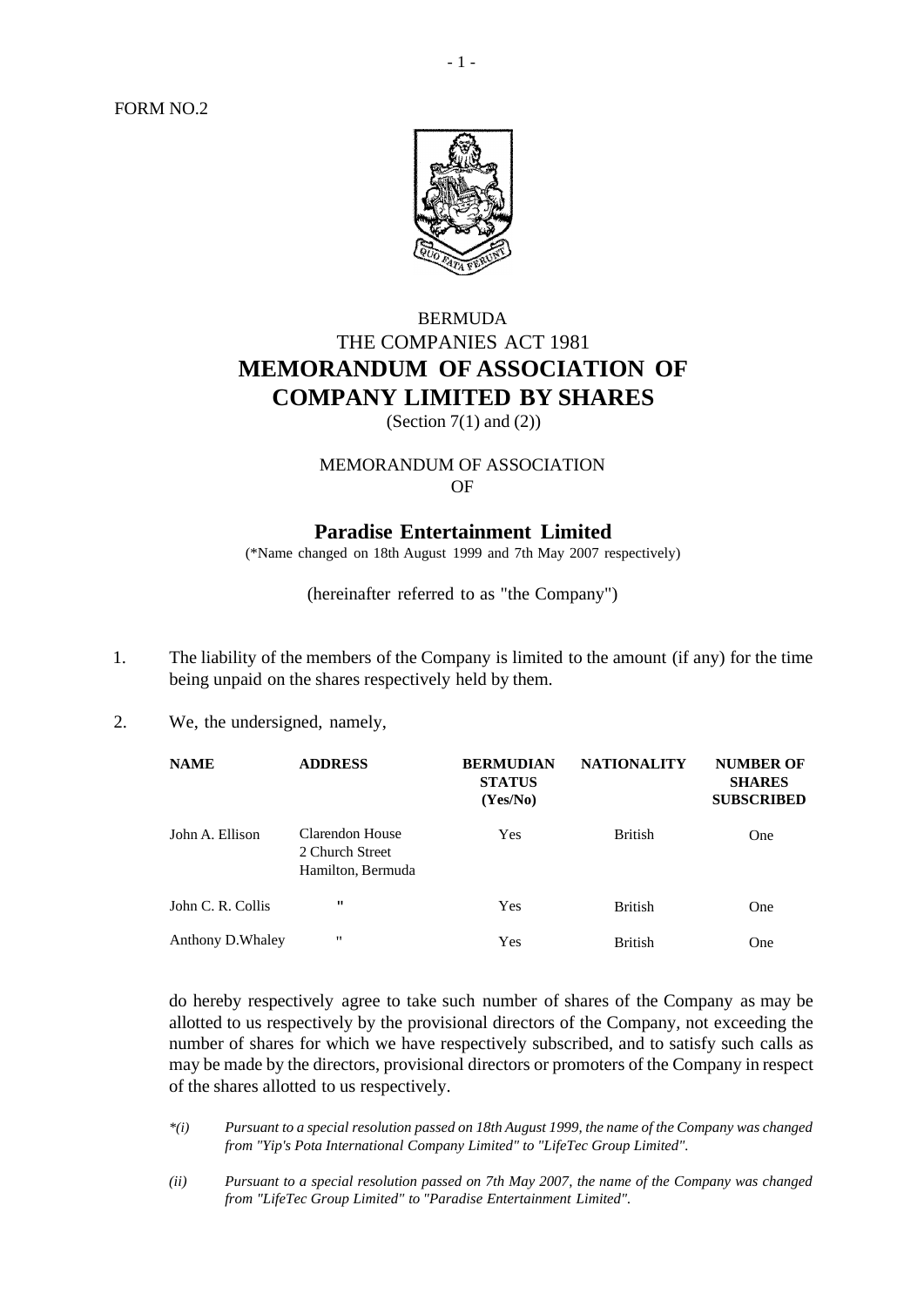FORM NO.2

BERMUDA

THE COMPANIES ACT 1981

# MEMORANDUM OF ASSOCIATION OF COMPANY LIMITED BY SHARES

(Section 7(1) and (2))

MEMORANDUM OF ASSOCIATION

OF

## Paradise Entertainment Limited

(*Name changed on 18th August 1999 and 7th May 2007 respectively)

(hereinafter referred to as "the Company")

1. The liability of the members of the Company is limited to the amount (if any) for the time being unpaid on the shares respectively held by them.

2. We, the undersigned, namely,

| NAME | ADDRESS | BERMUDIAN STATUS (Yes/No) | NATIONALITY | NUMBER OF SHARES SUBSCRIBED |
|---|---|---|---|---|
| John A. Ellison | Clarendon House 2 Church Street Hamilton, Bermuda | Yes | British | One |
| John C. R. Collis | " | Yes | British | One |
| Anthony D.Whaley | " | Yes | British | One |

do hereby respectively agree to take such number of shares of the Company as may be allotted to us respectively by the provisional directors of the Company, not exceeding the number of shares for which we have respectively subscribed, and to satisfy such calls as may be made by the directors, provisional directors or promoters of the Company in respect of the shares allotted to us respectively.

*\*(i) Pursuant to a special resolution passed on 18th August 1999, the name of the Company was changed from "Yip's Pota International Company Limited" to "LifeTec Group Limited".*

*(ii) Pursuant to a special resolution passed on 7th May 2007, the name of the Company was changed from "LifeTec Group Limited" to "Paradise Entertainment Limited".*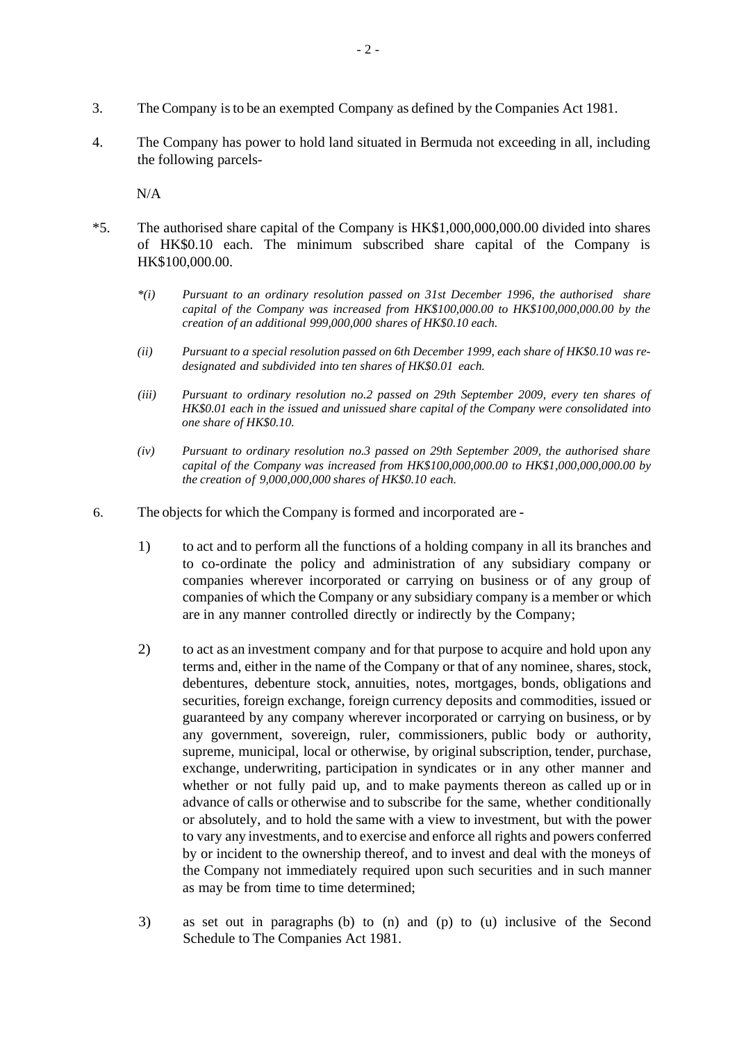3. The Company is to be an exempted Company as defined by the Companies Act 1981.

4. The Company has power to hold land situated in Bermuda not exceeding in all, including the following parcels-

   N/A

*5. The authorised share capital of the Company is HK$1,000,000,000.00 divided into shares of HK$0.10 each. The minimum subscribed share capital of the Company is HK$100,000.00.

   *\*(i) Pursuant to an ordinary resolution passed on 31st December 1996, the authorised share capital of the Company was increased from HK$100,000.00 to HK$100,000,000.00 by the creation of an additional 999,000,000 shares of HK$0.10 each.*

   *(ii) Pursuant to a special resolution passed on 6th December 1999, each share of HK$0.10 was re-designated and subdivided into ten shares of HK$0.01 each.*

   *(iii) Pursuant to ordinary resolution no.2 passed on 29th September 2009, every ten shares of HK$0.01 each in the issued and unissued share capital of the Company were consolidated into one share of HK$0.10.*

   *(iv) Pursuant to ordinary resolution no.3 passed on 29th September 2009, the authorised share capital of the Company was increased from HK$100,000,000.00 to HK$1,000,000,000.00 by the creation of 9,000,000,000 shares of HK$0.10 each.*

6. The objects for which the Company is formed and incorporated are -

   1) to act and to perform all the functions of a holding company in all its branches and to co-ordinate the policy and administration of any subsidiary company or companies wherever incorporated or carrying on business or of any group of companies of which the Company or any subsidiary company is a member or which are in any manner controlled directly or indirectly by the Company;

   2) to act as an investment company and for that purpose to acquire and hold upon any terms and, either in the name of the Company or that of any nominee, shares, stock, debentures, debenture stock, annuities, notes, mortgages, bonds, obligations and securities, foreign exchange, foreign currency deposits and commodities, issued or guaranteed by any company wherever incorporated or carrying on business, or by any government, sovereign, ruler, commissioners, public body or authority, supreme, municipal, local or otherwise, by original subscription, tender, purchase, exchange, underwriting, participation in syndicates or in any other manner and whether or not fully paid up, and to make payments thereon as called up or in advance of calls or otherwise and to subscribe for the same, whether conditionally or absolutely, and to hold the same with a view to investment, but with the power to vary any investments, and to exercise and enforce all rights and powers conferred by or incident to the ownership thereof, and to invest and deal with the moneys of the Company not immediately required upon such securities and in such manner as may be from time to time determined;

   3) as set out in paragraphs (b) to (n) and (p) to (u) inclusive of the Second Schedule to The Companies Act 1981.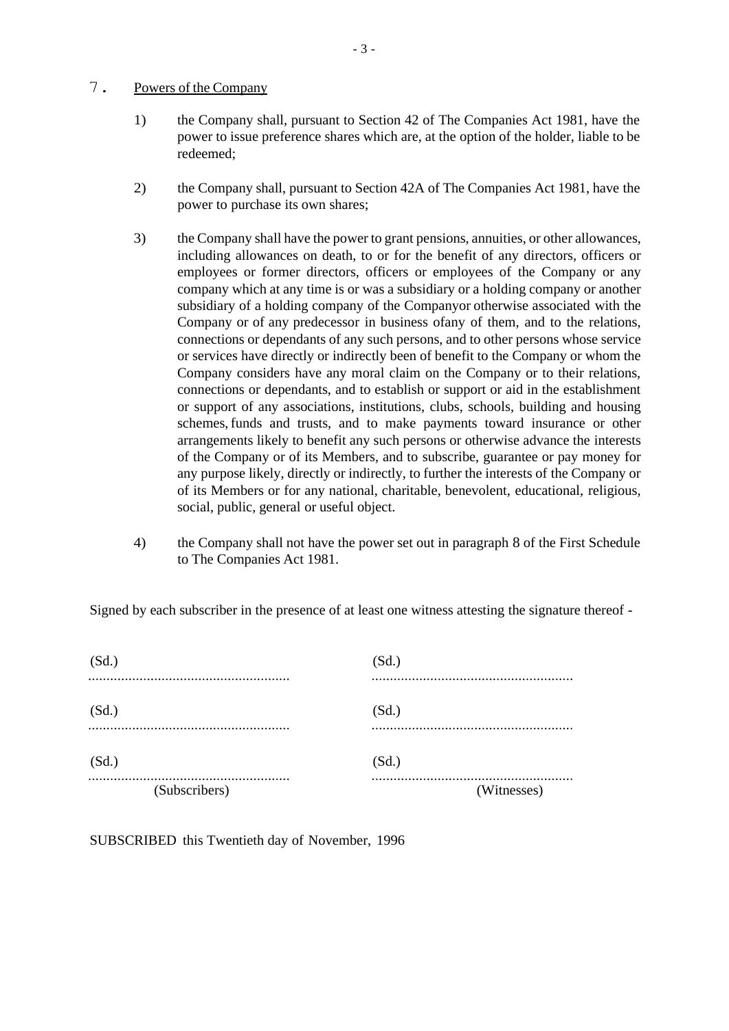7. <u>Powers of the Company</u>

1) the Company shall, pursuant to Section 42 of The Companies Act 1981, have the power to issue preference shares which are, at the option of the holder, liable to be redeemed;

2) the Company shall, pursuant to Section 42A of The Companies Act 1981, have the power to purchase its own shares;

3) the Company shall have the power to grant pensions, annuities, or other allowances, including allowances on death, to or for the benefit of any directors, officers or employees or former directors, officers or employees of the Company or any company which at any time is or was a subsidiary or a holding company or another subsidiary of a holding company of the Companyor otherwise associated with the Company or of any predecessor in business ofany of them, and to the relations, connections or dependants of any such persons, and to other persons whose service or services have directly or indirectly been of benefit to the Company or whom the Company considers have any moral claim on the Company or to their relations, connections or dependants, and to establish or support or aid in the establishment or support of any associations, institutions, clubs, schools, building and housing schemes, funds and trusts, and to make payments toward insurance or other arrangements likely to benefit any such persons or otherwise advance the interests of the Company or of its Members, and to subscribe, guarantee or pay money for any purpose likely, directly or indirectly, to further the interests of the Company or of its Members or for any national, charitable, benevolent, educational, religious, social, public, general or useful object.

4) the Company shall not have the power set out in paragraph 8 of the First Schedule to The Companies Act 1981.

Signed by each subscriber in the presence of at least one witness attesting the signature thereof -

| | |
|---|---|
| (Sd.) | (Sd.) |
| (Sd.) | (Sd.) |
| (Sd.) | (Sd.) |
| (Subscribers) | (Witnesses) |

SUBSCRIBED this Twentieth day of November, 1996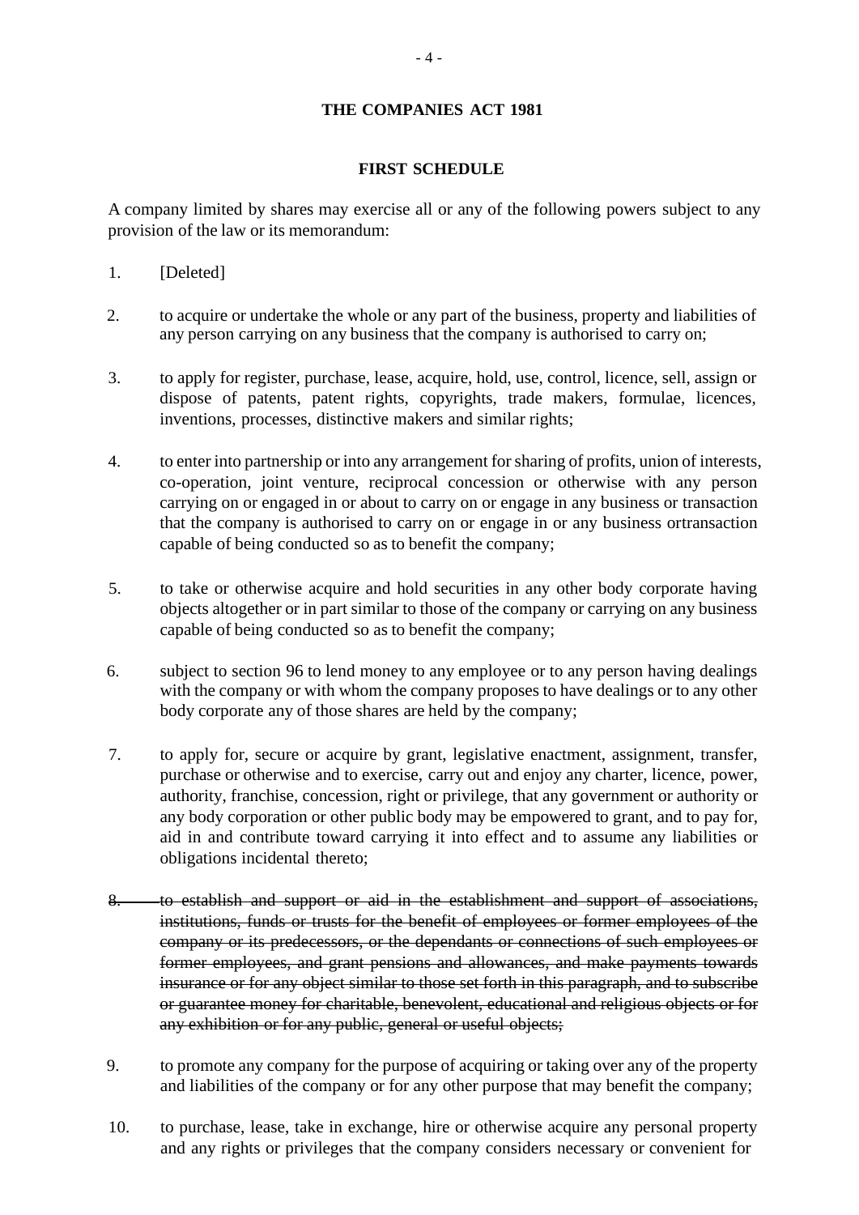## THE COMPANIES ACT 1981

### FIRST SCHEDULE

A company limited by shares may exercise all or any of the following powers subject to any provision of the law or its memorandum:

1. [Deleted]

2. to acquire or undertake the whole or any part of the business, property and liabilities of any person carrying on any business that the company is authorised to carry on;

3. to apply for register, purchase, lease, acquire, hold, use, control, licence, sell, assign or dispose of patents, patent rights, copyrights, trade makers, formulae, licences, inventions, processes, distinctive makers and similar rights;

4. to enter into partnership or into any arrangement for sharing of profits, union of interests, co-operation, joint venture, reciprocal concession or otherwise with any person carrying on or engaged in or about to carry on or engage in any business or transaction that the company is authorised to carry on or engage in or any business ortransaction capable of being conducted so as to benefit the company;

5. to take or otherwise acquire and hold securities in any other body corporate having objects altogether or in part similar to those of the company or carrying on any business capable of being conducted so as to benefit the company;

6. subject to section 96 to lend money to any employee or to any person having dealings with the company or with whom the company proposes to have dealings or to any other body corporate any of those shares are held by the company;

7. to apply for, secure or acquire by grant, legislative enactment, assignment, transfer, purchase or otherwise and to exercise, carry out and enjoy any charter, licence, power, authority, franchise, concession, right or privilege, that any government or authority or any body corporation or other public body may be empowered to grant, and to pay for, aid in and contribute toward carrying it into effect and to assume any liabilities or obligations incidental thereto;

8. ~~to establish and support or aid in the establishment and support of associations, institutions, funds or trusts for the benefit of employees or former employees of the company or its predecessors, or the dependants or connections of such employees or former employees, and grant pensions and allowances, and make payments towards insurance or for any object similar to those set forth in this paragraph, and to subscribe or guarantee money for charitable, benevolent, educational and religious objects or for any exhibition or for any public, general or useful objects;~~

9. to promote any company for the purpose of acquiring or taking over any of the property and liabilities of the company or for any other purpose that may benefit the company;

10. to purchase, lease, take in exchange, hire or otherwise acquire any personal property and any rights or privileges that the company considers necessary or convenient for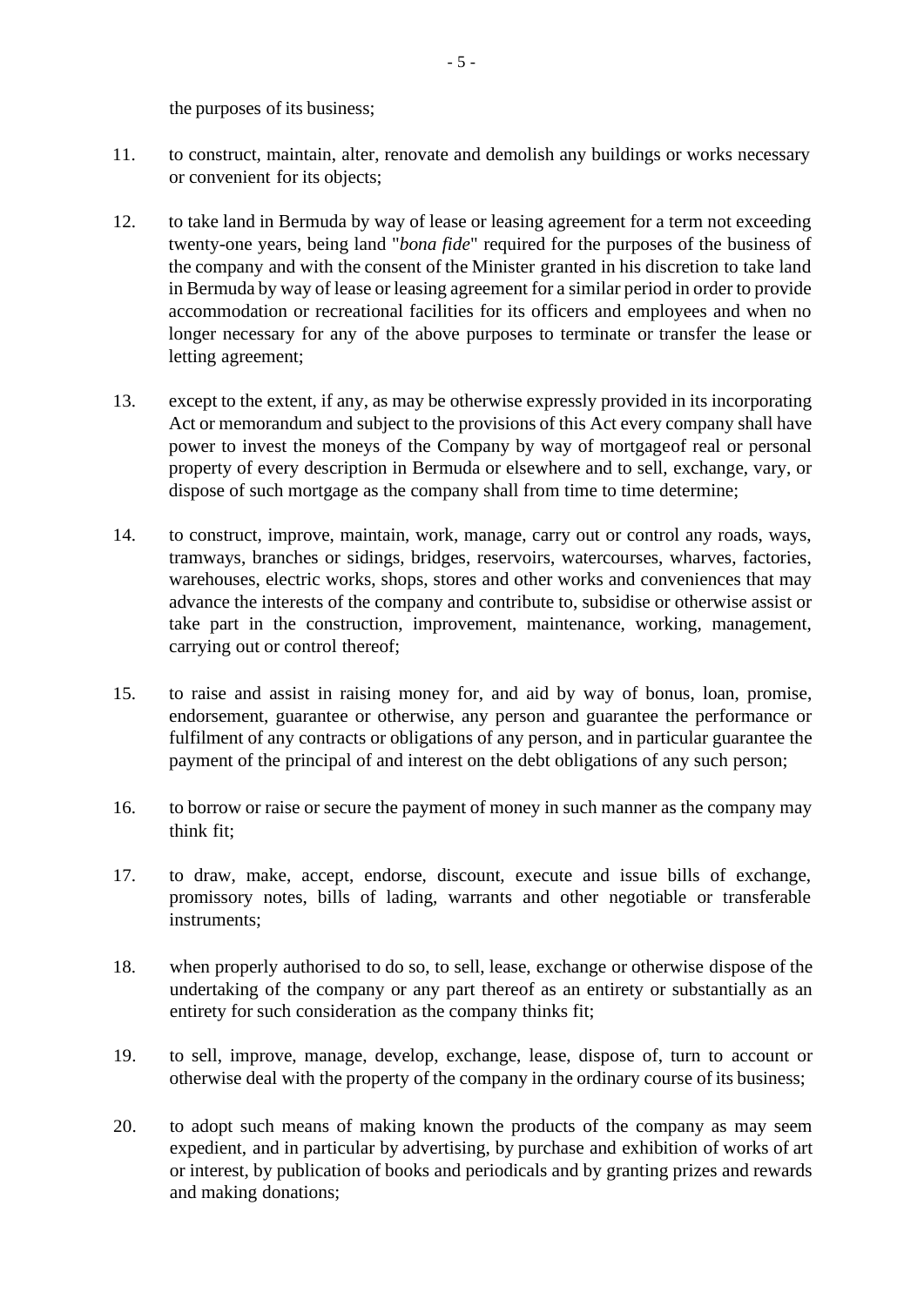the purposes of its business;

11. to construct, maintain, alter, renovate and demolish any buildings or works necessary or convenient for its objects;

12. to take land in Bermuda by way of lease or leasing agreement for a term not exceeding twenty-one years, being land "*bona fide*" required for the purposes of the business of the company and with the consent of the Minister granted in his discretion to take land in Bermuda by way of lease or leasing agreement for a similar period in order to provide accommodation or recreational facilities for its officers and employees and when no longer necessary for any of the above purposes to terminate or transfer the lease or letting agreement;

13. except to the extent, if any, as may be otherwise expressly provided in its incorporating Act or memorandum and subject to the provisions of this Act every company shall have power to invest the moneys of the Company by way of mortgageof real or personal property of every description in Bermuda or elsewhere and to sell, exchange, vary, or dispose of such mortgage as the company shall from time to time determine;

14. to construct, improve, maintain, work, manage, carry out or control any roads, ways, tramways, branches or sidings, bridges, reservoirs, watercourses, wharves, factories, warehouses, electric works, shops, stores and other works and conveniences that may advance the interests of the company and contribute to, subsidise or otherwise assist or take part in the construction, improvement, maintenance, working, management, carrying out or control thereof;

15. to raise and assist in raising money for, and aid by way of bonus, loan, promise, endorsement, guarantee or otherwise, any person and guarantee the performance or fulfilment of any contracts or obligations of any person, and in particular guarantee the payment of the principal of and interest on the debt obligations of any such person;

16. to borrow or raise or secure the payment of money in such manner as the company may think fit;

17. to draw, make, accept, endorse, discount, execute and issue bills of exchange, promissory notes, bills of lading, warrants and other negotiable or transferable instruments;

18. when properly authorised to do so, to sell, lease, exchange or otherwise dispose of the undertaking of the company or any part thereof as an entirety or substantially as an entirety for such consideration as the company thinks fit;

19. to sell, improve, manage, develop, exchange, lease, dispose of, turn to account or otherwise deal with the property of the company in the ordinary course of its business;

20. to adopt such means of making known the products of the company as may seem expedient, and in particular by advertising, by purchase and exhibition of works of art or interest, by publication of books and periodicals and by granting prizes and rewards and making donations;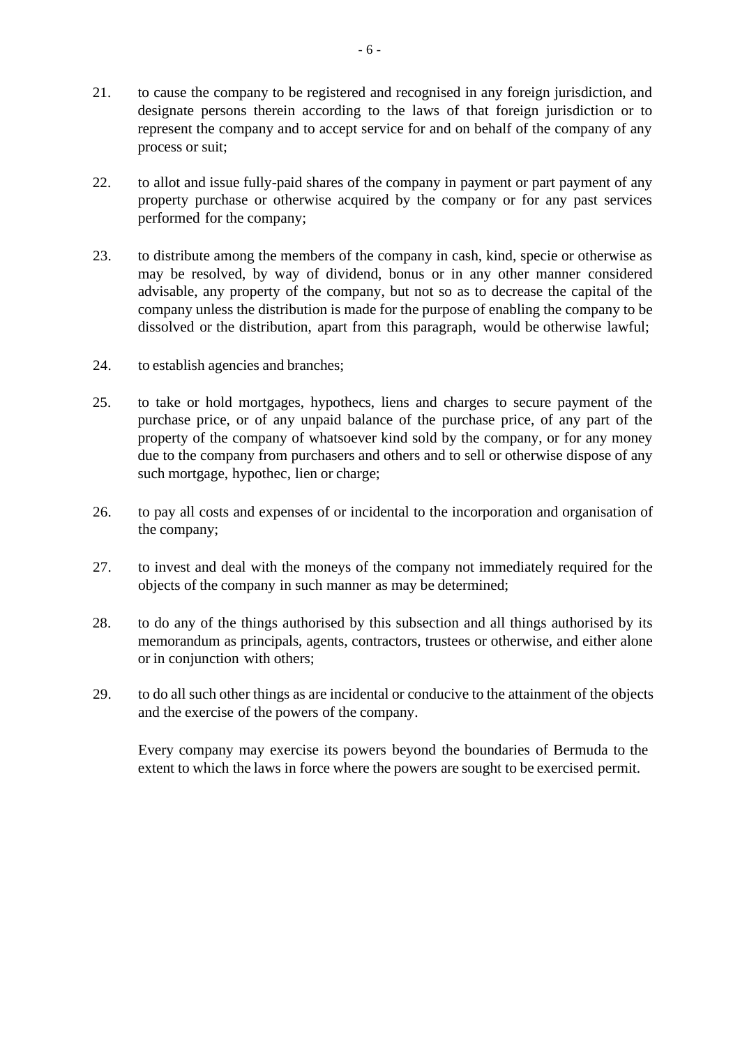21. to cause the company to be registered and recognised in any foreign jurisdiction, and designate persons therein according to the laws of that foreign jurisdiction or to represent the company and to accept service for and on behalf of the company of any process or suit;

22. to allot and issue fully-paid shares of the company in payment or part payment of any property purchase or otherwise acquired by the company or for any past services performed for the company;

23. to distribute among the members of the company in cash, kind, specie or otherwise as may be resolved, by way of dividend, bonus or in any other manner considered advisable, any property of the company, but not so as to decrease the capital of the company unless the distribution is made for the purpose of enabling the company to be dissolved or the distribution, apart from this paragraph, would be otherwise lawful;

24. to establish agencies and branches;

25. to take or hold mortgages, hypothecs, liens and charges to secure payment of the purchase price, or of any unpaid balance of the purchase price, of any part of the property of the company of whatsoever kind sold by the company, or for any money due to the company from purchasers and others and to sell or otherwise dispose of any such mortgage, hypothec, lien or charge;

26. to pay all costs and expenses of or incidental to the incorporation and organisation of the company;

27. to invest and deal with the moneys of the company not immediately required for the objects of the company in such manner as may be determined;

28. to do any of the things authorised by this subsection and all things authorised by its memorandum as principals, agents, contractors, trustees or otherwise, and either alone or in conjunction with others;

29. to do all such other things as are incidental or conducive to the attainment of the objects and the exercise of the powers of the company.

Every company may exercise its powers beyond the boundaries of Bermuda to the extent to which the laws in force where the powers are sought to be exercised permit.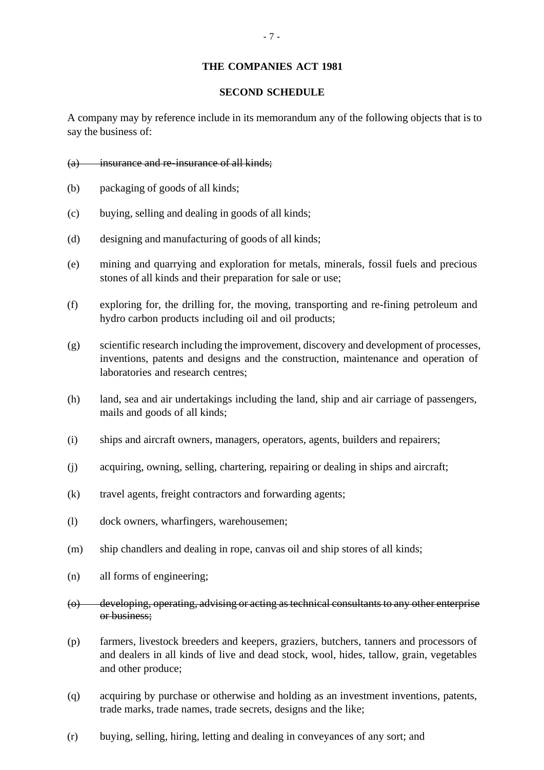**THE COMPANIES ACT 1981**

**SECOND SCHEDULE**

A company may by reference include in its memorandum any of the following objects that is to say the business of:

(a) ~~insurance and re-insurance of all kinds;~~

(b) packaging of goods of all kinds;

(c) buying, selling and dealing in goods of all kinds;

(d) designing and manufacturing of goods of all kinds;

(e) mining and quarrying and exploration for metals, minerals, fossil fuels and precious stones of all kinds and their preparation for sale or use;

(f) exploring for, the drilling for, the moving, transporting and re-fining petroleum and hydro carbon products including oil and oil products;

(g) scientific research including the improvement, discovery and development of processes, inventions, patents and designs and the construction, maintenance and operation of laboratories and research centres;

(h) land, sea and air undertakings including the land, ship and air carriage of passengers, mails and goods of all kinds;

(i) ships and aircraft owners, managers, operators, agents, builders and repairers;

(j) acquiring, owning, selling, chartering, repairing or dealing in ships and aircraft;

(k) travel agents, freight contractors and forwarding agents;

(l) dock owners, wharfingers, warehousemen;

(m) ship chandlers and dealing in rope, canvas oil and ship stores of all kinds;

(n) all forms of engineering;

(o) ~~developing, operating, advising or acting as technical consultants to any other enterprise or business;~~

(p) farmers, livestock breeders and keepers, graziers, butchers, tanners and processors of and dealers in all kinds of live and dead stock, wool, hides, tallow, grain, vegetables and other produce;

(q) acquiring by purchase or otherwise and holding as an investment inventions, patents, trade marks, trade names, trade secrets, designs and the like;

(r) buying, selling, hiring, letting and dealing in conveyances of any sort; and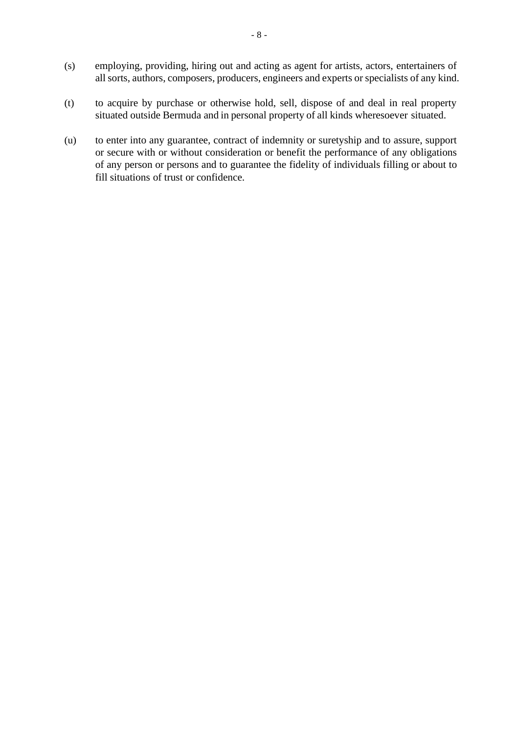(s) employing, providing, hiring out and acting as agent for artists, actors, entertainers of all sorts, authors, composers, producers, engineers and experts or specialists of any kind.

(t) to acquire by purchase or otherwise hold, sell, dispose of and deal in real property situated outside Bermuda and in personal property of all kinds wheresoever situated.

(u) to enter into any guarantee, contract of indemnity or suretyship and to assure, support or secure with or without consideration or benefit the performance of any obligations of any person or persons and to guarantee the fidelity of individuals filling or about to fill situations of trust or confidence.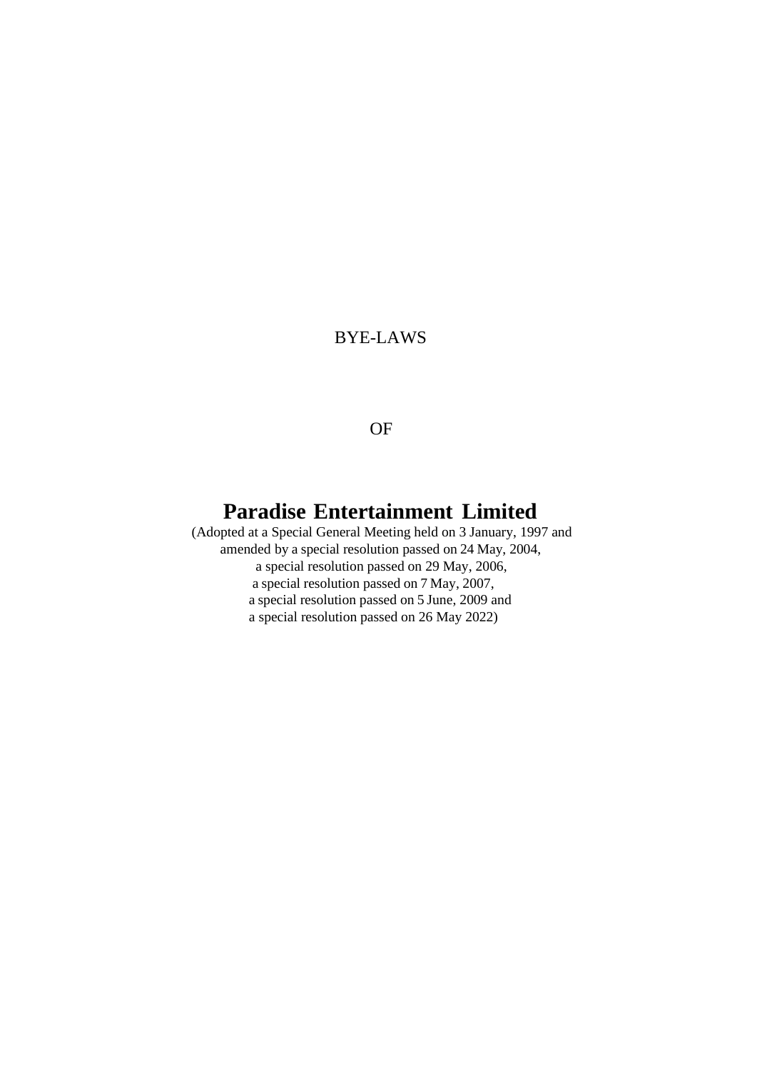BYE-LAWS

OF

# Paradise Entertainment Limited

(Adopted at a Special General Meeting held on 3 January, 1997 and
amended by a special resolution passed on 24 May, 2004,
a special resolution passed on 29 May, 2006,
a special resolution passed on 7 May, 2007,
a special resolution passed on 5 June, 2009 and
a special resolution passed on 26 May 2022)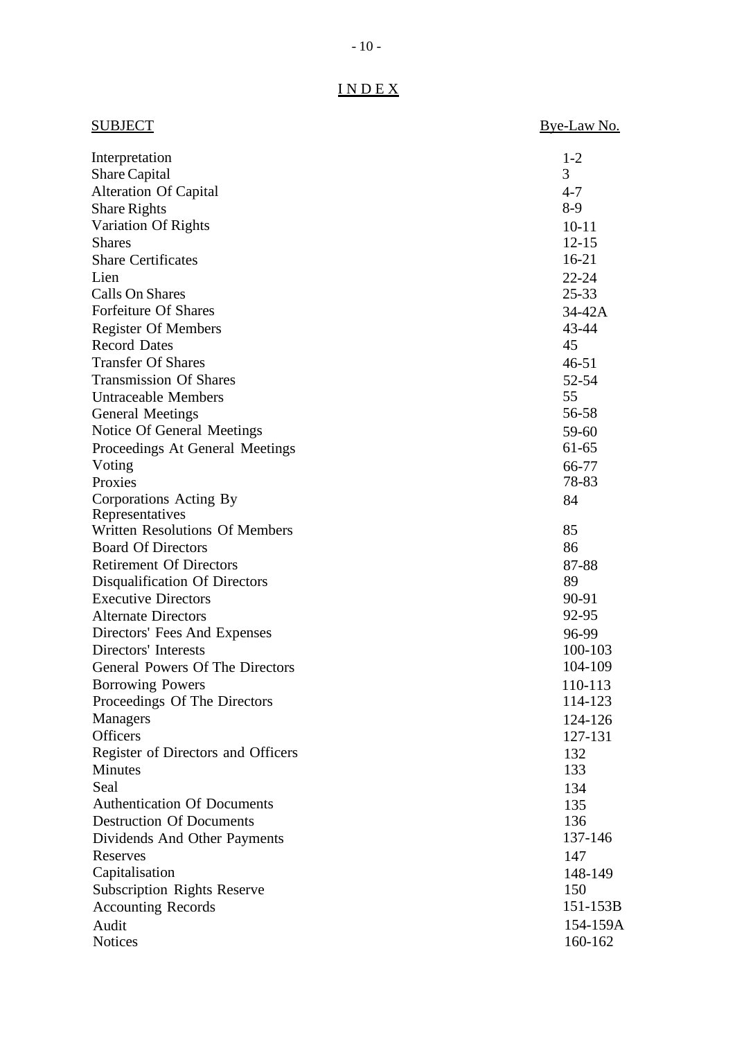# INDEX

| SUBJECT | Bye-Law No. |
|---|---|
| Interpretation | 1-2 |
| Share Capital | 3 |
| Alteration Of Capital | 4-7 |
| Share Rights | 8-9 |
| Variation Of Rights | 10-11 |
| Shares | 12-15 |
| Share Certificates | 16-21 |
| Lien | 22-24 |
| Calls On Shares | 25-33 |
| Forfeiture Of Shares | 34-42A |
| Register Of Members | 43-44 |
| Record Dates | 45 |
| Transfer Of Shares | 46-51 |
| Transmission Of Shares | 52-54 |
| Untraceable Members | 55 |
| General Meetings | 56-58 |
| Notice Of General Meetings | 59-60 |
| Proceedings At General Meetings | 61-65 |
| Voting | 66-77 |
| Proxies | 78-83 |
| Corporations Acting By Representatives | 84 |
| Written Resolutions Of Members | 85 |
| Board Of Directors | 86 |
| Retirement Of Directors | 87-88 |
| Disqualification Of Directors | 89 |
| Executive Directors | 90-91 |
| Alternate Directors | 92-95 |
| Directors' Fees And Expenses | 96-99 |
| Directors' Interests | 100-103 |
| General Powers Of The Directors | 104-109 |
| Borrowing Powers | 110-113 |
| Proceedings Of The Directors | 114-123 |
| Managers | 124-126 |
| Officers | 127-131 |
| Register of Directors and Officers | 132 |
| Minutes | 133 |
| Seal | 134 |
| Authentication Of Documents | 135 |
| Destruction Of Documents | 136 |
| Dividends And Other Payments | 137-146 |
| Reserves | 147 |
| Capitalisation | 148-149 |
| Subscription Rights Reserve | 150 |
| Accounting Records | 151-153B |
| Audit | 154-159A |
| Notices | 160-162 |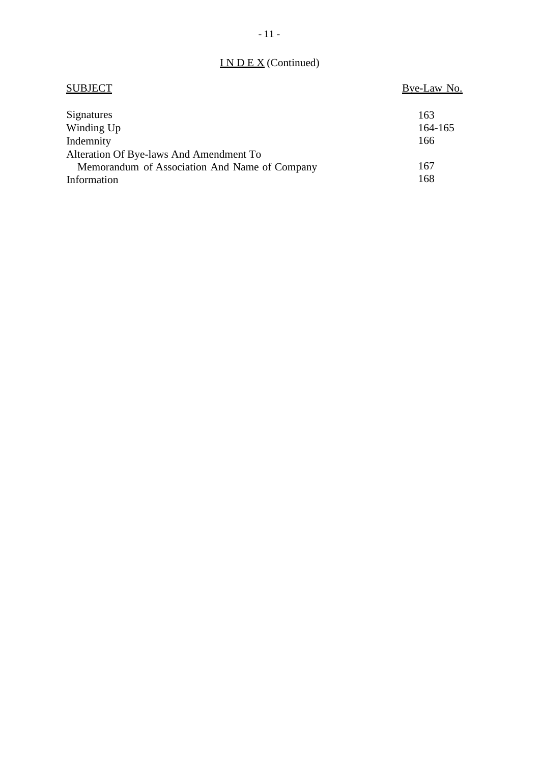## INDEX (Continued)

| SUBJECT | Bye-Law No. |
|---|---|
| Signatures | 163 |
| Winding Up | 164-165 |
| Indemnity | 166 |
| Alteration Of Bye-laws And Amendment To Memorandum of Association And Name of Company | 167 |
| Information | 168 |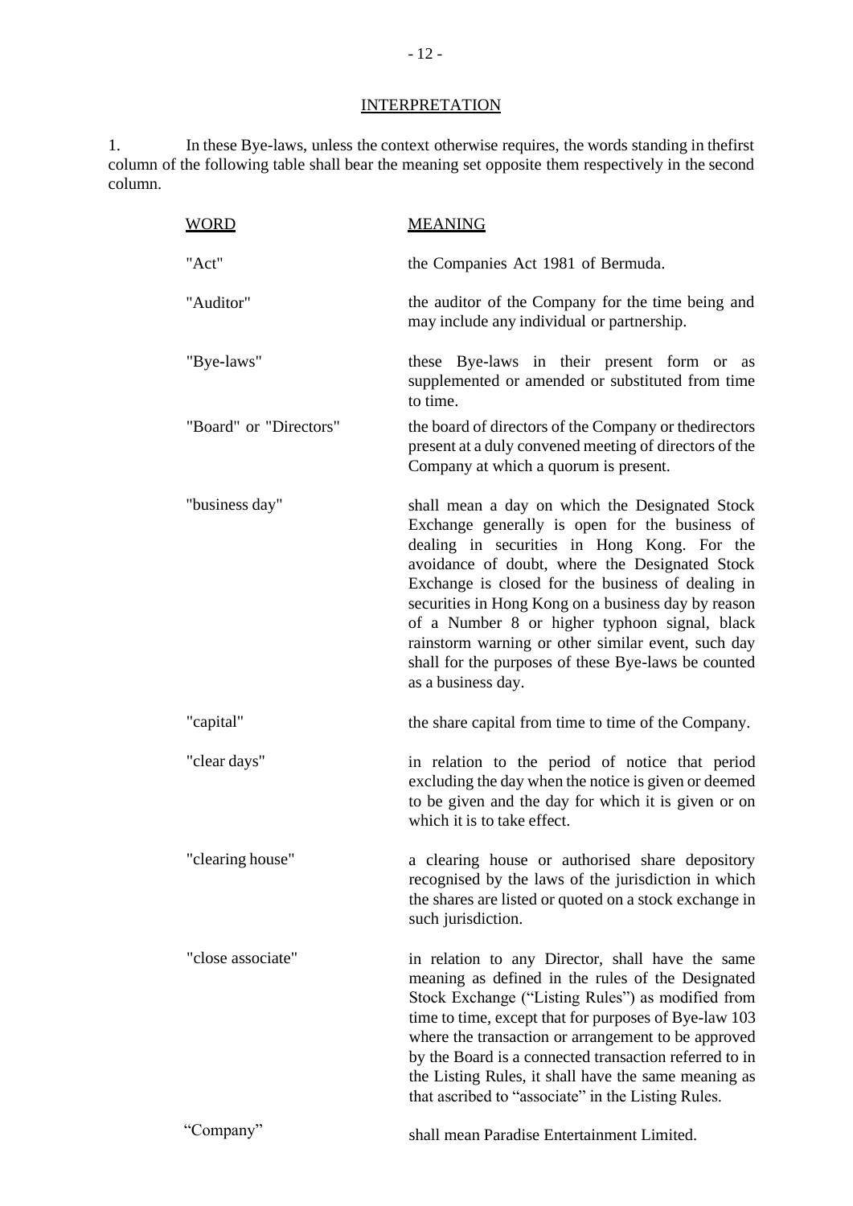## INTERPRETATION

1. In these Bye-laws, unless the context otherwise requires, the words standing in thefirst column of the following table shall bear the meaning set opposite them respectively in the second column.

| WORD | MEANING |
|---|---|
| "Act" | the Companies Act 1981 of Bermuda. |
| "Auditor" | the auditor of the Company for the time being and may include any individual or partnership. |
| "Bye-laws" | these Bye-laws in their present form or as supplemented or amended or substituted from time to time. |
| "Board" or "Directors" | the board of directors of the Company or thedirectors present at a duly convened meeting of directors of the Company at which a quorum is present. |
| "business day" | shall mean a day on which the Designated Stock Exchange generally is open for the business of dealing in securities in Hong Kong. For the avoidance of doubt, where the Designated Stock Exchange is closed for the business of dealing in securities in Hong Kong on a business day by reason of a Number 8 or higher typhoon signal, black rainstorm warning or other similar event, such day shall for the purposes of these Bye-laws be counted as a business day. |
| "capital" | the share capital from time to time of the Company. |
| "clear days" | in relation to the period of notice that period excluding the day when the notice is given or deemed to be given and the day for which it is given or on which it is to take effect. |
| "clearing house" | a clearing house or authorised share depository recognised by the laws of the jurisdiction in which the shares are listed or quoted on a stock exchange in such jurisdiction. |
| "close associate" | in relation to any Director, shall have the same meaning as defined in the rules of the Designated Stock Exchange ("Listing Rules") as modified from time to time, except that for purposes of Bye-law 103 where the transaction or arrangement to be approved by the Board is a connected transaction referred to in the Listing Rules, it shall have the same meaning as that ascribed to "associate" in the Listing Rules. |
| "Company" | shall mean Paradise Entertainment Limited. |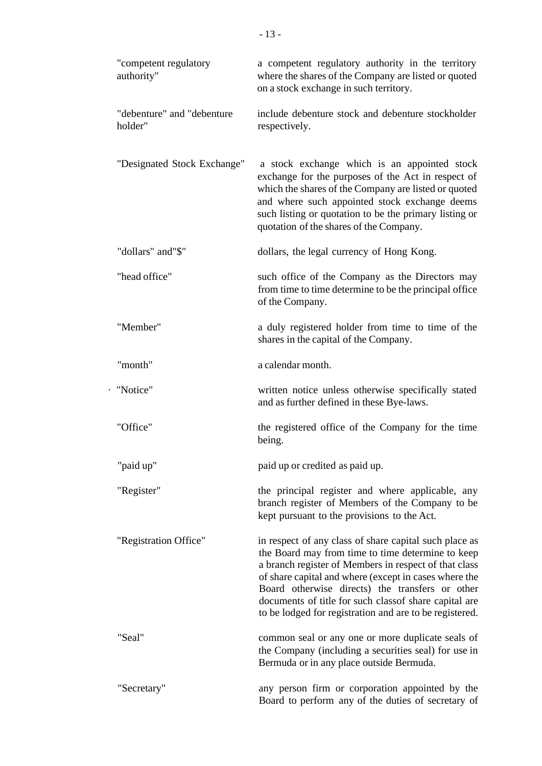| | |
|---|---|
| "competent regulatory authority" | a competent regulatory authority in the territory where the shares of the Company are listed or quoted on a stock exchange in such territory. |
| "debenture" and "debenture holder" | include debenture stock and debenture stockholder respectively. |
| "Designated Stock Exchange" | a stock exchange which is an appointed stock exchange for the purposes of the Act in respect of which the shares of the Company are listed or quoted and where such appointed stock exchange deems such listing or quotation to be the primary listing or quotation of the shares of the Company. |
| "dollars" and"$" | dollars, the legal currency of Hong Kong. |
| "head office" | such office of the Company as the Directors may from time to time determine to be the principal office of the Company. |
| "Member" | a duly registered holder from time to time of the shares in the capital of the Company. |
| "month" | a calendar month. |
| "Notice" | written notice unless otherwise specifically stated and as further defined in these Bye-laws. |
| "Office" | the registered office of the Company for the time being. |
| "paid up" | paid up or credited as paid up. |
| "Register" | the principal register and where applicable, any branch register of Members of the Company to be kept pursuant to the provisions to the Act. |
| "Registration Office" | in respect of any class of share capital such place as the Board may from time to time determine to keep a branch register of Members in respect of that class of share capital and where (except in cases where the Board otherwise directs) the transfers or other documents of title for such classof share capital are to be lodged for registration and are to be registered. |
| "Seal" | common seal or any one or more duplicate seals of the Company (including a securities seal) for use in Bermuda or in any place outside Bermuda. |
| "Secretary" | any person firm or corporation appointed by the Board to perform any of the duties of secretary of |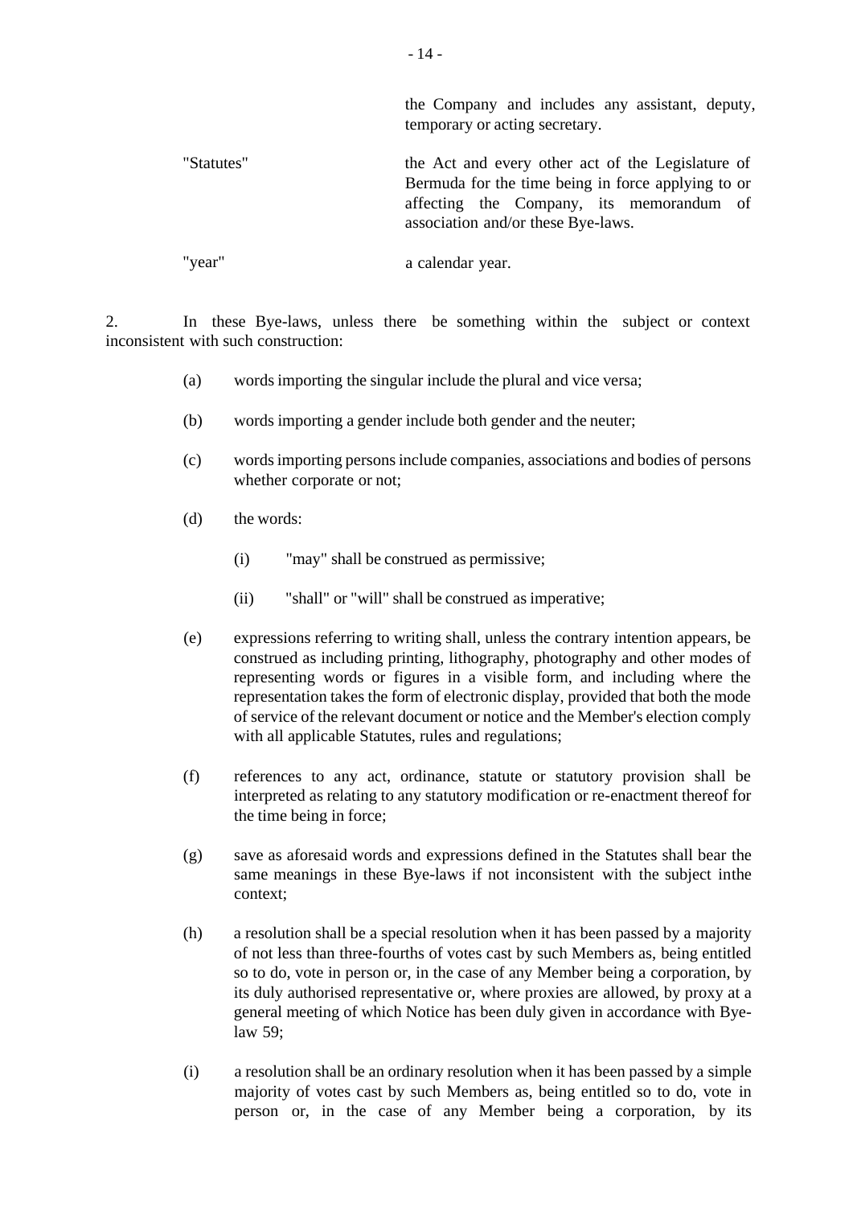| | |
|---|---|
| | the Company and includes any assistant, deputy, temporary or acting secretary. |
| "Statutes" | the Act and every other act of the Legislature of Bermuda for the time being in force applying to or affecting the Company, its memorandum of association and/or these Bye-laws. |
| "year" | a calendar year. |

2. In these Bye-laws, unless there be something within the subject or context inconsistent with such construction:

(a) words importing the singular include the plural and vice versa;

(b) words importing a gender include both gender and the neuter;

(c) words importing persons include companies, associations and bodies of persons whether corporate or not;

(d) the words:

(i) "may" shall be construed as permissive;

(ii) "shall" or "will" shall be construed as imperative;

(e) expressions referring to writing shall, unless the contrary intention appears, be construed as including printing, lithography, photography and other modes of representing words or figures in a visible form, and including where the representation takes the form of electronic display, provided that both the mode of service of the relevant document or notice and the Member's election comply with all applicable Statutes, rules and regulations;

(f) references to any act, ordinance, statute or statutory provision shall be interpreted as relating to any statutory modification or re-enactment thereof for the time being in force;

(g) save as aforesaid words and expressions defined in the Statutes shall bear the same meanings in these Bye-laws if not inconsistent with the subject inthe context;

(h) a resolution shall be a special resolution when it has been passed by a majority of not less than three-fourths of votes cast by such Members as, being entitled so to do, vote in person or, in the case of any Member being a corporation, by its duly authorised representative or, where proxies are allowed, by proxy at a general meeting of which Notice has been duly given in accordance with Bye-law 59;

(i) a resolution shall be an ordinary resolution when it has been passed by a simple majority of votes cast by such Members as, being entitled so to do, vote in person or, in the case of any Member being a corporation, by its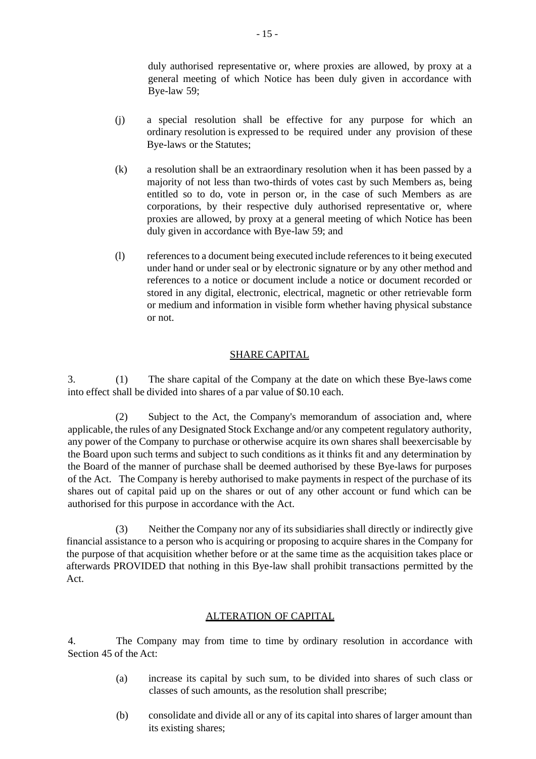duly authorised representative or, where proxies are allowed, by proxy at a general meeting of which Notice has been duly given in accordance with Bye-law 59;

(j) a special resolution shall be effective for any purpose for which an ordinary resolution is expressed to be required under any provision of these Bye-laws or the Statutes;

(k) a resolution shall be an extraordinary resolution when it has been passed by a majority of not less than two-thirds of votes cast by such Members as, being entitled so to do, vote in person or, in the case of such Members as are corporations, by their respective duly authorised representative or, where proxies are allowed, by proxy at a general meeting of which Notice has been duly given in accordance with Bye-law 59; and

(l) references to a document being executed include references to it being executed under hand or under seal or by electronic signature or by any other method and references to a notice or document include a notice or document recorded or stored in any digital, electronic, electrical, magnetic or other retrievable form or medium and information in visible form whether having physical substance or not.

## SHARE CAPITAL

3. (1) The share capital of the Company at the date on which these Bye-laws come into effect shall be divided into shares of a par value of $0.10 each.

(2) Subject to the Act, the Company's memorandum of association and, where applicable, the rules of any Designated Stock Exchange and/or any competent regulatory authority, any power of the Company to purchase or otherwise acquire its own shares shall beexercisable by the Board upon such terms and subject to such conditions as it thinks fit and any determination by the Board of the manner of purchase shall be deemed authorised by these Bye-laws for purposes of the Act. The Company is hereby authorised to make payments in respect of the purchase of its shares out of capital paid up on the shares or out of any other account or fund which can be authorised for this purpose in accordance with the Act.

(3) Neither the Company nor any of its subsidiaries shall directly or indirectly give financial assistance to a person who is acquiring or proposing to acquire shares in the Company for the purpose of that acquisition whether before or at the same time as the acquisition takes place or afterwards PROVIDED that nothing in this Bye-law shall prohibit transactions permitted by the Act.

## ALTERATION OF CAPITAL

4. The Company may from time to time by ordinary resolution in accordance with Section 45 of the Act:

(a) increase its capital by such sum, to be divided into shares of such class or classes of such amounts, as the resolution shall prescribe;

(b) consolidate and divide all or any of its capital into shares of larger amount than its existing shares;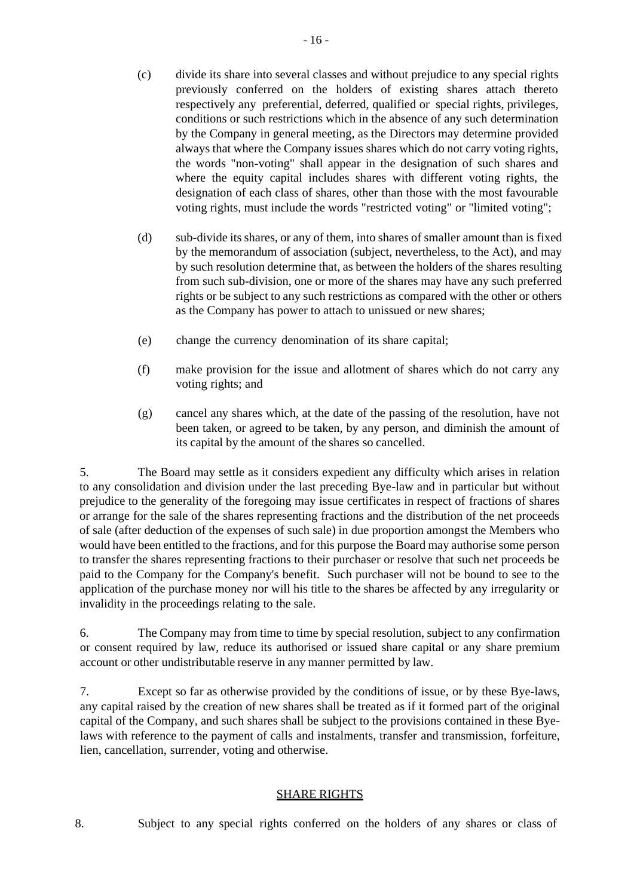(c) divide its share into several classes and without prejudice to any special rights previously conferred on the holders of existing shares attach thereto respectively any preferential, deferred, qualified or special rights, privileges, conditions or such restrictions which in the absence of any such determination by the Company in general meeting, as the Directors may determine provided always that where the Company issues shares which do not carry voting rights, the words "non-voting" shall appear in the designation of such shares and where the equity capital includes shares with different voting rights, the designation of each class of shares, other than those with the most favourable voting rights, must include the words "restricted voting" or "limited voting";

(d) sub-divide its shares, or any of them, into shares of smaller amount than is fixed by the memorandum of association (subject, nevertheless, to the Act), and may by such resolution determine that, as between the holders of the shares resulting from such sub-division, one or more of the shares may have any such preferred rights or be subject to any such restrictions as compared with the other or others as the Company has power to attach to unissued or new shares;

(e) change the currency denomination of its share capital;

(f) make provision for the issue and allotment of shares which do not carry any voting rights; and

(g) cancel any shares which, at the date of the passing of the resolution, have not been taken, or agreed to be taken, by any person, and diminish the amount of its capital by the amount of the shares so cancelled.

5. The Board may settle as it considers expedient any difficulty which arises in relation to any consolidation and division under the last preceding Bye-law and in particular but without prejudice to the generality of the foregoing may issue certificates in respect of fractions of shares or arrange for the sale of the shares representing fractions and the distribution of the net proceeds of sale (after deduction of the expenses of such sale) in due proportion amongst the Members who would have been entitled to the fractions, and for this purpose the Board may authorise some person to transfer the shares representing fractions to their purchaser or resolve that such net proceeds be paid to the Company for the Company's benefit. Such purchaser will not be bound to see to the application of the purchase money nor will his title to the shares be affected by any irregularity or invalidity in the proceedings relating to the sale.

6. The Company may from time to time by special resolution, subject to any confirmation or consent required by law, reduce its authorised or issued share capital or any share premium account or other undistributable reserve in any manner permitted by law.

7. Except so far as otherwise provided by the conditions of issue, or by these Bye-laws, any capital raised by the creation of new shares shall be treated as if it formed part of the original capital of the Company, and such shares shall be subject to the provisions contained in these Bye-laws with reference to the payment of calls and instalments, transfer and transmission, forfeiture, lien, cancellation, surrender, voting and otherwise.

## SHARE RIGHTS

8. Subject to any special rights conferred on the holders of any shares or class of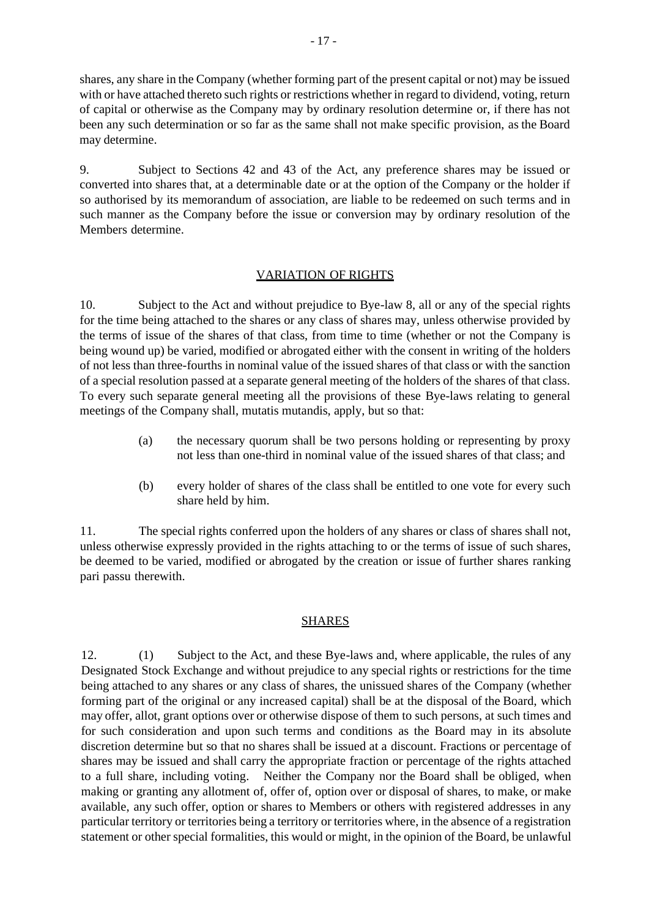shares, any share in the Company (whether forming part of the present capital or not) may be issued with or have attached thereto such rights or restrictions whether in regard to dividend, voting, return of capital or otherwise as the Company may by ordinary resolution determine or, if there has not been any such determination or so far as the same shall not make specific provision, as the Board may determine.

9. Subject to Sections 42 and 43 of the Act, any preference shares may be issued or converted into shares that, at a determinable date or at the option of the Company or the holder if so authorised by its memorandum of association, are liable to be redeemed on such terms and in such manner as the Company before the issue or conversion may by ordinary resolution of the Members determine.

## VARIATION OF RIGHTS

10. Subject to the Act and without prejudice to Bye-law 8, all or any of the special rights for the time being attached to the shares or any class of shares may, unless otherwise provided by the terms of issue of the shares of that class, from time to time (whether or not the Company is being wound up) be varied, modified or abrogated either with the consent in writing of the holders of not less than three-fourths in nominal value of the issued shares of that class or with the sanction of a special resolution passed at a separate general meeting of the holders of the shares of that class. To every such separate general meeting all the provisions of these Bye-laws relating to general meetings of the Company shall, mutatis mutandis, apply, but so that:

(a) the necessary quorum shall be two persons holding or representing by proxy not less than one-third in nominal value of the issued shares of that class; and

(b) every holder of shares of the class shall be entitled to one vote for every such share held by him.

11. The special rights conferred upon the holders of any shares or class of shares shall not, unless otherwise expressly provided in the rights attaching to or the terms of issue of such shares, be deemed to be varied, modified or abrogated by the creation or issue of further shares ranking pari passu therewith.

## SHARES

12. (1) Subject to the Act, and these Bye-laws and, where applicable, the rules of any Designated Stock Exchange and without prejudice to any special rights or restrictions for the time being attached to any shares or any class of shares, the unissued shares of the Company (whether forming part of the original or any increased capital) shall be at the disposal of the Board, which may offer, allot, grant options over or otherwise dispose of them to such persons, at such times and for such consideration and upon such terms and conditions as the Board may in its absolute discretion determine but so that no shares shall be issued at a discount. Fractions or percentage of shares may be issued and shall carry the appropriate fraction or percentage of the rights attached to a full share, including voting. Neither the Company nor the Board shall be obliged, when making or granting any allotment of, offer of, option over or disposal of shares, to make, or make available, any such offer, option or shares to Members or others with registered addresses in any particular territory or territories being a territory or territories where, in the absence of a registration statement or other special formalities, this would or might, in the opinion of the Board, be unlawful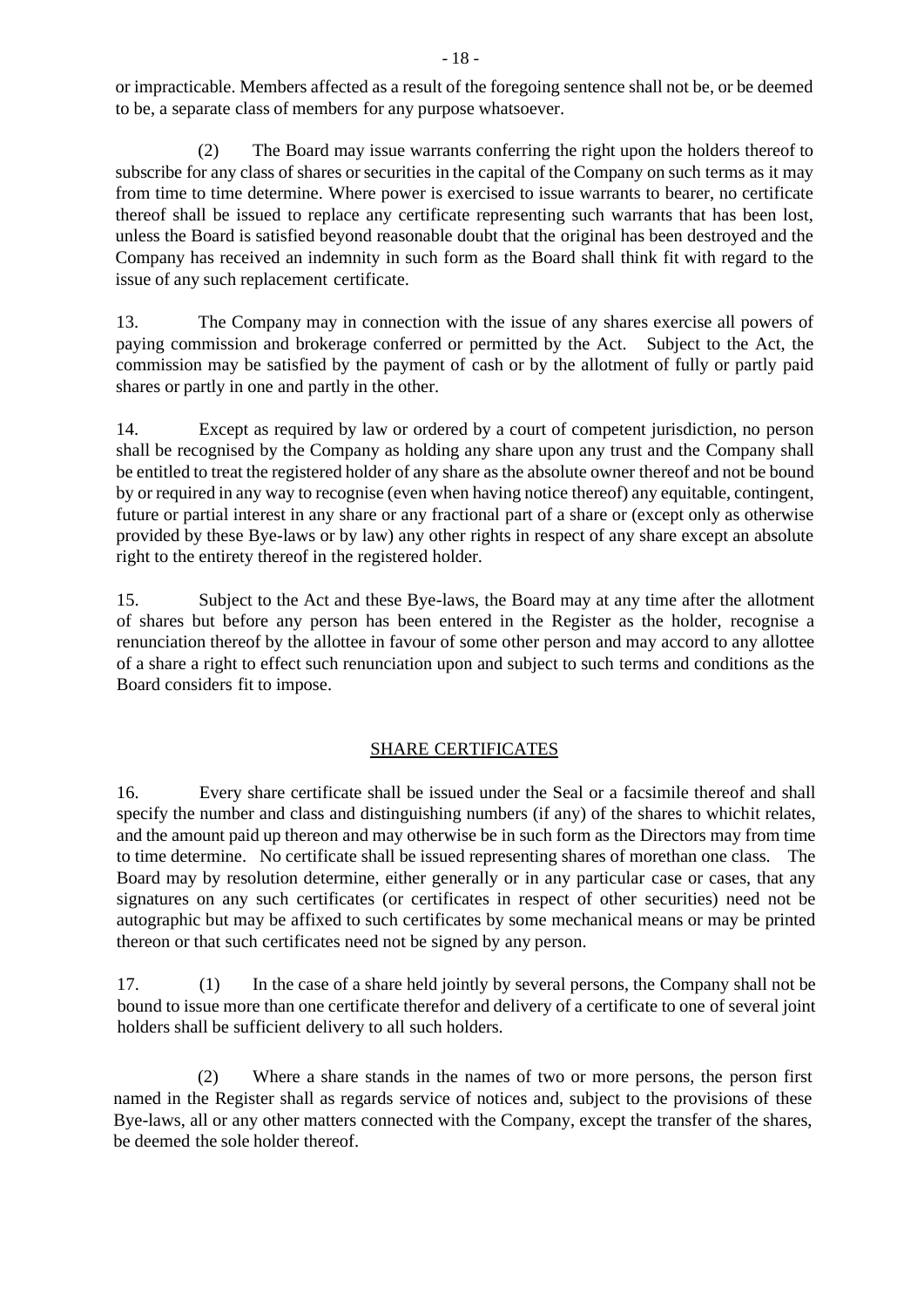or impracticable. Members affected as a result of the foregoing sentence shall not be, or be deemed to be, a separate class of members for any purpose whatsoever.

(2) The Board may issue warrants conferring the right upon the holders thereof to subscribe for any class of shares or securities in the capital of the Company on such terms as it may from time to time determine. Where power is exercised to issue warrants to bearer, no certificate thereof shall be issued to replace any certificate representing such warrants that has been lost, unless the Board is satisfied beyond reasonable doubt that the original has been destroyed and the Company has received an indemnity in such form as the Board shall think fit with regard to the issue of any such replacement certificate.

13. The Company may in connection with the issue of any shares exercise all powers of paying commission and brokerage conferred or permitted by the Act. Subject to the Act, the commission may be satisfied by the payment of cash or by the allotment of fully or partly paid shares or partly in one and partly in the other.

14. Except as required by law or ordered by a court of competent jurisdiction, no person shall be recognised by the Company as holding any share upon any trust and the Company shall be entitled to treat the registered holder of any share as the absolute owner thereof and not be bound by or required in any way to recognise (even when having notice thereof) any equitable, contingent, future or partial interest in any share or any fractional part of a share or (except only as otherwise provided by these Bye-laws or by law) any other rights in respect of any share except an absolute right to the entirety thereof in the registered holder.

15. Subject to the Act and these Bye-laws, the Board may at any time after the allotment of shares but before any person has been entered in the Register as the holder, recognise a renunciation thereof by the allottee in favour of some other person and may accord to any allottee of a share a right to effect such renunciation upon and subject to such terms and conditions as the Board considers fit to impose.

## SHARE CERTIFICATES

16. Every share certificate shall be issued under the Seal or a facsimile thereof and shall specify the number and class and distinguishing numbers (if any) of the shares to whichit relates, and the amount paid up thereon and may otherwise be in such form as the Directors may from time to time determine. No certificate shall be issued representing shares of morethan one class. The Board may by resolution determine, either generally or in any particular case or cases, that any signatures on any such certificates (or certificates in respect of other securities) need not be autographic but may be affixed to such certificates by some mechanical means or may be printed thereon or that such certificates need not be signed by any person.

17. (1) In the case of a share held jointly by several persons, the Company shall not be bound to issue more than one certificate therefor and delivery of a certificate to one of several joint holders shall be sufficient delivery to all such holders.

(2) Where a share stands in the names of two or more persons, the person first named in the Register shall as regards service of notices and, subject to the provisions of these Bye-laws, all or any other matters connected with the Company, except the transfer of the shares, be deemed the sole holder thereof.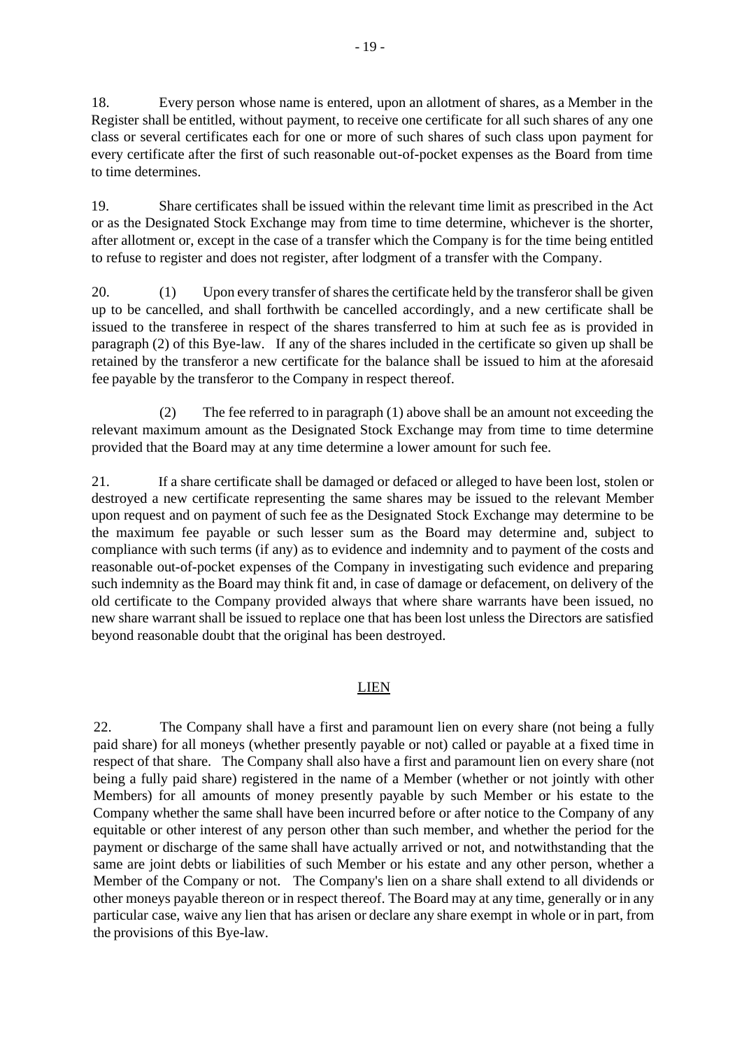18. Every person whose name is entered, upon an allotment of shares, as a Member in the Register shall be entitled, without payment, to receive one certificate for all such shares of any one class or several certificates each for one or more of such shares of such class upon payment for every certificate after the first of such reasonable out-of-pocket expenses as the Board from time to time determines.

19. Share certificates shall be issued within the relevant time limit as prescribed in the Act or as the Designated Stock Exchange may from time to time determine, whichever is the shorter, after allotment or, except in the case of a transfer which the Company is for the time being entitled to refuse to register and does not register, after lodgment of a transfer with the Company.

20. (1) Upon every transfer of shares the certificate held by the transferor shall be given up to be cancelled, and shall forthwith be cancelled accordingly, and a new certificate shall be issued to the transferee in respect of the shares transferred to him at such fee as is provided in paragraph (2) of this Bye-law. If any of the shares included in the certificate so given up shall be retained by the transferor a new certificate for the balance shall be issued to him at the aforesaid fee payable by the transferor to the Company in respect thereof.

(2) The fee referred to in paragraph (1) above shall be an amount not exceeding the relevant maximum amount as the Designated Stock Exchange may from time to time determine provided that the Board may at any time determine a lower amount for such fee.

21. If a share certificate shall be damaged or defaced or alleged to have been lost, stolen or destroyed a new certificate representing the same shares may be issued to the relevant Member upon request and on payment of such fee as the Designated Stock Exchange may determine to be the maximum fee payable or such lesser sum as the Board may determine and, subject to compliance with such terms (if any) as to evidence and indemnity and to payment of the costs and reasonable out-of-pocket expenses of the Company in investigating such evidence and preparing such indemnity as the Board may think fit and, in case of damage or defacement, on delivery of the old certificate to the Company provided always that where share warrants have been issued, no new share warrant shall be issued to replace one that has been lost unless the Directors are satisfied beyond reasonable doubt that the original has been destroyed.

## LIEN

22. The Company shall have a first and paramount lien on every share (not being a fully paid share) for all moneys (whether presently payable or not) called or payable at a fixed time in respect of that share. The Company shall also have a first and paramount lien on every share (not being a fully paid share) registered in the name of a Member (whether or not jointly with other Members) for all amounts of money presently payable by such Member or his estate to the Company whether the same shall have been incurred before or after notice to the Company of any equitable or other interest of any person other than such member, and whether the period for the payment or discharge of the same shall have actually arrived or not, and notwithstanding that the same are joint debts or liabilities of such Member or his estate and any other person, whether a Member of the Company or not. The Company's lien on a share shall extend to all dividends or other moneys payable thereon or in respect thereof. The Board may at any time, generally or in any particular case, waive any lien that has arisen or declare any share exempt in whole or in part, from the provisions of this Bye-law.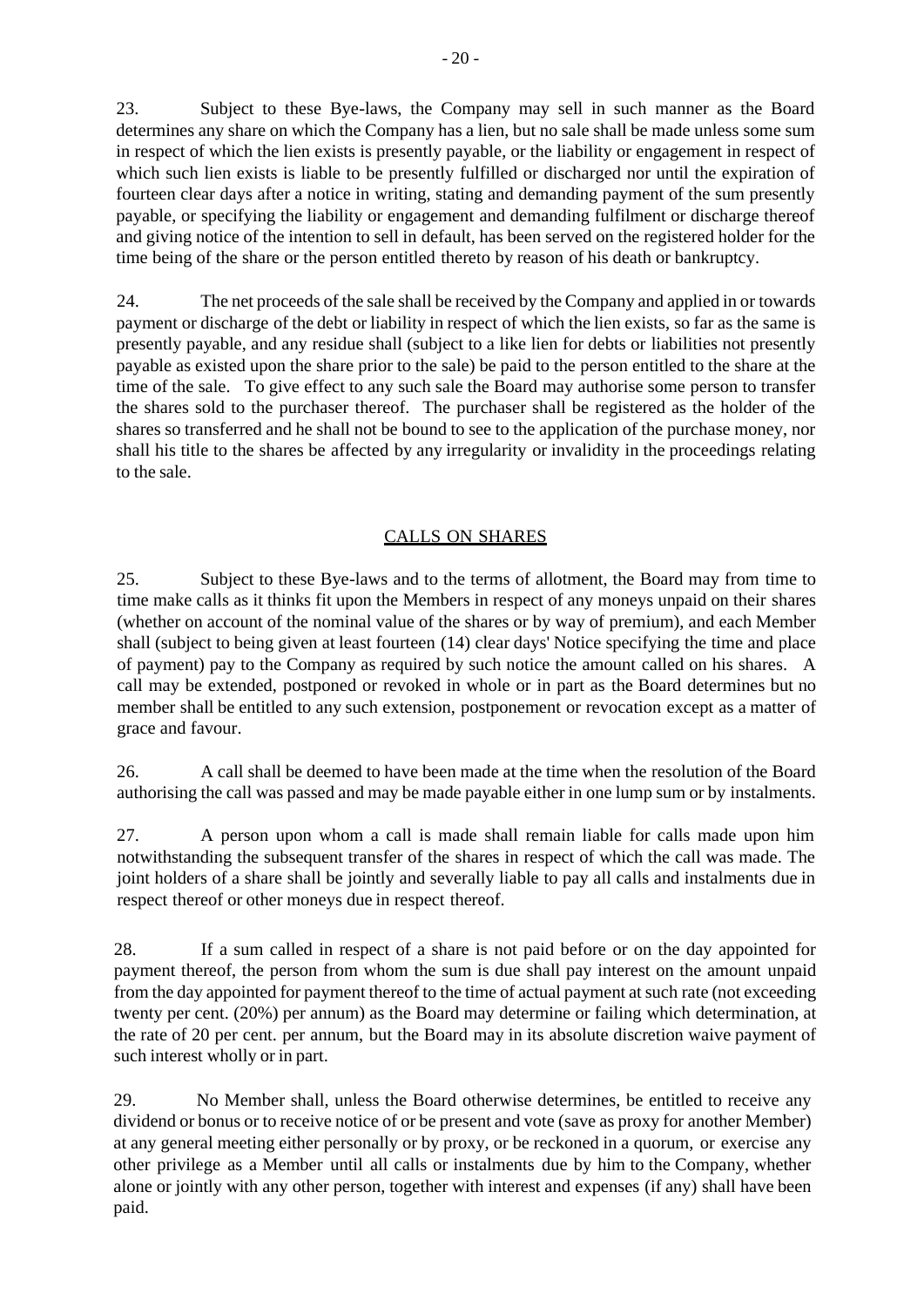23. Subject to these Bye-laws, the Company may sell in such manner as the Board determines any share on which the Company has a lien, but no sale shall be made unless some sum in respect of which the lien exists is presently payable, or the liability or engagement in respect of which such lien exists is liable to be presently fulfilled or discharged nor until the expiration of fourteen clear days after a notice in writing, stating and demanding payment of the sum presently payable, or specifying the liability or engagement and demanding fulfilment or discharge thereof and giving notice of the intention to sell in default, has been served on the registered holder for the time being of the share or the person entitled thereto by reason of his death or bankruptcy.

24. The net proceeds of the sale shall be received by the Company and applied in or towards payment or discharge of the debt or liability in respect of which the lien exists, so far as the same is presently payable, and any residue shall (subject to a like lien for debts or liabilities not presently payable as existed upon the share prior to the sale) be paid to the person entitled to the share at the time of the sale. To give effect to any such sale the Board may authorise some person to transfer the shares sold to the purchaser thereof. The purchaser shall be registered as the holder of the shares so transferred and he shall not be bound to see to the application of the purchase money, nor shall his title to the shares be affected by any irregularity or invalidity in the proceedings relating to the sale.

## CALLS ON SHARES

25. Subject to these Bye-laws and to the terms of allotment, the Board may from time to time make calls as it thinks fit upon the Members in respect of any moneys unpaid on their shares (whether on account of the nominal value of the shares or by way of premium), and each Member shall (subject to being given at least fourteen (14) clear days' Notice specifying the time and place of payment) pay to the Company as required by such notice the amount called on his shares. A call may be extended, postponed or revoked in whole or in part as the Board determines but no member shall be entitled to any such extension, postponement and revocation except as a matter of grace and favour.

26. A call shall be deemed to have been made at the time when the resolution of the Board authorising the call was passed and may be made payable either in one lump sum or by instalments.

27. A person upon whom a call is made shall remain liable for calls made upon him notwithstanding the subsequent transfer of the shares in respect of which the call was made. The joint holders of a share shall be jointly and severally liable to pay all calls and instalments due in respect thereof or other moneys due in respect thereof.

28. If a sum called in respect of a share is not paid before or on the day appointed for payment thereof, the person from whom the sum is due shall pay interest on the amount unpaid from the day appointed for payment thereof to the time of actual payment at such rate (not exceeding twenty per cent. (20%) per annum) as the Board may determine or failing which determination, at the rate of 20 per cent. per annum, but the Board may in its absolute discretion waive payment of such interest wholly or in part.

29. No Member shall, unless the Board otherwise determines, be entitled to receive any dividend or bonus or to receive notice of or be present and vote (save as proxy for another Member) at any general meeting either personally or by proxy, or be reckoned in a quorum, or exercise any other privilege as a Member until all calls or instalments due by him to the Company, whether alone or jointly with any other person, together with interest and expenses (if any) shall have been paid.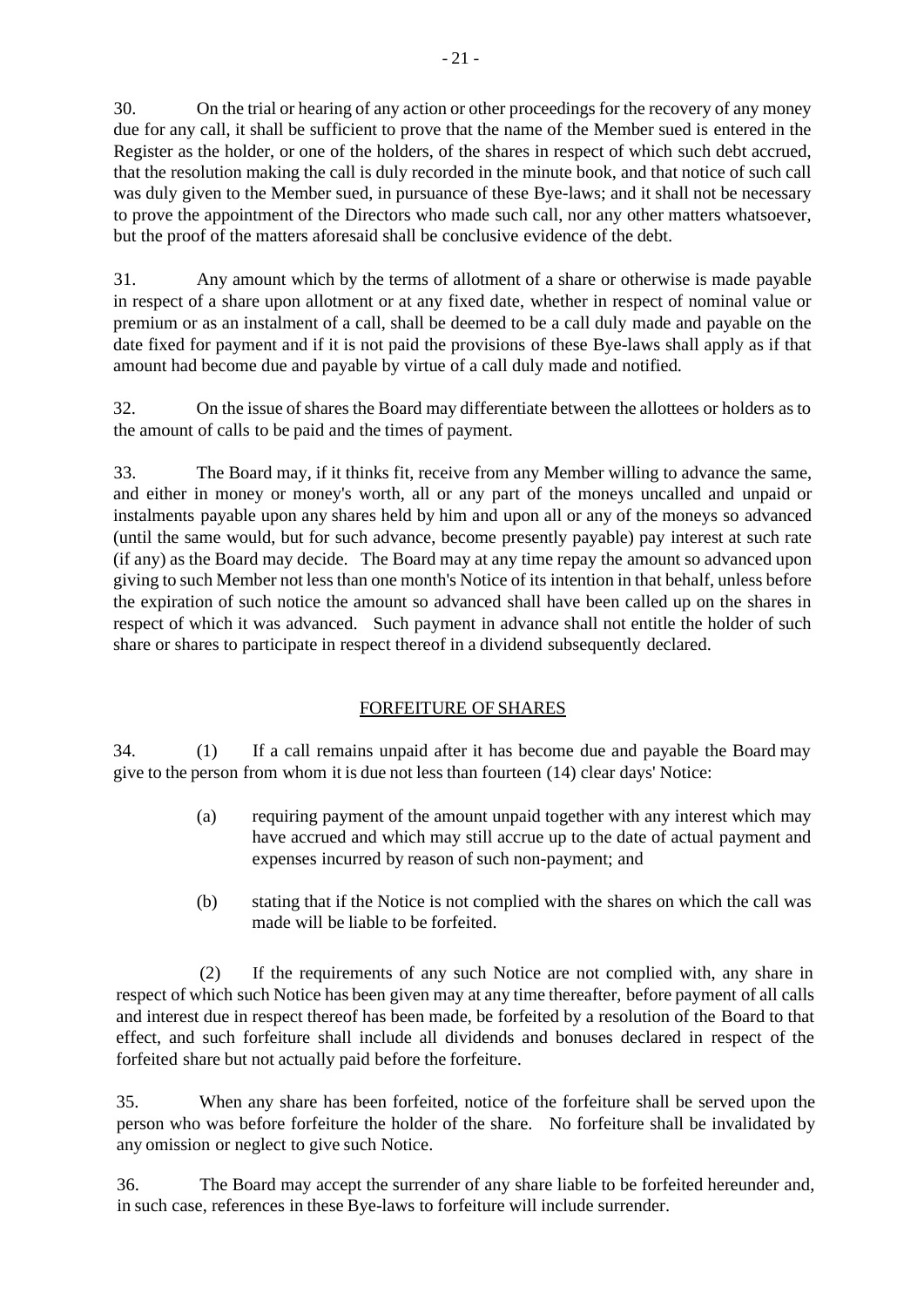30. On the trial or hearing of any action or other proceedings for the recovery of any money due for any call, it shall be sufficient to prove that the name of the Member sued is entered in the Register as the holder, or one of the holders, of the shares in respect of which such debt accrued, that the resolution making the call is duly recorded in the minute book, and that notice of such call was duly given to the Member sued, in pursuance of these Bye-laws; and it shall not be necessary to prove the appointment of the Directors who made such call, nor any other matters whatsoever, but the proof of the matters aforesaid shall be conclusive evidence of the debt.

31. Any amount which by the terms of allotment of a share or otherwise is made payable in respect of a share upon allotment or at any fixed date, whether in respect of nominal value or premium or as an instalment of a call, shall be deemed to be a call duly made and payable on the date fixed for payment and if it is not paid the provisions of these Bye-laws shall apply as if that amount had become due and payable by virtue of a call duly made and notified.

32. On the issue of shares the Board may differentiate between the allottees or holders as to the amount of calls to be paid and the times of payment.

33. The Board may, if it thinks fit, receive from any Member willing to advance the same, and either in money or money's worth, all or any part of the moneys uncalled and unpaid or instalments payable upon any shares held by him and upon all or any of the moneys so advanced (until the same would, but for such advance, become presently payable) pay interest at such rate (if any) as the Board may decide. The Board may at any time repay the amount so advanced upon giving to such Member not less than one month's Notice of its intention in that behalf, unless before the expiration of such notice the amount so advanced shall have been called up on the shares in respect of which it was advanced. Such payment in advance shall not entitle the holder of such share or shares to participate in respect thereof in a dividend subsequently declared.

## FORFEITURE OF SHARES

34. (1) If a call remains unpaid after it has become due and payable the Board may give to the person from whom it is due not less than fourteen (14) clear days' Notice:

(a) requiring payment of the amount unpaid together with any interest which may have accrued and which may still accrue up to the date of actual payment and expenses incurred by reason of such non-payment; and

(b) stating that if the Notice is not complied with the shares on which the call was made will be liable to be forfeited.

(2) If the requirements of any such Notice are not complied with, any share in respect of which such Notice has been given may at any time thereafter, before payment of all calls and interest due in respect thereof has been made, be forfeited by a resolution of the Board to that effect, and such forfeiture shall include all dividends and bonuses declared in respect of the forfeited share but not actually paid before the forfeiture.

35. When any share has been forfeited, notice of the forfeiture shall be served upon the person who was before forfeiture the holder of the share. No forfeiture shall be invalidated by any omission or neglect to give such Notice.

36. The Board may accept the surrender of any share liable to be forfeited hereunder and, in such case, references in these Bye-laws to forfeiture will include surrender.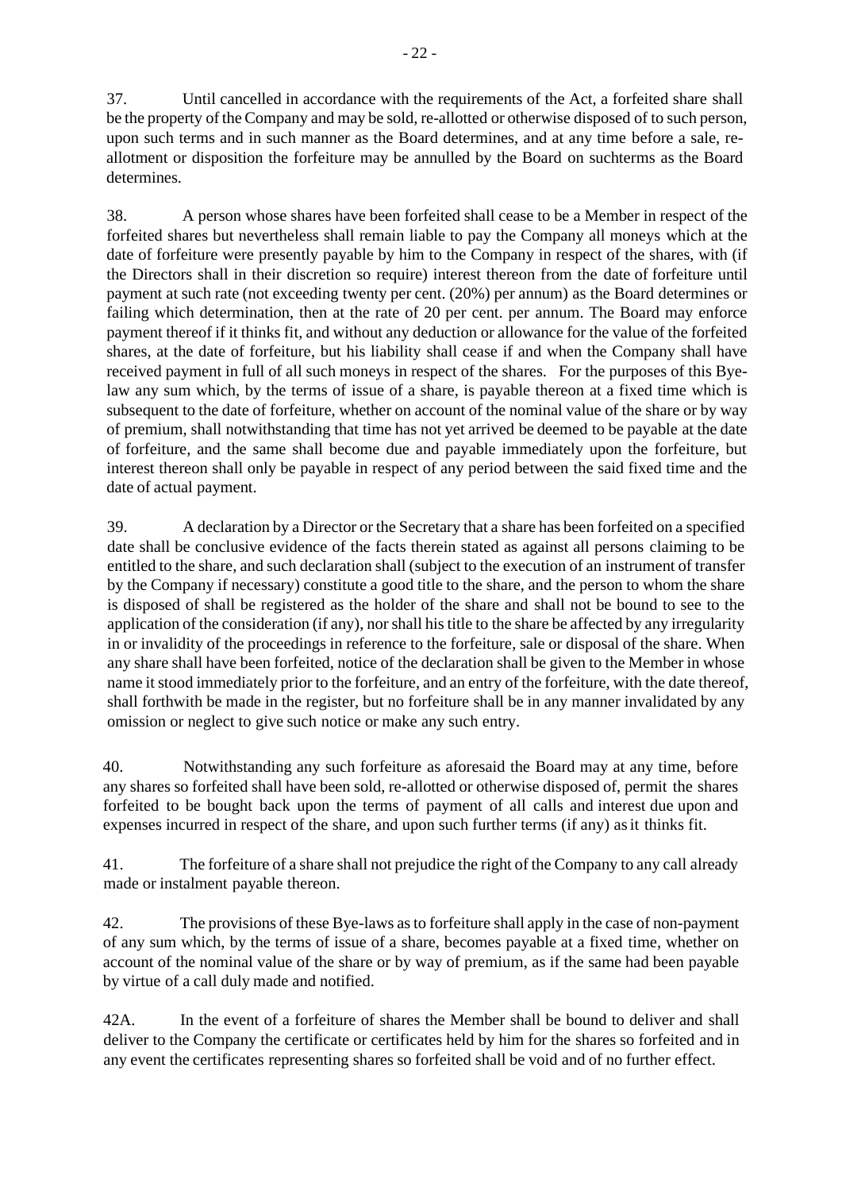37. Until cancelled in accordance with the requirements of the Act, a forfeited share shall be the property of the Company and may be sold, re-allotted or otherwise disposed of to such person, upon such terms and in such manner as the Board determines, and at any time before a sale, re-allotment or disposition the forfeiture may be annulled by the Board on suchterms as the Board determines.

38. A person whose shares have been forfeited shall cease to be a Member in respect of the forfeited shares but nevertheless shall remain liable to pay the Company all moneys which at the date of forfeiture were presently payable by him to the Company in respect of the shares, with (if the Directors shall in their discretion so require) interest thereon from the date of forfeiture until payment at such rate (not exceeding twenty per cent. (20%) per annum) as the Board determines or failing which determination, then at the rate of 20 per cent. per annum. The Board may enforce payment thereof if it thinks fit, and without any deduction or allowance for the value of the forfeited shares, at the date of forfeiture, but his liability shall cease if and when the Company shall have received payment in full of all such moneys in respect of the shares. For the purposes of this Bye-law any sum which, by the terms of issue of a share, is payable thereon at a fixed time which is subsequent to the date of forfeiture, whether on account of the nominal value of the share or by way of premium, shall notwithstanding that time has not yet arrived be deemed to be payable at the date of forfeiture, and the same shall become due and payable immediately upon the forfeiture, but interest thereon shall only be payable in respect of any period between the said fixed time and the date of actual payment.

39. A declaration by a Director or the Secretary that a share has been forfeited on a specified date shall be conclusive evidence of the facts therein stated as against all persons claiming to be entitled to the share, and such declaration shall (subject to the execution of an instrument of transfer by the Company if necessary) constitute a good title to the share, and the person to whom the share is disposed of shall be registered as the holder of the share and shall not be bound to see to the application of the consideration (if any), nor shall his title to the share be affected by any irregularity in or invalidity of the proceedings in reference to the forfeiture, sale or disposal of the share. When any share shall have been forfeited, notice of the declaration shall be given to the Member in whose name it stood immediately prior to the forfeiture, and an entry of the forfeiture, with the date thereof, shall forthwith be made in the register, but no forfeiture shall be in any manner invalidated by any omission or neglect to give such notice or make any such entry.

40. Notwithstanding any such forfeiture as aforesaid the Board may at any time, before any shares so forfeited shall have been sold, re-allotted or otherwise disposed of, permit the shares forfeited to be bought back upon the terms of payment of all calls and interest due upon and expenses incurred in respect of the share, and upon such further terms (if any) as it thinks fit.

41. The forfeiture of a share shall not prejudice the right of the Company to any call already made or instalment payable thereon.

42. The provisions of these Bye-laws as to forfeiture shall apply in the case of non-payment of any sum which, by the terms of issue of a share, becomes payable at a fixed time, whether on account of the nominal value of the share or by way of premium, as if the same had been payable by virtue of a call duly made and notified.

42A. In the event of a forfeiture of shares the Member shall be bound to deliver and shall deliver to the Company the certificate or certificates held by him for the shares so forfeited and in any event the certificates representing shares so forfeited shall be void and of no further effect.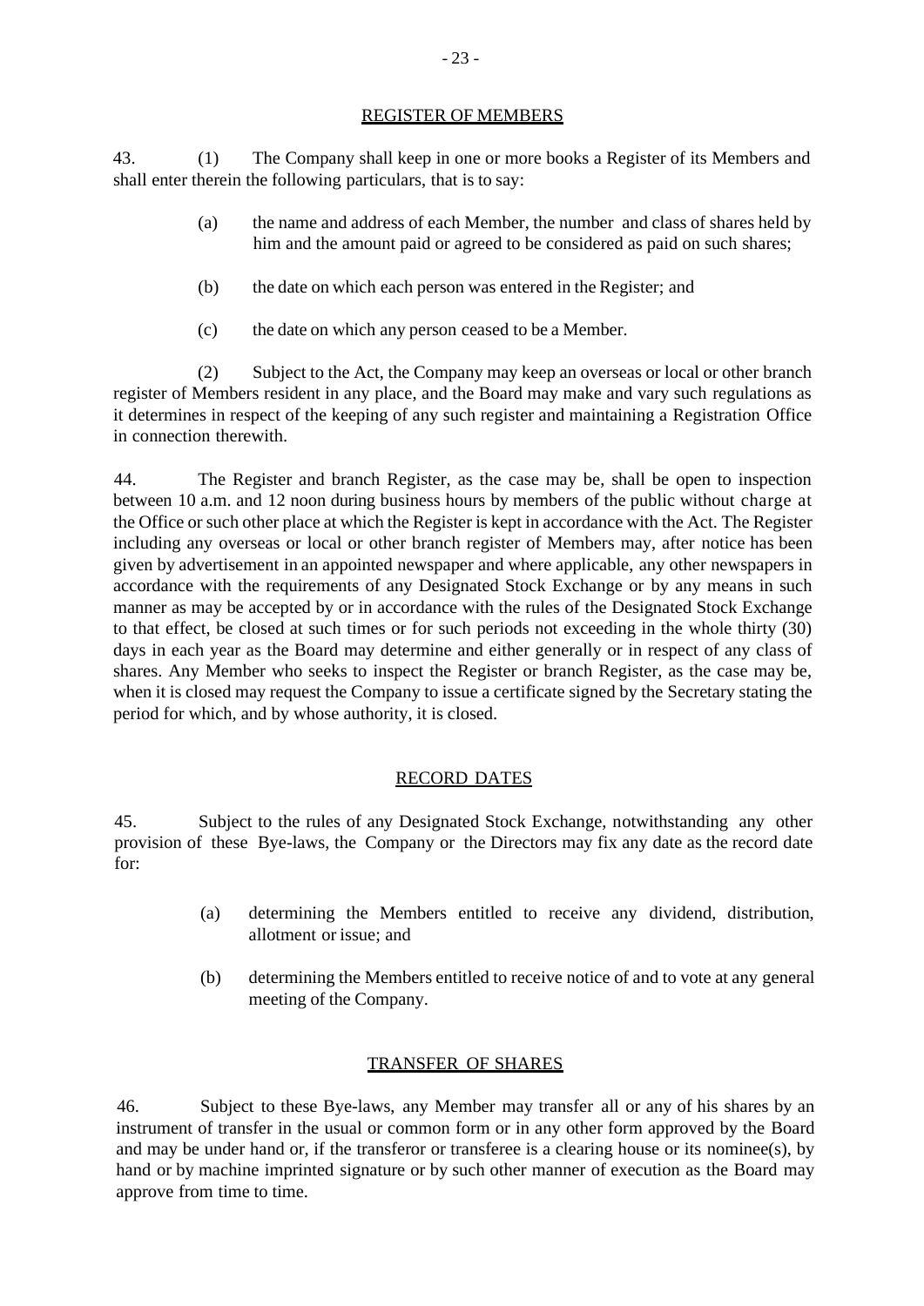## REGISTER OF MEMBERS

43. (1) The Company shall keep in one or more books a Register of its Members and shall enter therein the following particulars, that is to say:

(a) the name and address of each Member, the number and class of shares held by him and the amount paid or agreed to be considered as paid on such shares;

(b) the date on which each person was entered in the Register; and

(c) the date on which any person ceased to be a Member.

(2) Subject to the Act, the Company may keep an overseas or local or other branch register of Members resident in any place, and the Board may make and vary such regulations as it determines in respect of the keeping of any such register and maintaining a Registration Office in connection therewith.

44. The Register and branch Register, as the case may be, shall be open to inspection between 10 a.m. and 12 noon during business hours by members of the public without charge at the Office or such other place at which the Register is kept in accordance with the Act. The Register including any overseas or local or other branch register of Members may, after notice has been given by advertisement in an appointed newspaper and where applicable, any other newspapers in accordance with the requirements of any Designated Stock Exchange or by any means in such manner as may be accepted by or in accordance with the rules of the Designated Stock Exchange to that effect, be closed at such times or for such periods not exceeding in the whole thirty (30) days in each year as the Board may determine and either generally or in respect of any class of shares. Any Member who seeks to inspect the Register or branch Register, as the case may be, when it is closed may request the Company to issue a certificate signed by the Secretary stating the period for which, and by whose authority, it is closed.

## RECORD DATES

45. Subject to the rules of any Designated Stock Exchange, notwithstanding any other provision of these Bye-laws, the Company or the Directors may fix any date as the record date for:

(a) determining the Members entitled to receive any dividend, distribution, allotment or issue; and

(b) determining the Members entitled to receive notice of and to vote at any general meeting of the Company.

## TRANSFER OF SHARES

46. Subject to these Bye-laws, any Member may transfer all or any of his shares by an instrument of transfer in the usual or common form or in any other form approved by the Board and may be under hand or, if the transferor or transferee is a clearing house or its nominee(s), by hand or by machine imprinted signature or by such other manner of execution as the Board may approve from time to time.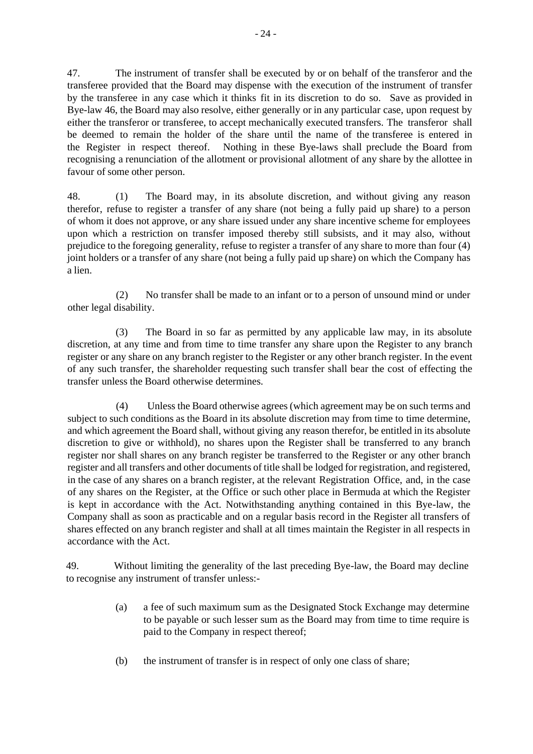47. The instrument of transfer shall be executed by or on behalf of the transferor and the transferee provided that the Board may dispense with the execution of the instrument of transfer by the transferee in any case which it thinks fit in its discretion to do so. Save as provided in Bye-law 46, the Board may also resolve, either generally or in any particular case, upon request by either the transferor or transferee, to accept mechanically executed transfers. The transferor shall be deemed to remain the holder of the share until the name of the transferee is entered in the Register in respect thereof. Nothing in these Bye-laws shall preclude the Board from recognising a renunciation of the allotment or provisional allotment of any share by the allottee in favour of some other person.

48. (1) The Board may, in its absolute discretion, and without giving any reason therefor, refuse to register a transfer of any share (not being a fully paid up share) to a person of whom it does not approve, or any share issued under any share incentive scheme for employees upon which a restriction on transfer imposed thereby still subsists, and it may also, without prejudice to the foregoing generality, refuse to register a transfer of any share to more than four (4) joint holders or a transfer of any share (not being a fully paid up share) on which the Company has a lien.

(2) No transfer shall be made to an infant or to a person of unsound mind or under other legal disability.

(3) The Board in so far as permitted by any applicable law may, in its absolute discretion, at any time and from time to time transfer any share upon the Register to any branch register or any share on any branch register to the Register or any other branch register. In the event of any such transfer, the shareholder requesting such transfer shall bear the cost of effecting the transfer unless the Board otherwise determines.

(4) Unless the Board otherwise agrees (which agreement may be on such terms and subject to such conditions as the Board in its absolute discretion may from time to time determine, and which agreement the Board shall, without giving any reason therefor, be entitled in its absolute discretion to give or withhold), no shares upon the Register shall be transferred to any branch register nor shall shares on any branch register be transferred to the Register or any other branch register and all transfers and other documents of title shall be lodged for registration, and registered, in the case of any shares on a branch register, at the relevant Registration Office, and, in the case of any shares on the Register, at the Office or such other place in Bermuda at which the Register is kept in accordance with the Act. Notwithstanding anything contained in this Bye-law, the Company shall as soon as practicable and on a regular basis record in the Register all transfers of shares effected on any branch register and shall at all times maintain the Register in all respects in accordance with the Act.

49. Without limiting the generality of the last preceding Bye-law, the Board may decline to recognise any instrument of transfer unless:-

(a) a fee of such maximum sum as the Designated Stock Exchange may determine to be payable or such lesser sum as the Board may from time to time require is paid to the Company in respect thereof;

(b) the instrument of transfer is in respect of only one class of share;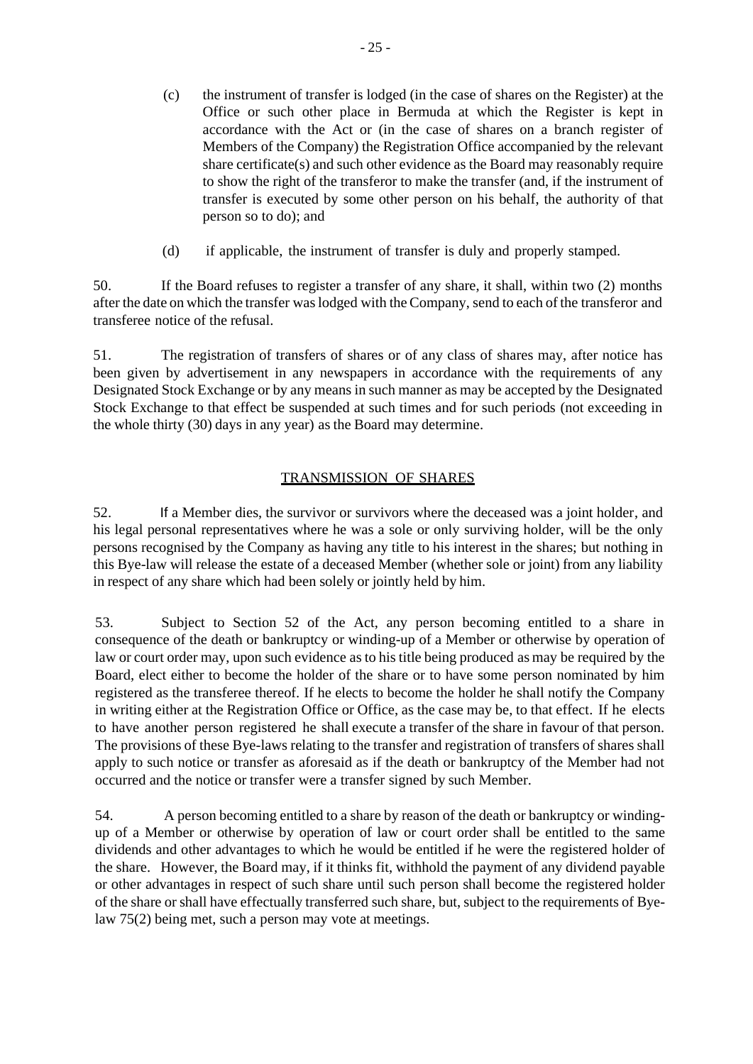(c) the instrument of transfer is lodged (in the case of shares on the Register) at the Office or such other place in Bermuda at which the Register is kept in accordance with the Act or (in the case of shares on a branch register of Members of the Company) the Registration Office accompanied by the relevant share certificate(s) and such other evidence as the Board may reasonably require to show the right of the transferor to make the transfer (and, if the instrument of transfer is executed by some other person on his behalf, the authority of that person so to do); and

(d) if applicable, the instrument of transfer is duly and properly stamped.

50. If the Board refuses to register a transfer of any share, it shall, within two (2) months after the date on which the transfer was lodged with the Company, send to each of the transferor and transferee notice of the refusal.

51. The registration of transfers of shares or of any class of shares may, after notice has been given by advertisement in any newspapers in accordance with the requirements of any Designated Stock Exchange or by any means in such manner as may be accepted by the Designated Stock Exchange to that effect be suspended at such times and for such periods (not exceeding in the whole thirty (30) days in any year) as the Board may determine.

## TRANSMISSION OF SHARES

52. If a Member dies, the survivor or survivors where the deceased was a joint holder, and his legal personal representatives where he was a sole or only surviving holder, will be the only persons recognised by the Company as having any title to his interest in the shares; but nothing in this Bye-law will release the estate of a deceased Member (whether sole or joint) from any liability in respect of any share which had been solely or jointly held by him.

53. Subject to Section 52 of the Act, any person becoming entitled to a share in consequence of the death or bankruptcy or winding-up of a Member or otherwise by operation of law or court order may, upon such evidence as to his title being produced as may be required by the Board, elect either to become the holder of the share or to have some person nominated by him registered as the transferee thereof. If he elects to become the holder he shall notify the Company in writing either at the Registration Office or Office, as the case may be, to that effect. If he elects to have another person registered he shall execute a transfer of the share in favour of that person. The provisions of these Bye-laws relating to the transfer and registration of transfers of shares shall apply to such notice or transfer as aforesaid as if the death or bankruptcy of the Member had not occurred and the notice or transfer were a transfer signed by such Member.

54. A person becoming entitled to a share by reason of the death or bankruptcy or winding-up of a Member or otherwise by operation of law or court order shall be entitled to the same dividends and other advantages to which he would be entitled if he were the registered holder of the share. However, the Board may, if it thinks fit, withhold the payment of any dividend payable or other advantages in respect of such share until such person shall become the registered holder of the share or shall have effectually transferred such share, but, subject to the requirements of Bye-law 75(2) being met, such a person may vote at meetings.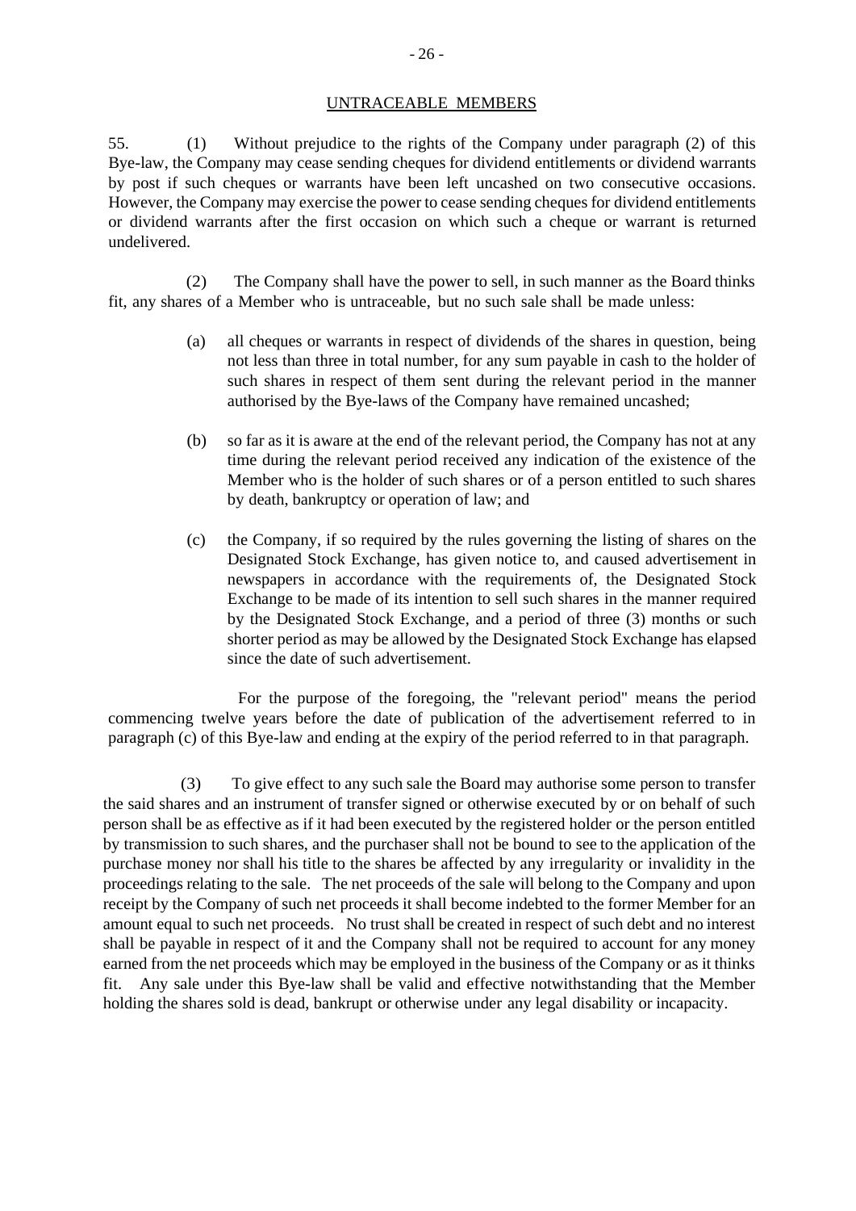## UNTRACEABLE MEMBERS

55. (1) Without prejudice to the rights of the Company under paragraph (2) of this Bye-law, the Company may cease sending cheques for dividend entitlements or dividend warrants by post if such cheques or warrants have been left uncashed on two consecutive occasions. However, the Company may exercise the power to cease sending cheques for dividend entitlements or dividend warrants after the first occasion on which such a cheque or warrant is returned undelivered.

(2) The Company shall have the power to sell, in such manner as the Board thinks fit, any shares of a Member who is untraceable, but no such sale shall be made unless:

(a) all cheques or warrants in respect of dividends of the shares in question, being not less than three in total number, for any sum payable in cash to the holder of such shares in respect of them sent during the relevant period in the manner authorised by the Bye-laws of the Company have remained uncashed;

(b) so far as it is aware at the end of the relevant period, the Company has not at any time during the relevant period received any indication of the existence of the Member who is the holder of such shares or of a person entitled to such shares by death, bankruptcy or operation of law; and

(c) the Company, if so required by the rules governing the listing of shares on the Designated Stock Exchange, has given notice to, and caused advertisement in newspapers in accordance with the requirements of, the Designated Stock Exchange to be made of its intention to sell such shares in the manner required by the Designated Stock Exchange, and a period of three (3) months or such shorter period as may be allowed by the Designated Stock Exchange has elapsed since the date of such advertisement.

For the purpose of the foregoing, the "relevant period" means the period commencing twelve years before the date of publication of the advertisement referred to in paragraph (c) of this Bye-law and ending at the expiry of the period referred to in that paragraph.

(3) To give effect to any such sale the Board may authorise some person to transfer the said shares and an instrument of transfer signed or otherwise executed by or on behalf of such person shall be as effective as if it had been executed by the registered holder or the person entitled by transmission to such shares, and the purchaser shall not be bound to see to the application of the purchase money nor shall his title to the shares be affected by any irregularity or invalidity in the proceedings relating to the sale. The net proceeds of the sale will belong to the Company and upon receipt by the Company of such net proceeds it shall become indebted to the former Member for an amount equal to such net proceeds. No trust shall be created in respect of such debt and no interest shall be payable in respect of it and the Company shall not be required to account for any money earned from the net proceeds which may be employed in the business of the Company or as it thinks fit. Any sale under this Bye-law shall be valid and effective notwithstanding that the Member holding the shares sold is dead, bankrupt or otherwise under any legal disability or incapacity.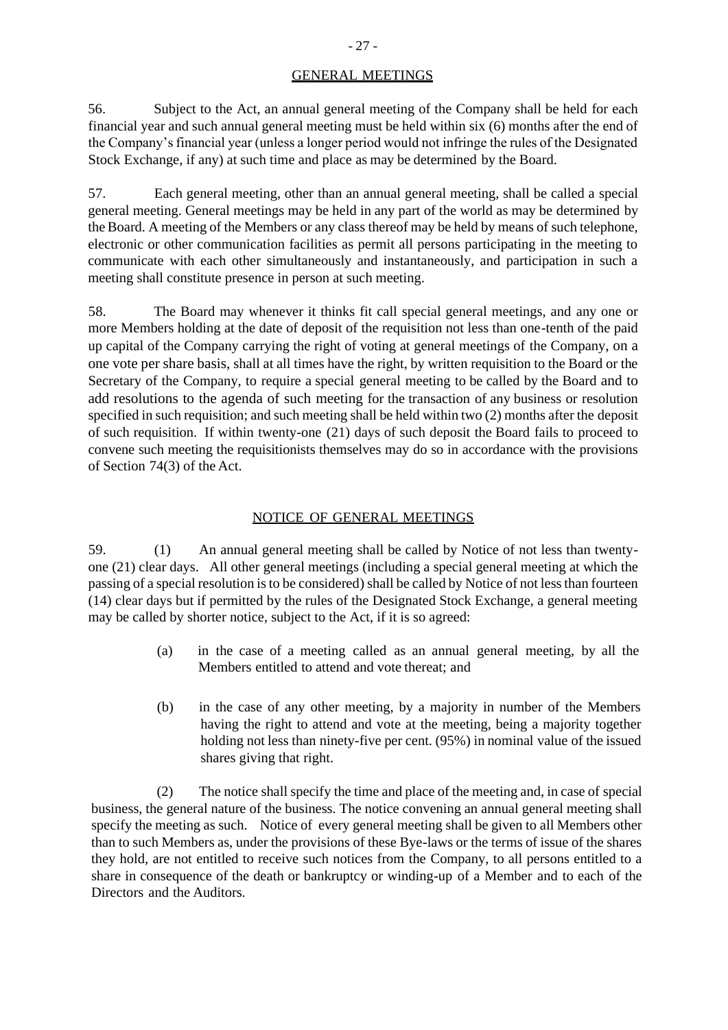## GENERAL MEETINGS

56. Subject to the Act, an annual general meeting of the Company shall be held for each financial year and such annual general meeting must be held within six (6) months after the end of the Company's financial year (unless a longer period would not infringe the rules of the Designated Stock Exchange, if any) at such time and place as may be determined by the Board.

57. Each general meeting, other than an annual general meeting, shall be called a special general meeting. General meetings may be held in any part of the world as may be determined by the Board. A meeting of the Members or any class thereof may be held by means of such telephone, electronic or other communication facilities as permit all persons participating in the meeting to communicate with each other simultaneously and instantaneously, and participation in such a meeting shall constitute presence in person at such meeting.

58. The Board may whenever it thinks fit call special general meetings, and any one or more Members holding at the date of deposit of the requisition not less than one-tenth of the paid up capital of the Company carrying the right of voting at general meetings of the Company, on a one vote per share basis, shall at all times have the right, by written requisition to the Board or the Secretary of the Company, to require a special general meeting to be called by the Board and to add resolutions to the agenda of such meeting for the transaction of any business or resolution specified in such requisition; and such meeting shall be held within two (2) months after the deposit of such requisition. If within twenty-one (21) days of such deposit the Board fails to proceed to convene such meeting the requisitionists themselves may do so in accordance with the provisions of Section 74(3) of the Act.

## NOTICE OF GENERAL MEETINGS

59. (1) An annual general meeting shall be called by Notice of not less than twenty-one (21) clear days. All other general meetings (including a special general meeting at which the passing of a special resolution is to be considered) shall be called by Notice of not less than fourteen (14) clear days but if permitted by the rules of the Designated Stock Exchange, a general meeting may be called by shorter notice, subject to the Act, if it is so agreed:

(a) in the case of a meeting called as an annual general meeting, by all the Members entitled to attend and vote thereat; and

(b) in the case of any other meeting, by a majority in number of the Members having the right to attend and vote at the meeting, being a majority together holding not less than ninety-five per cent. (95%) in nominal value of the issued shares giving that right.

(2) The notice shall specify the time and place of the meeting and, in case of special business, the general nature of the business. The notice convening an annual general meeting shall specify the meeting as such. Notice of every general meeting shall be given to all Members other than to such Members as, under the provisions of these Bye-laws or the terms of issue of the shares they hold, are not entitled to receive such notices from the Company, to all persons entitled to a share in consequence of the death or bankruptcy or winding-up of a Member and to each of the Directors and the Auditors.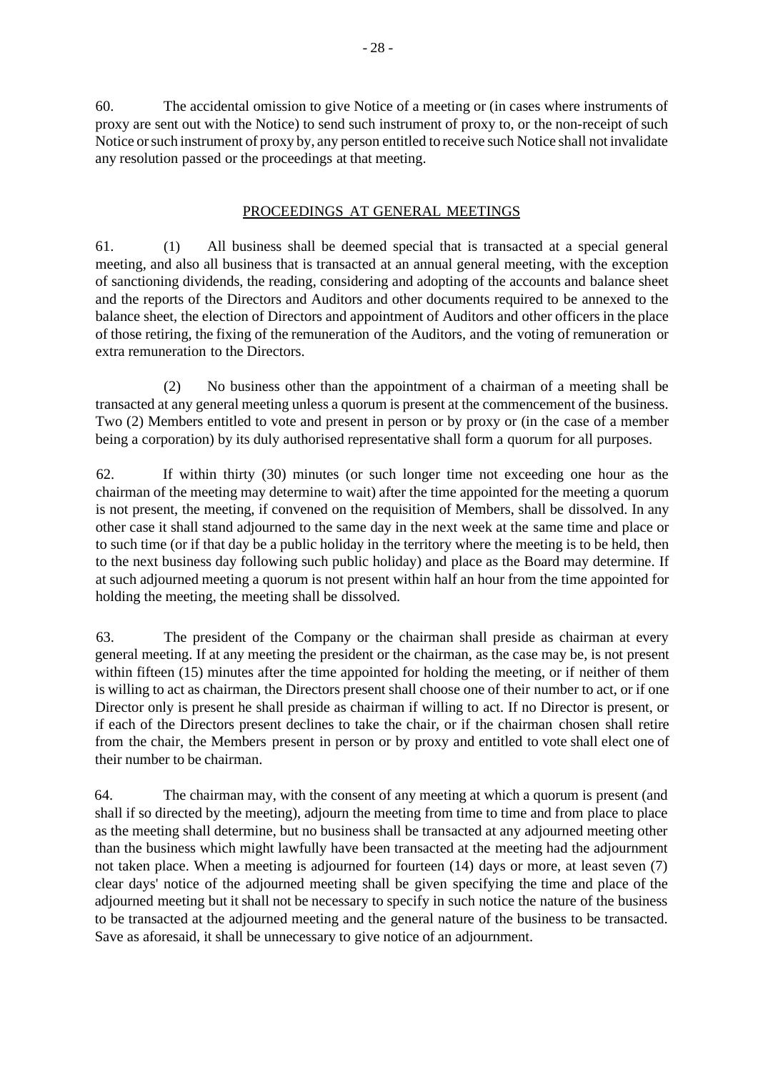60. The accidental omission to give Notice of a meeting or (in cases where instruments of proxy are sent out with the Notice) to send such instrument of proxy to, or the non-receipt of such Notice or such instrument of proxy by, any person entitled to receive such Notice shall not invalidate any resolution passed or the proceedings at that meeting.

## PROCEEDINGS AT GENERAL MEETINGS

61. (1) All business shall be deemed special that is transacted at a special general meeting, and also all business that is transacted at an annual general meeting, with the exception of sanctioning dividends, the reading, considering and adopting of the accounts and balance sheet and the reports of the Directors and Auditors and other documents required to be annexed to the balance sheet, the election of Directors and appointment of Auditors and other officers in the place of those retiring, the fixing of the remuneration of the Auditors, and the voting of remuneration or extra remuneration to the Directors.

(2) No business other than the appointment of a chairman of a meeting shall be transacted at any general meeting unless a quorum is present at the commencement of the business. Two (2) Members entitled to vote and present in person or by proxy or (in the case of a member being a corporation) by its duly authorised representative shall form a quorum for all purposes.

62. If within thirty (30) minutes (or such longer time not exceeding one hour as the chairman of the meeting may determine to wait) after the time appointed for the meeting a quorum is not present, the meeting, if convened on the requisition of Members, shall be dissolved. In any other case it shall stand adjourned to the same day in the next week at the same time and place or to such time (or if that day be a public holiday in the territory where the meeting is to be held, then to the next business day following such public holiday) and place as the Board may determine. If at such adjourned meeting a quorum is not present within half an hour from the time appointed for holding the meeting, the meeting shall be dissolved.

63. The president of the Company or the chairman shall preside as chairman at every general meeting. If at any meeting the president or the chairman, as the case may be, is not present within fifteen (15) minutes after the time appointed for holding the meeting, or if neither of them is willing to act as chairman, the Directors present shall choose one of their number to act, or if one Director only is present he shall preside as chairman if willing to act. If no Director is present, or if each of the Directors present declines to take the chair, or if the chairman chosen shall retire from the chair, the Members present in person or by proxy and entitled to vote shall elect one of their number to be chairman.

64. The chairman may, with the consent of any meeting at which a quorum is present (and shall if so directed by the meeting), adjourn the meeting from time to time and from place to place as the meeting shall determine, but no business shall be transacted at any adjourned meeting other than the business which might lawfully have been transacted at the meeting had the adjournment not taken place. When a meeting is adjourned for fourteen (14) days or more, at least seven (7) clear days' notice of the adjourned meeting shall be given specifying the time and place of the adjourned meeting but it shall not be necessary to specify in such notice the nature of the business to be transacted at the adjourned meeting and the general nature of the business to be transacted. Save as aforesaid, it shall be unnecessary to give notice of an adjournment.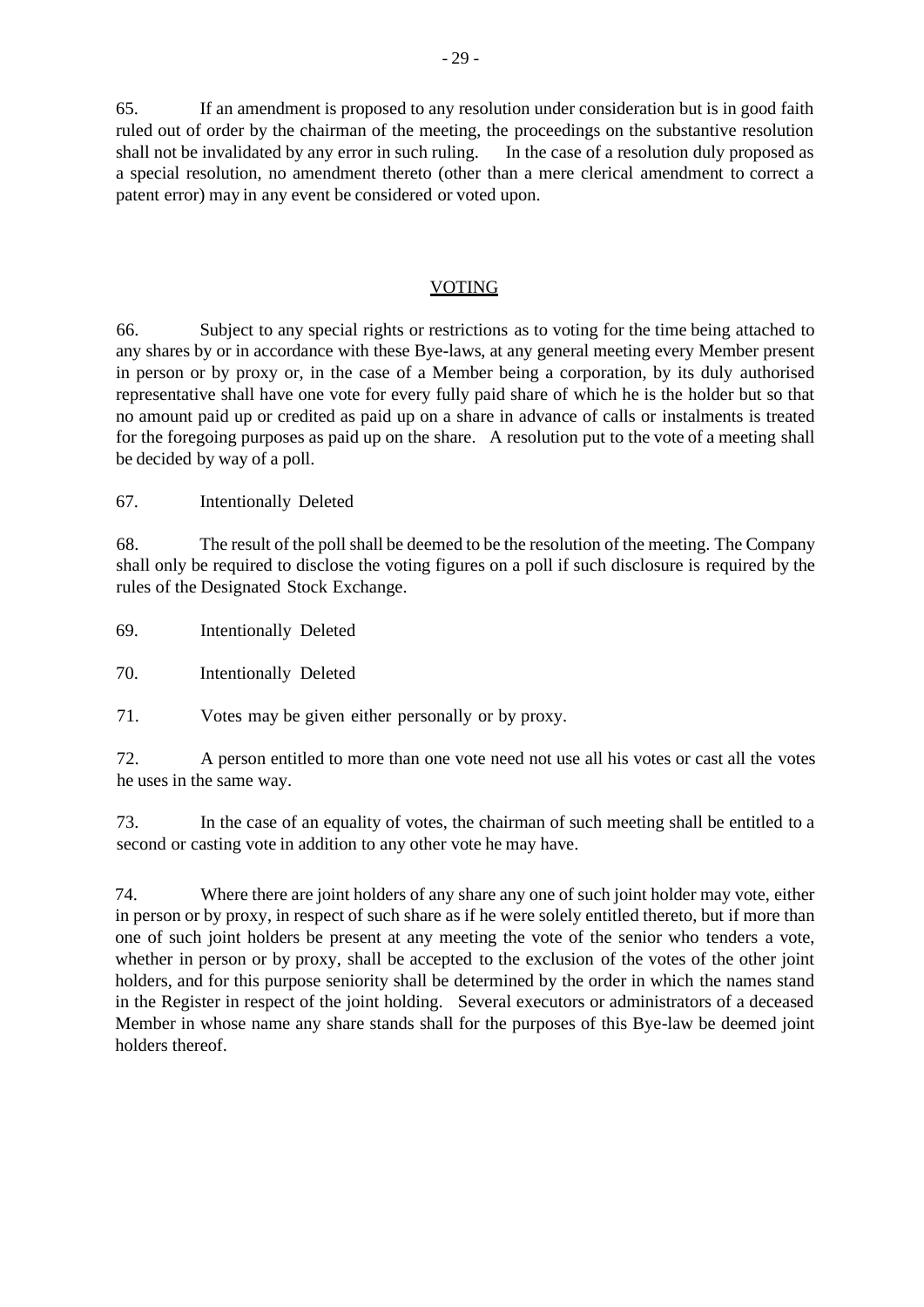65. If an amendment is proposed to any resolution under consideration but is in good faith ruled out of order by the chairman of the meeting, the proceedings on the substantive resolution shall not be invalidated by any error in such ruling. In the case of a resolution duly proposed as a special resolution, no amendment thereto (other than a mere clerical amendment to correct a patent error) may in any event be considered or voted upon.

## VOTING

66. Subject to any special rights or restrictions as to voting for the time being attached to any shares by or in accordance with these Bye-laws, at any general meeting every Member present in person or by proxy or, in the case of a Member being a corporation, by its duly authorised representative shall have one vote for every fully paid share of which he is the holder but so that no amount paid up or credited as paid up on a share in advance of calls or instalments is treated for the foregoing purposes as paid up on the share. A resolution put to the vote of a meeting shall be decided by way of a poll.

67. Intentionally Deleted

68. The result of the poll shall be deemed to be the resolution of the meeting. The Company shall only be required to disclose the voting figures on a poll if such disclosure is required by the rules of the Designated Stock Exchange.

69. Intentionally Deleted

70. Intentionally Deleted

71. Votes may be given either personally or by proxy.

72. A person entitled to more than one vote need not use all his votes or cast all the votes he uses in the same way.

73. In the case of an equality of votes, the chairman of such meeting shall be entitled to a second or casting vote in addition to any other vote he may have.

74. Where there are joint holders of any share any one of such joint holder may vote, either in person or by proxy, in respect of such share as if he were solely entitled thereto, but if more than one of such joint holders be present at any meeting the vote of the senior who tenders a vote, whether in person or by proxy, shall be accepted to the exclusion of the votes of the other joint holders, and for this purpose seniority shall be determined by the order in which the names stand in the Register in respect of the joint holding. Several executors or administrators of a deceased Member in whose name any share stands shall for the purposes of this Bye-law be deemed joint holders thereof.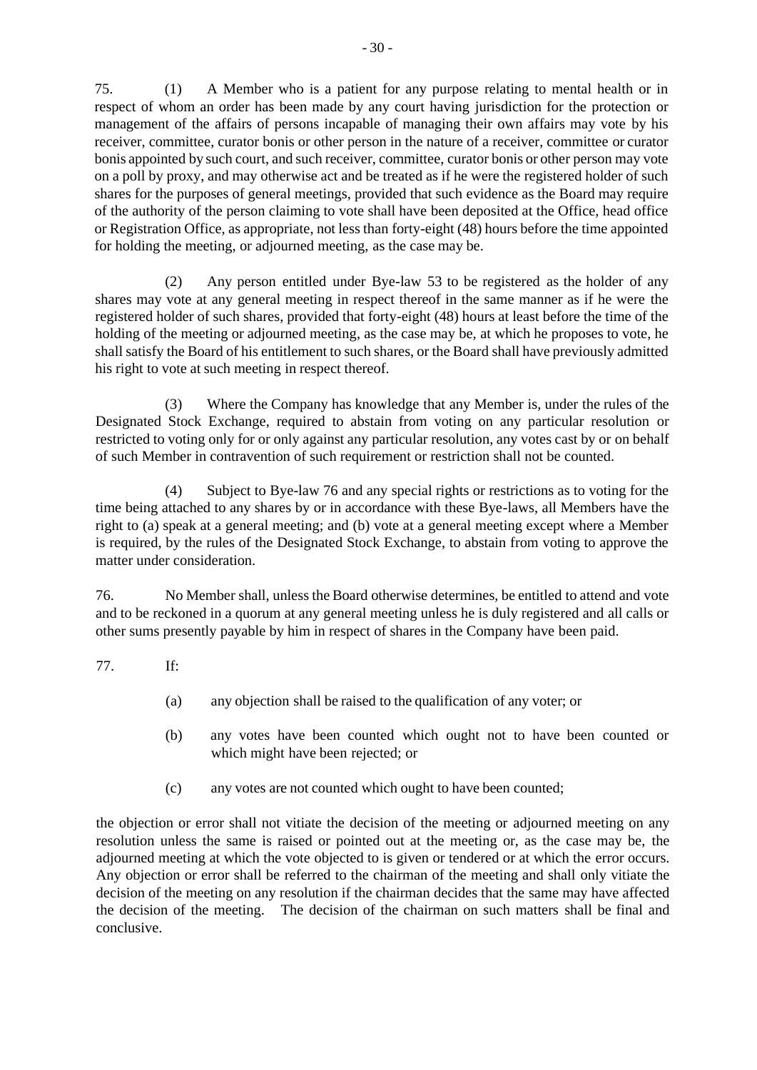75. (1) A Member who is a patient for any purpose relating to mental health or in respect of whom an order has been made by any court having jurisdiction for the protection or management of the affairs of persons incapable of managing their own affairs may vote by his receiver, committee, curator bonis or other person in the nature of a receiver, committee or curator bonis appointed by such court, and such receiver, committee, curator bonis or other person may vote on a poll by proxy, and may otherwise act and be treated as if he were the registered holder of such shares for the purposes of general meetings, provided that such evidence as the Board may require of the authority of the person claiming to vote shall have been deposited at the Office, head office or Registration Office, as appropriate, not less than forty-eight (48) hours before the time appointed for holding the meeting, or adjourned meeting, as the case may be.

(2) Any person entitled under Bye-law 53 to be registered as the holder of any shares may vote at any general meeting in respect thereof in the same manner as if he were the registered holder of such shares, provided that forty-eight (48) hours at least before the time of the holding of the meeting or adjourned meeting, as the case may be, at which he proposes to vote, he shall satisfy the Board of his entitlement to such shares, or the Board shall have previously admitted his right to vote at such meeting in respect thereof.

(3) Where the Company has knowledge that any Member is, under the rules of the Designated Stock Exchange, required to abstain from voting on any particular resolution or restricted to voting only for or only against any particular resolution, any votes cast by or on behalf of such Member in contravention of such requirement or restriction shall not be counted.

(4) Subject to Bye-law 76 and any special rights or restrictions as to voting for the time being attached to any shares by or in accordance with these Bye-laws, all Members have the right to (a) speak at a general meeting; and (b) vote at a general meeting except where a Member is required, by the rules of the Designated Stock Exchange, to abstain from voting to approve the matter under consideration.

76. No Member shall, unless the Board otherwise determines, be entitled to attend and vote and to be reckoned in a quorum at any general meeting unless he is duly registered and all calls or other sums presently payable by him in respect of shares in the Company have been paid.

77. If:

(a) any objection shall be raised to the qualification of any voter; or

(b) any votes have been counted which ought not to have been counted or which might have been rejected; or

(c) any votes are not counted which ought to have been counted;

the objection or error shall not vitiate the decision of the meeting or adjourned meeting on any resolution unless the same is raised or pointed out at the meeting or, as the case may be, the adjourned meeting at which the vote objected to is given or tendered or at which the error occurs. Any objection or error shall be referred to the chairman of the meeting and shall only vitiate the decision of the meeting on any resolution if the chairman decides that the same may have affected the decision of the meeting. The decision of the chairman on such matters shall be final and conclusive.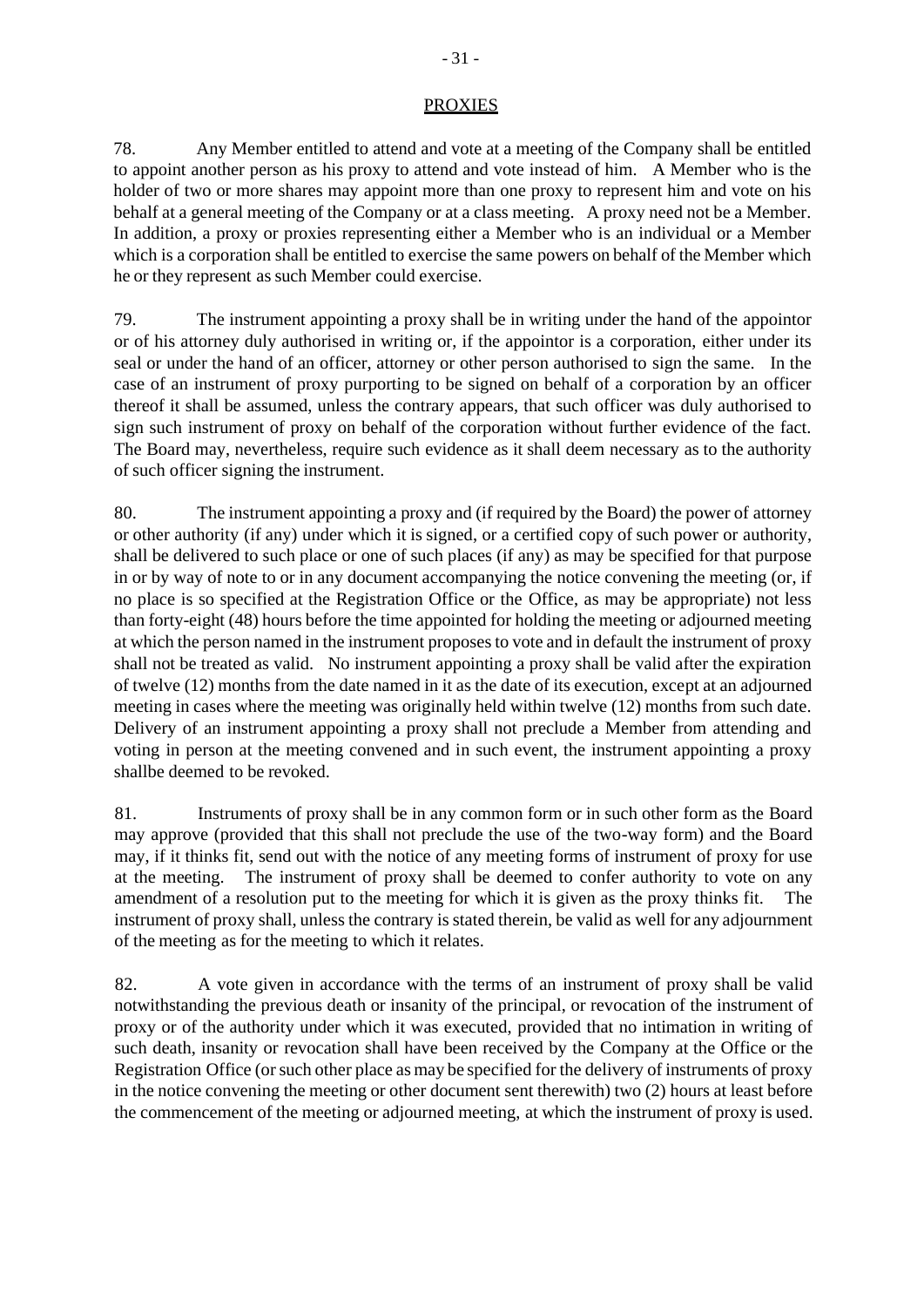## PROXIES

78. Any Member entitled to attend and vote at a meeting of the Company shall be entitled to appoint another person as his proxy to attend and vote instead of him. A Member who is the holder of two or more shares may appoint more than one proxy to represent him and vote on his behalf at a general meeting of the Company or at a class meeting. A proxy need not be a Member. In addition, a proxy or proxies representing either a Member who is an individual or a Member which is a corporation shall be entitled to exercise the same powers on behalf of the Member which he or they represent as such Member could exercise.

79. The instrument appointing a proxy shall be in writing under the hand of the appointor or of his attorney duly authorised in writing or, if the appointor is a corporation, either under its seal or under the hand of an officer, attorney or other person authorised to sign the same. In the case of an instrument of proxy purporting to be signed on behalf of a corporation by an officer thereof it shall be assumed, unless the contrary appears, that such officer was duly authorised to sign such instrument of proxy on behalf of the corporation without further evidence of the fact. The Board may, nevertheless, require such evidence as it shall deem necessary as to the authority of such officer signing the instrument.

80. The instrument appointing a proxy and (if required by the Board) the power of attorney or other authority (if any) under which it is signed, or a certified copy of such power or authority, shall be delivered to such place or one of such places (if any) as may be specified for that purpose in or by way of note to or in any document accompanying the notice convening the meeting (or, if no place is so specified at the Registration Office or the Office, as may be appropriate) not less than forty-eight (48) hours before the time appointed for holding the meeting or adjourned meeting at which the person named in the instrument proposes to vote and in default the instrument of proxy shall not be treated as valid. No instrument appointing a proxy shall be valid after the expiration of twelve (12) months from the date named in it as the date of its execution, except at an adjourned meeting in cases where the meeting was originally held within twelve (12) months from such date. Delivery of an instrument appointing a proxy shall not preclude a Member from attending and voting in person at the meeting convened and in such event, the instrument appointing a proxy shallbe deemed to be revoked.

81. Instruments of proxy shall be in any common form or in such other form as the Board may approve (provided that this shall not preclude the use of the two-way form) and the Board may, if it thinks fit, send out with the notice of any meeting forms of instrument of proxy for use at the meeting. The instrument of proxy shall be deemed to confer authority to vote on any amendment of a resolution put to the meeting for which it is given as the proxy thinks fit. The instrument of proxy shall, unless the contrary is stated therein, be valid as well for any adjournment of the meeting as for the meeting to which it relates.

82. A vote given in accordance with the terms of an instrument of proxy shall be valid notwithstanding the previous death or insanity of the principal, or revocation of the instrument of proxy or of the authority under which it was executed, provided that no intimation in writing of such death, insanity or revocation shall have been received by the Company at the Office or the Registration Office (or such other place as may be specified for the delivery of instruments of proxy in the notice convening the meeting or other document sent therewith) two (2) hours at least before the commencement of the meeting or adjourned meeting, at which the instrument of proxy is used.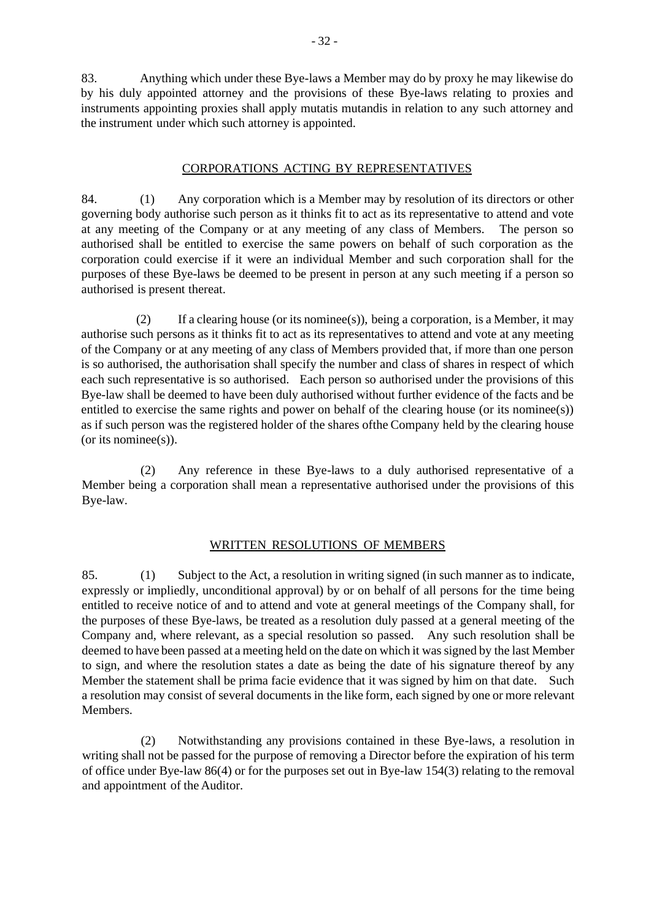83. Anything which under these Bye-laws a Member may do by proxy he may likewise do by his duly appointed attorney and the provisions of these Bye-laws relating to proxies and instruments appointing proxies shall apply mutatis mutandis in relation to any such attorney and the instrument under which such attorney is appointed.

## CORPORATIONS ACTING BY REPRESENTATIVES

84. (1) Any corporation which is a Member may by resolution of its directors or other governing body authorise such person as it thinks fit to act as its representative to attend and vote at any meeting of the Company or at any meeting of any class of Members. The person so authorised shall be entitled to exercise the same powers on behalf of such corporation as the corporation could exercise if it were an individual Member and such corporation shall for the purposes of these Bye-laws be deemed to be present in person at any such meeting if a person so authorised is present thereat.

(2) If a clearing house (or its nominee(s)), being a corporation, is a Member, it may authorise such persons as it thinks fit to act as its representatives to attend and vote at any meeting of the Company or at any meeting of any class of Members provided that, if more than one person is so authorised, the authorisation shall specify the number and class of shares in respect of which each such representative is so authorised. Each person so authorised under the provisions of this Bye-law shall be deemed to have been duly authorised without further evidence of the facts and be entitled to exercise the same rights and power on behalf of the clearing house (or its nominee(s)) as if such person was the registered holder of the shares ofthe Company held by the clearing house (or its nominee(s)).

(2) Any reference in these Bye-laws to a duly authorised representative of a Member being a corporation shall mean a representative authorised under the provisions of this Bye-law.

## WRITTEN RESOLUTIONS OF MEMBERS

85. (1) Subject to the Act, a resolution in writing signed (in such manner as to indicate, expressly or impliedly, unconditional approval) by or on behalf of all persons for the time being entitled to receive notice of and to attend and vote at general meetings of the Company shall, for the purposes of these Bye-laws, be treated as a resolution duly passed at a general meeting of the Company and, where relevant, as a special resolution so passed. Any such resolution shall be deemed to have been passed at a meeting held on the date on which it was signed by the last Member to sign, and where the resolution states a date as being the date of his signature thereof by any Member the statement shall be prima facie evidence that it was signed by him on that date. Such a resolution may consist of several documents in the like form, each signed by one or more relevant Members.

(2) Notwithstanding any provisions contained in these Bye-laws, a resolution in writing shall not be passed for the purpose of removing a Director before the expiration of his term of office under Bye-law 86(4) or for the purposes set out in Bye-law 154(3) relating to the removal and appointment of the Auditor.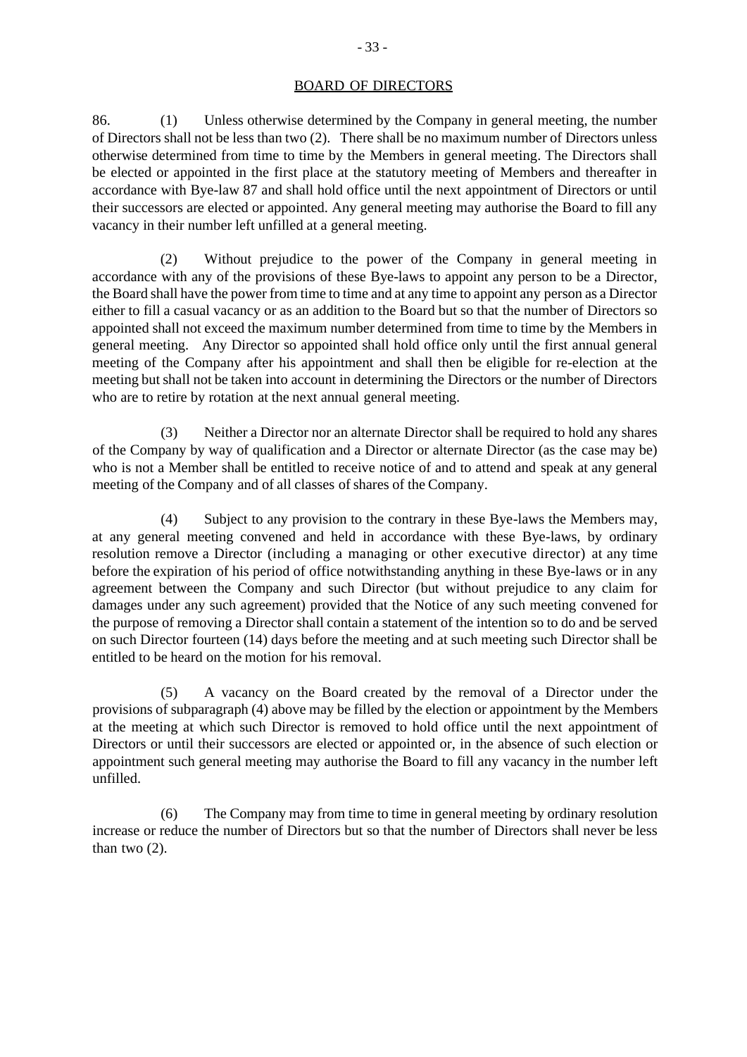## BOARD OF DIRECTORS

86. (1) Unless otherwise determined by the Company in general meeting, the number of Directors shall not be less than two (2). There shall be no maximum number of Directors unless otherwise determined from time to time by the Members in general meeting. The Directors shall be elected or appointed in the first place at the statutory meeting of Members and thereafter in accordance with Bye-law 87 and shall hold office until the next appointment of Directors or until their successors are elected or appointed. Any general meeting may authorise the Board to fill any vacancy in their number left unfilled at a general meeting.

(2) Without prejudice to the power of the Company in general meeting in accordance with any of the provisions of these Bye-laws to appoint any person to be a Director, the Board shall have the power from time to time and at any time to appoint any person as a Director either to fill a casual vacancy or as an addition to the Board but so that the number of Directors so appointed shall not exceed the maximum number determined from time to time by the Members in general meeting. Any Director so appointed shall hold office only until the first annual general meeting of the Company after his appointment and shall then be eligible for re-election at the meeting but shall not be taken into account in determining the Directors or the number of Directors who are to retire by rotation at the next annual general meeting.

(3) Neither a Director nor an alternate Director shall be required to hold any shares of the Company by way of qualification and a Director or alternate Director (as the case may be) who is not a Member shall be entitled to receive notice of and to attend and speak at any general meeting of the Company and of all classes of shares of the Company.

(4) Subject to any provision to the contrary in these Bye-laws the Members may, at any general meeting convened and held in accordance with these Bye-laws, by ordinary resolution remove a Director (including a managing or other executive director) at any time before the expiration of his period of office notwithstanding anything in these Bye-laws or in any agreement between the Company and such Director (but without prejudice to any claim for damages under any such agreement) provided that the Notice of any such meeting convened for the purpose of removing a Director shall contain a statement of the intention so to do and be served on such Director fourteen (14) days before the meeting and at such meeting such Director shall be entitled to be heard on the motion for his removal.

(5) A vacancy on the Board created by the removal of a Director under the provisions of subparagraph (4) above may be filled by the election or appointment by the Members at the meeting at which such Director is removed to hold office until the next appointment of Directors or until their successors are elected or appointed or, in the absence of such election or appointment such general meeting may authorise the Board to fill any vacancy in the number left unfilled.

(6) The Company may from time to time in general meeting by ordinary resolution increase or reduce the number of Directors but so that the number of Directors shall never be less than two (2).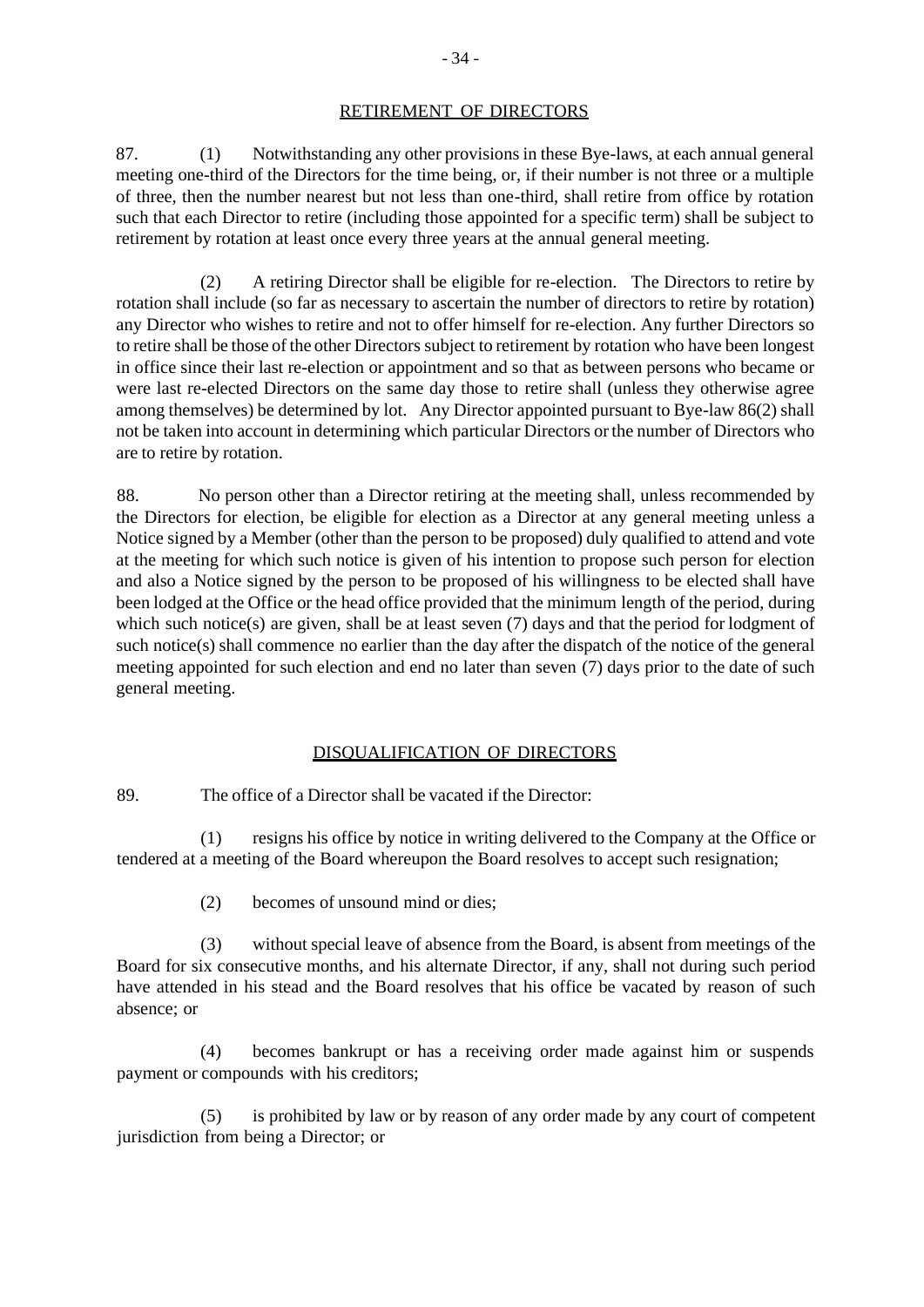## RETIREMENT OF DIRECTORS

87. (1) Notwithstanding any other provisions in these Bye-laws, at each annual general meeting one-third of the Directors for the time being, or, if their number is not three or a multiple of three, then the number nearest but not less than one-third, shall retire from office by rotation such that each Director to retire (including those appointed for a specific term) shall be subject to retirement by rotation at least once every three years at the annual general meeting.

(2) A retiring Director shall be eligible for re-election. The Directors to retire by rotation shall include (so far as necessary to ascertain the number of directors to retire by rotation) any Director who wishes to retire and not to offer himself for re-election. Any further Directors so to retire shall be those of the other Directors subject to retirement by rotation who have been longest in office since their last re-election or appointment and so that as between persons who became or were last re-elected Directors on the same day those to retire shall (unless they otherwise agree among themselves) be determined by lot. Any Director appointed pursuant to Bye-law 86(2) shall not be taken into account in determining which particular Directors or the number of Directors who are to retire by rotation.

88. No person other than a Director retiring at the meeting shall, unless recommended by the Directors for election, be eligible for election as a Director at any general meeting unless a Notice signed by a Member (other than the person to be proposed) duly qualified to attend and vote at the meeting for which such notice is given of his intention to propose such person for election and also a Notice signed by the person to be proposed of his willingness to be elected shall have been lodged at the Office or the head office provided that the minimum length of the period, during which such notice(s) are given, shall be at least seven (7) days and that the period for lodgment of such notice(s) shall commence no earlier than the day after the dispatch of the notice of the general meeting appointed for such election and end no later than seven (7) days prior to the date of such general meeting.

## DISQUALIFICATION OF DIRECTORS

89. The office of a Director shall be vacated if the Director:

(1) resigns his office by notice in writing delivered to the Company at the Office or tendered at a meeting of the Board whereupon the Board resolves to accept such resignation;

(2) becomes of unsound mind or dies;

(3) without special leave of absence from the Board, is absent from meetings of the Board for six consecutive months, and his alternate Director, if any, shall not during such period have attended in his stead and the Board resolves that his office be vacated by reason of such absence; or

(4) becomes bankrupt or has a receiving order made against him or suspends payment or compounds with his creditors;

(5) is prohibited by law or by reason of any order made by any court of competent jurisdiction from being a Director; or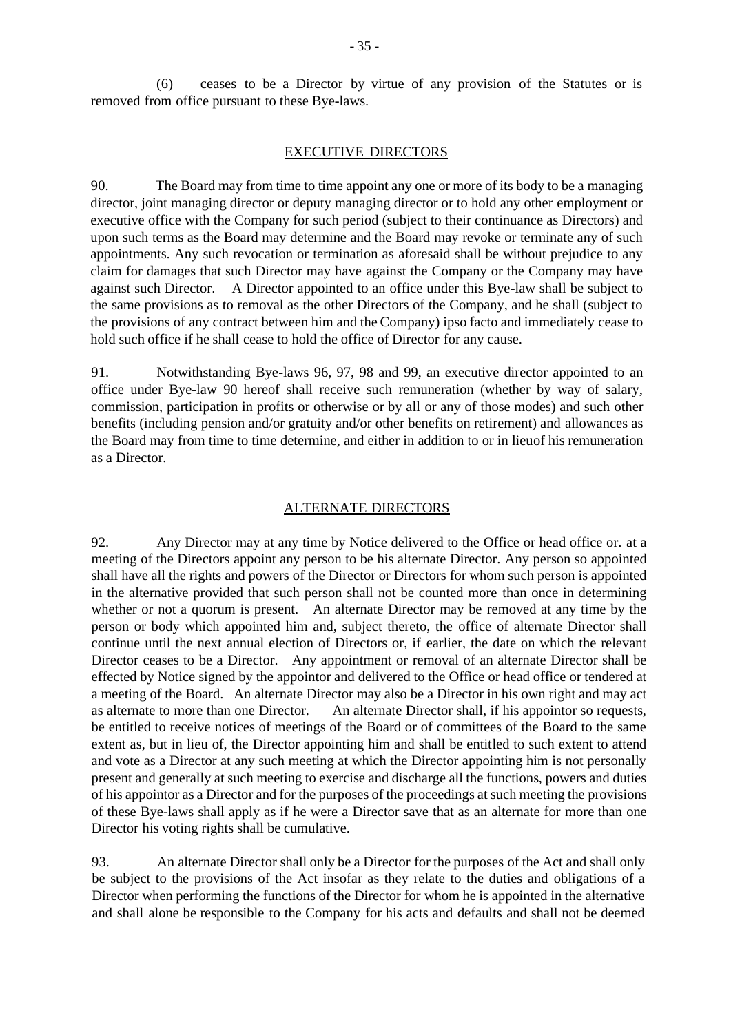(6) ceases to be a Director by virtue of any provision of the Statutes or is removed from office pursuant to these Bye-laws.

## EXECUTIVE DIRECTORS

90. The Board may from time to time appoint any one or more of its body to be a managing director, joint managing director or deputy managing director or to hold any other employment or executive office with the Company for such period (subject to their continuance as Directors) and upon such terms as the Board may determine and the Board may revoke or terminate any of such appointments. Any such revocation or termination as aforesaid shall be without prejudice to any claim for damages that such Director may have against the Company or the Company may have against such Director. A Director appointed to an office under this Bye-law shall be subject to the same provisions as to removal as the other Directors of the Company, and he shall (subject to the provisions of any contract between him and the Company) ipso facto and immediately cease to hold such office if he shall cease to hold the office of Director for any cause.

91. Notwithstanding Bye-laws 96, 97, 98 and 99, an executive director appointed to an office under Bye-law 90 hereof shall receive such remuneration (whether by way of salary, commission, participation in profits or otherwise or by all or any of those modes) and such other benefits (including pension and/or gratuity and/or other benefits on retirement) and allowances as the Board may from time to time determine, and either in addition to or in lieuof his remuneration as a Director.

## ALTERNATE DIRECTORS

92. Any Director may at any time by Notice delivered to the Office or head office or. at a meeting of the Directors appoint any person to be his alternate Director. Any person so appointed shall have all the rights and powers of the Director or Directors for whom such person is appointed in the alternative provided that such person shall not be counted more than once in determining whether or not a quorum is present. An alternate Director may be removed at any time by the person or body which appointed him and, subject thereto, the office of alternate Director shall continue until the next annual election of Directors or, if earlier, the date on which the relevant Director ceases to be a Director. Any appointment or removal of an alternate Director shall be effected by Notice signed by the appointor and delivered to the Office or head office or tendered at a meeting of the Board. An alternate Director may also be a Director in his own right and may act as alternate to more than one Director. An alternate Director shall, if his appointor so requests, be entitled to receive notices of meetings of the Board or of committees of the Board to the same extent as, but in lieu of, the Director appointing him and shall be entitled to such extent to attend and vote as a Director at any such meeting at which the Director appointing him is not personally present and generally at such meeting to exercise and discharge all the functions, powers and duties of his appointor as a Director and for the purposes of the proceedings at such meeting the provisions of these Bye-laws shall apply as if he were a Director save that as an alternate for more than one Director his voting rights shall be cumulative.

93. An alternate Director shall only be a Director for the purposes of the Act and shall only be subject to the provisions of the Act insofar as they relate to the duties and obligations of a Director when performing the functions of the Director for whom he is appointed in the alternative and shall alone be responsible to the Company for his acts and defaults and shall not be deemed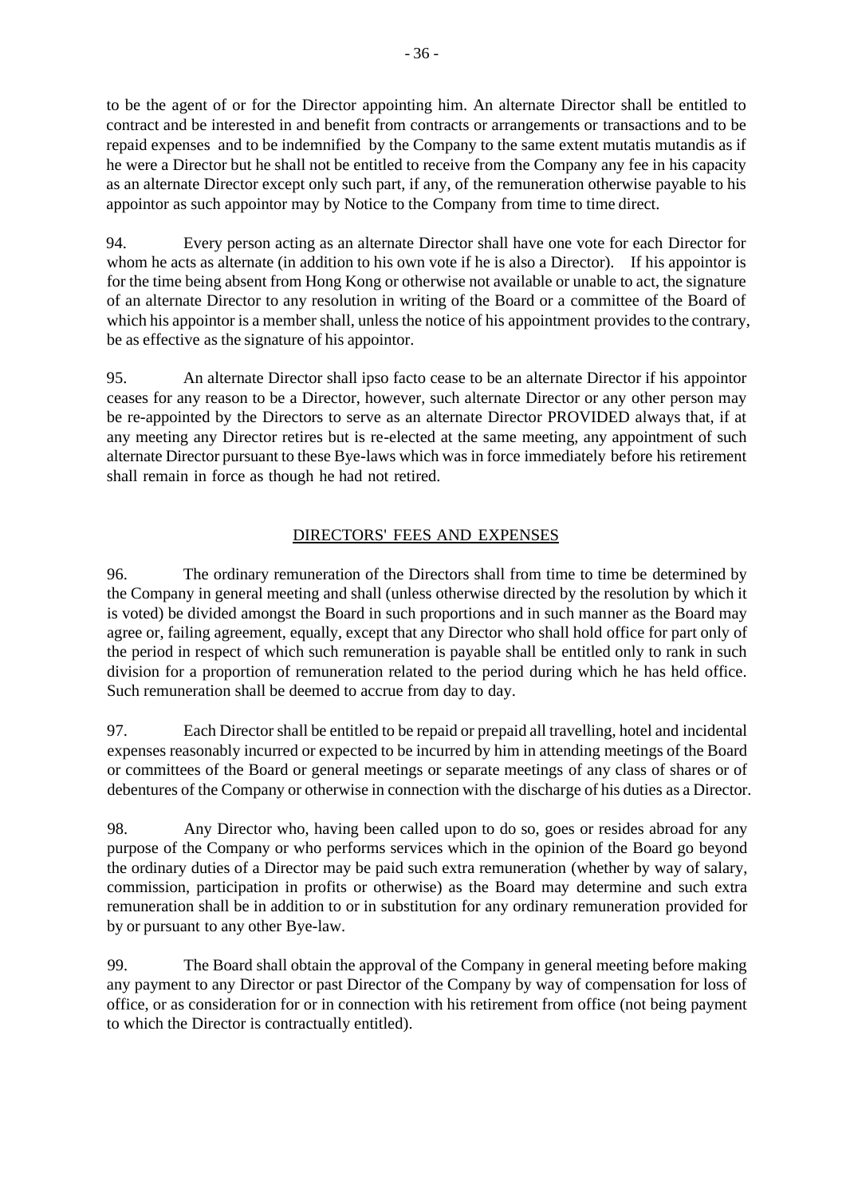to be the agent of or for the Director appointing him. An alternate Director shall be entitled to contract and be interested in and benefit from contracts or arrangements or transactions and to be repaid expenses and to be indemnified by the Company to the same extent mutatis mutandis as if he were a Director but he shall not be entitled to receive from the Company any fee in his capacity as an alternate Director except only such part, if any, of the remuneration otherwise payable to his appointor as such appointor may by Notice to the Company from time to time direct.

94. Every person acting as an alternate Director shall have one vote for each Director for whom he acts as alternate (in addition to his own vote if he is also a Director). If his appointor is for the time being absent from Hong Kong or otherwise not available or unable to act, the signature of an alternate Director to any resolution in writing of the Board or a committee of the Board of which his appointor is a member shall, unless the notice of his appointment provides to the contrary, be as effective as the signature of his appointor.

95. An alternate Director shall ipso facto cease to be an alternate Director if his appointor ceases for any reason to be a Director, however, such alternate Director or any other person may be re-appointed by the Directors to serve as an alternate Director PROVIDED always that, if at any meeting any Director retires but is re-elected at the same meeting, any appointment of such alternate Director pursuant to these Bye-laws which was in force immediately before his retirement shall remain in force as though he had not retired.

## DIRECTORS' FEES AND EXPENSES

96. The ordinary remuneration of the Directors shall from time to time be determined by the Company in general meeting and shall (unless otherwise directed by the resolution by which it is voted) be divided amongst the Board in such proportions and in such manner as the Board may agree or, failing agreement, equally, except that any Director who shall hold office for part only of the period in respect of which such remuneration is payable shall be entitled only to rank in such division for a proportion of remuneration related to the period during which he has held office. Such remuneration shall be deemed to accrue from day to day.

97. Each Director shall be entitled to be repaid or prepaid all travelling, hotel and incidental expenses reasonably incurred or expected to be incurred by him in attending meetings of the Board or committees of the Board or general meetings or separate meetings of any class of shares or of debentures of the Company or otherwise in connection with the discharge of his duties as a Director.

98. Any Director who, having been called upon to do so, goes or resides abroad for any purpose of the Company or who performs services which in the opinion of the Board go beyond the ordinary duties of a Director may be paid such extra remuneration (whether by way of salary, commission, participation in profits or otherwise) as the Board may determine and such extra remuneration shall be in addition to or in substitution for any ordinary remuneration provided for by or pursuant to any other Bye-law.

99. The Board shall obtain the approval of the Company in general meeting before making any payment to any Director or past Director of the Company by way of compensation for loss of office, or as consideration for or in connection with his retirement from office (not being payment to which the Director is contractually entitled).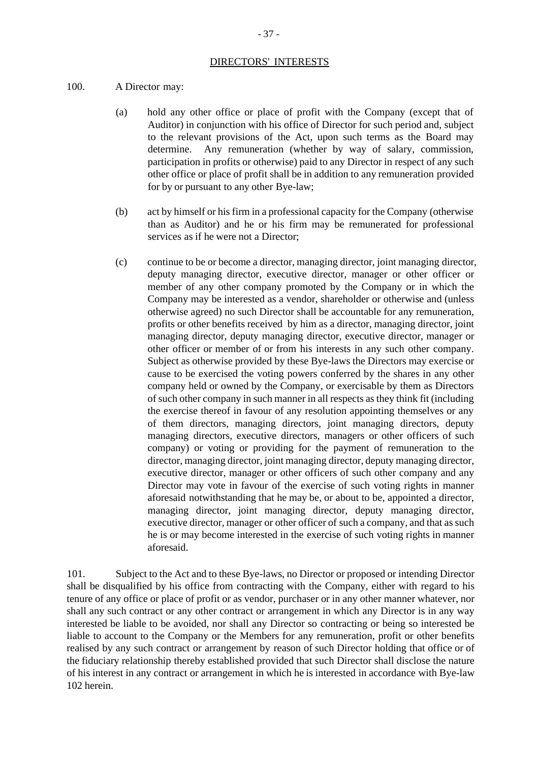## DIRECTORS' INTERESTS

100. A Director may:

(a) hold any other office or place of profit with the Company (except that of Auditor) in conjunction with his office of Director for such period and, subject to the relevant provisions of the Act, upon such terms as the Board may determine. Any remuneration (whether by way of salary, commission, participation in profits or otherwise) paid to any Director in respect of any such other office or place of profit shall be in addition to any remuneration provided for by or pursuant to any other Bye-law;

(b) act by himself or his firm in a professional capacity for the Company (otherwise than as Auditor) and he or his firm may be remunerated for professional services as if he were not a Director;

(c) continue to be or become a director, managing director, joint managing director, deputy managing director, executive director, manager or other officer or member of any other company promoted by the Company or in which the Company may be interested as a vendor, shareholder or otherwise and (unless otherwise agreed) no such Director shall be accountable for any remuneration, profits or other benefits received by him as a director, managing director, joint managing director, deputy managing director, executive director, manager or other officer or member of or from his interests in any such other company. Subject as otherwise provided by these Bye-laws the Directors may exercise or cause to be exercised the voting powers conferred by the shares in any other company held or owned by the Company, or exercisable by them as Directors of such other company in such manner in all respects as they think fit (including the exercise thereof in favour of any resolution appointing themselves or any of them directors, managing directors, joint managing directors, deputy managing directors, executive directors, managers or other officers of such company) or voting or providing for the payment of remuneration to the director, managing director, joint managing director, deputy managing director, executive director, manager or other officers of such other company and any Director may vote in favour of the exercise of such voting rights in manner aforesaid notwithstanding that he may be, or about to be, appointed a director, managing director, joint managing director, deputy managing director, executive director, manager or other officer of such a company, and that as such he is or may become interested in the exercise of such voting rights in manner aforesaid.

101. Subject to the Act and to these Bye-laws, no Director or proposed or intending Director shall be disqualified by his office from contracting with the Company, either with regard to his tenure of any office or place of profit or as vendor, purchaser or in any other manner whatever, nor shall any such contract or any other contract or arrangement in which any Director is in any way interested be liable to be avoided, nor shall any Director so contracting or being so interested be liable to account to the Company or the Members for any remuneration, profit or other benefits realised by any such contract or arrangement by reason of such Director holding that office or of the fiduciary relationship thereby established provided that such Director shall disclose the nature of his interest in any contract or arrangement in which he is interested in accordance with Bye-law 102 herein.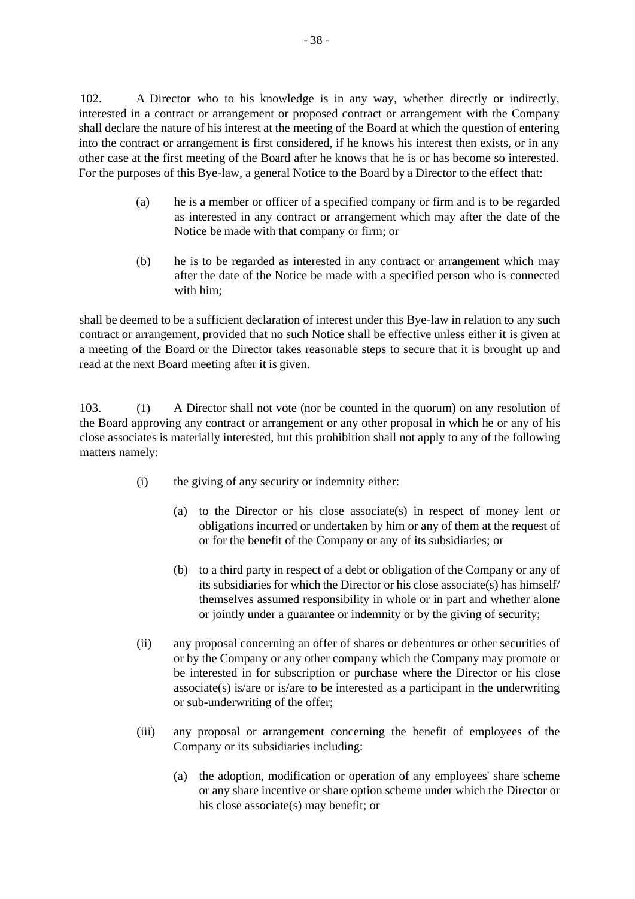102. A Director who to his knowledge is in any way, whether directly or indirectly, interested in a contract or arrangement or proposed contract or arrangement with the Company shall declare the nature of his interest at the meeting of the Board at which the question of entering into the contract or arrangement is first considered, if he knows his interest then exists, or in any other case at the first meeting of the Board after he knows that he is or has become so interested. For the purposes of this Bye-law, a general Notice to the Board by a Director to the effect that:

(a) he is a member or officer of a specified company or firm and is to be regarded as interested in any contract or arrangement which may after the date of the Notice be made with that company or firm; or

(b) he is to be regarded as interested in any contract or arrangement which may after the date of the Notice be made with a specified person who is connected with him;

shall be deemed to be a sufficient declaration of interest under this Bye-law in relation to any such contract or arrangement, provided that no such Notice shall be effective unless either it is given at a meeting of the Board or the Director takes reasonable steps to secure that it is brought up and read at the next Board meeting after it is given.

103. (1) A Director shall not vote (nor be counted in the quorum) on any resolution of the Board approving any contract or arrangement or any other proposal in which he or any of his close associates is materially interested, but this prohibition shall not apply to any of the following matters namely:

(i) the giving of any security or indemnity either:

(a) to the Director or his close associate(s) in respect of money lent or obligations incurred or undertaken by him or any of them at the request of or for the benefit of the Company or any of its subsidiaries; or

(b) to a third party in respect of a debt or obligation of the Company or any of its subsidiaries for which the Director or his close associate(s) has himself/ themselves assumed responsibility in whole or in part and whether alone or jointly under a guarantee or indemnity or by the giving of security;

(ii) any proposal concerning an offer of shares or debentures or other securities of or by the Company or any other company which the Company may promote or be interested in for subscription or purchase where the Director or his close associate(s) is/are or is/are to be interested as a participant in the underwriting or sub-underwriting of the offer;

(iii) any proposal or arrangement concerning the benefit of employees of the Company or its subsidiaries including:

(a) the adoption, modification or operation of any employees' share scheme or any share incentive or share option scheme under which the Director or his close associate(s) may benefit; or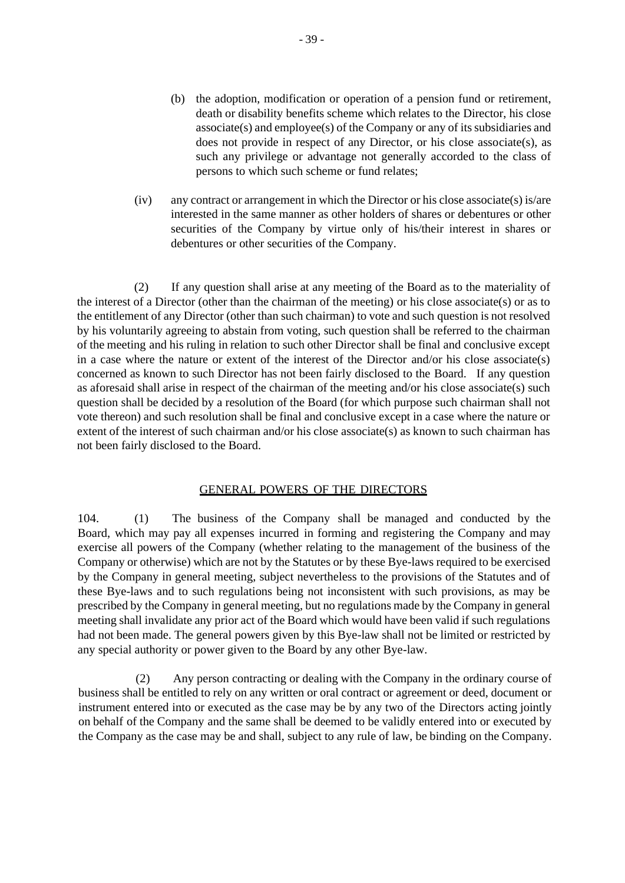(b) the adoption, modification or operation of a pension fund or retirement, death or disability benefits scheme which relates to the Director, his close associate(s) and employee(s) of the Company or any of its subsidiaries and does not provide in respect of any Director, or his close associate(s), as such any privilege or advantage not generally accorded to the class of persons to which such scheme or fund relates;

(iv) any contract or arrangement in which the Director or his close associate(s) is/are interested in the same manner as other holders of shares or debentures or other securities of the Company by virtue only of his/their interest in shares or debentures or other securities of the Company.

(2) If any question shall arise at any meeting of the Board as to the materiality of the interest of a Director (other than the chairman of the meeting) or his close associate(s) or as to the entitlement of any Director (other than such chairman) to vote and such question is not resolved by his voluntarily agreeing to abstain from voting, such question shall be referred to the chairman of the meeting and his ruling in relation to such other Director shall be final and conclusive except in a case where the nature or extent of the interest of the Director and/or his close associate(s) concerned as known to such Director has not been fairly disclosed to the Board. If any question as aforesaid shall arise in respect of the chairman of the meeting and/or his close associate(s) such question shall be decided by a resolution of the Board (for which purpose such chairman shall not vote thereon) and such resolution shall be final and conclusive except in a case where the nature or extent of the interest of such chairman and/or his close associate(s) as known to such chairman has not been fairly disclosed to the Board.

## GENERAL POWERS OF THE DIRECTORS

104. (1) The business of the Company shall be managed and conducted by the Board, which may pay all expenses incurred in forming and registering the Company and may exercise all powers of the Company (whether relating to the management of the business of the Company or otherwise) which are not by the Statutes or by these Bye-laws required to be exercised by the Company in general meeting, subject nevertheless to the provisions of the Statutes and of these Bye-laws and to such regulations being not inconsistent with such provisions, as may be prescribed by the Company in general meeting, but no regulations made by the Company in general meeting shall invalidate any prior act of the Board which would have been valid if such regulations had not been made. The general powers given by this Bye-law shall not be limited or restricted by any special authority or power given to the Board by any other Bye-law.

(2) Any person contracting or dealing with the Company in the ordinary course of business shall be entitled to rely on any written or oral contract or agreement or deed, document or instrument entered into or executed as the case may be by any two of the Directors acting jointly on behalf of the Company and the same shall be deemed to be validly entered into or executed by the Company as the case may be and shall, subject to any rule of law, be binding on the Company.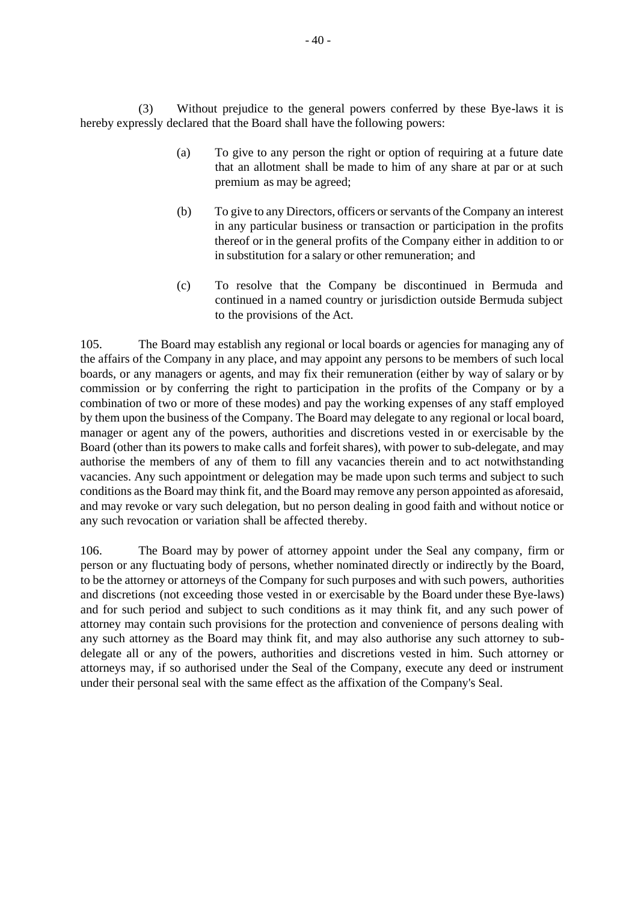(3) Without prejudice to the general powers conferred by these Bye-laws it is hereby expressly declared that the Board shall have the following powers:

(a) To give to any person the right or option of requiring at a future date that an allotment shall be made to him of any share at par or at such premium as may be agreed;

(b) To give to any Directors, officers or servants of the Company an interest in any particular business or transaction or participation in the profits thereof or in the general profits of the Company either in addition to or in substitution for a salary or other remuneration; and

(c) To resolve that the Company be discontinued in Bermuda and continued in a named country or jurisdiction outside Bermuda subject to the provisions of the Act.

105. The Board may establish any regional or local boards or agencies for managing any of the affairs of the Company in any place, and may appoint any persons to be members of such local boards, or any managers or agents, and may fix their remuneration (either by way of salary or by commission or by conferring the right to participation in the profits of the Company or by a combination of two or more of these modes) and pay the working expenses of any staff employed by them upon the business of the Company. The Board may delegate to any regional or local board, manager or agent any of the powers, authorities and discretions vested in or exercisable by the Board (other than its powers to make calls and forfeit shares), with power to sub-delegate, and may authorise the members of any of them to fill any vacancies therein and to act notwithstanding vacancies. Any such appointment or delegation may be made upon such terms and subject to such conditions as the Board may think fit, and the Board may remove any person appointed as aforesaid, and may revoke or vary such delegation, but no person dealing in good faith and without notice or any such revocation or variation shall be affected thereby.

106. The Board may by power of attorney appoint under the Seal any company, firm or person or any fluctuating body of persons, whether nominated directly or indirectly by the Board, to be the attorney or attorneys of the Company for such purposes and with such powers, authorities and discretions (not exceeding those vested in or exercisable by the Board under these Bye-laws) and for such period and subject to such conditions as it may think fit, and any such power of attorney may contain such provisions for the protection and convenience of persons dealing with any such attorney as the Board may think fit, and may also authorise any such attorney to sub-delegate all or any of the powers, authorities and discretions vested in him. Such attorney or attorneys may, if so authorised under the Seal of the Company, execute any deed or instrument under their personal seal with the same effect as the affixation of the Company's Seal.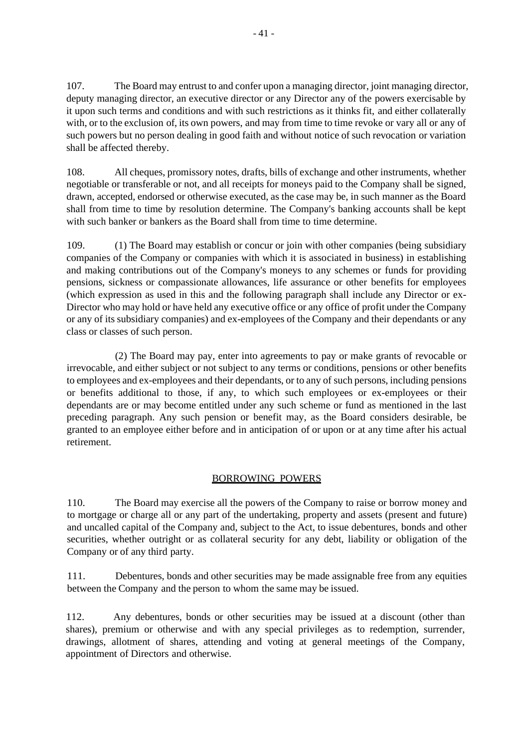107. The Board may entrust to and confer upon a managing director, joint managing director, deputy managing director, an executive director or any Director any of the powers exercisable by it upon such terms and conditions and with such restrictions as it thinks fit, and either collaterally with, or to the exclusion of, its own powers, and may from time to time revoke or vary all or any of such powers but no person dealing in good faith and without notice of such revocation or variation shall be affected thereby.

108. All cheques, promissory notes, drafts, bills of exchange and other instruments, whether negotiable or transferable or not, and all receipts for moneys paid to the Company shall be signed, drawn, accepted, endorsed or otherwise executed, as the case may be, in such manner as the Board shall from time to time by resolution determine. The Company's banking accounts shall be kept with such banker or bankers as the Board shall from time to time determine.

109. (1) The Board may establish or concur or join with other companies (being subsidiary companies of the Company or companies with which it is associated in business) in establishing and making contributions out of the Company's moneys to any schemes or funds for providing pensions, sickness or compassionate allowances, life assurance or other benefits for employees (which expression as used in this and the following paragraph shall include any Director or ex-Director who may hold or have held any executive office or any office of profit under the Company or any of its subsidiary companies) and ex-employees of the Company and their dependants or any class or classes of such person.

(2) The Board may pay, enter into agreements to pay or make grants of revocable or irrevocable, and either subject or not subject to any terms or conditions, pensions or other benefits to employees and ex-employees and their dependants, or to any of such persons, including pensions or benefits additional to those, if any, to which such employees or ex-employees or their dependants are or may become entitled under any such scheme or fund as mentioned in the last preceding paragraph. Any such pension or benefit may, as the Board considers desirable, be granted to an employee either before and in anticipation of or upon or at any time after his actual retirement.

## BORROWING POWERS

110. The Board may exercise all the powers of the Company to raise or borrow money and to mortgage or charge all or any part of the undertaking, property and assets (present and future) and uncalled capital of the Company and, subject to the Act, to issue debentures, bonds and other securities, whether outright or as collateral security for any debt, liability or obligation of the Company or of any third party.

111. Debentures, bonds and other securities may be made assignable free from any equities between the Company and the person to whom the same may be issued.

112. Any debentures, bonds or other securities may be issued at a discount (other than shares), premium or otherwise and with any special privileges as to redemption, surrender, drawings, allotment of shares, attending and voting at general meetings of the Company, appointment of Directors and otherwise.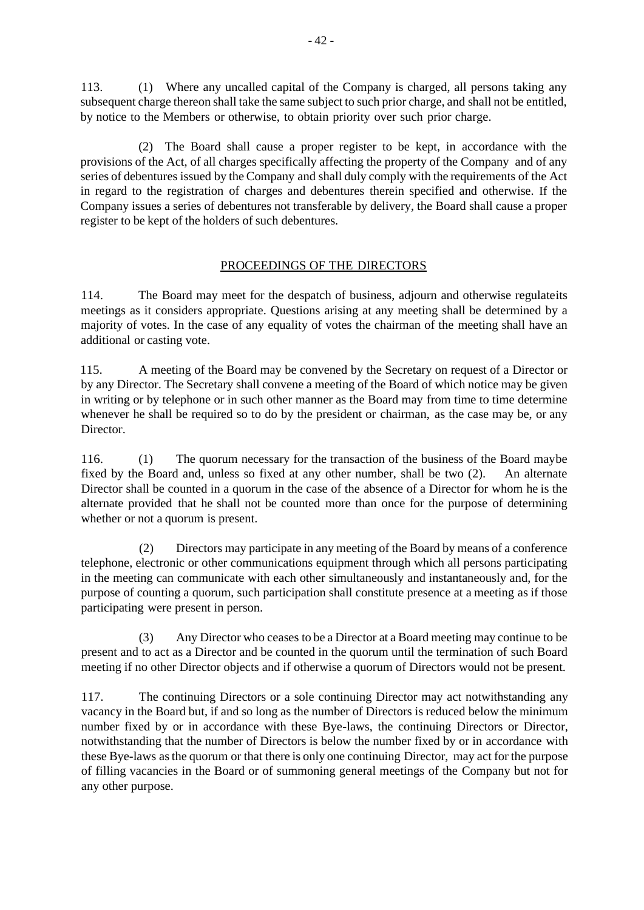113. (1) Where any uncalled capital of the Company is charged, all persons taking any subsequent charge thereon shall take the same subject to such prior charge, and shall not be entitled, by notice to the Members or otherwise, to obtain priority over such prior charge.

(2) The Board shall cause a proper register to be kept, in accordance with the provisions of the Act, of all charges specifically affecting the property of the Company and of any series of debentures issued by the Company and shall duly comply with the requirements of the Act in regard to the registration of charges and debentures therein specified and otherwise. If the Company issues a series of debentures not transferable by delivery, the Board shall cause a proper register to be kept of the holders of such debentures.

## PROCEEDINGS OF THE DIRECTORS

114. The Board may meet for the despatch of business, adjourn and otherwise regulateits meetings as it considers appropriate. Questions arising at any meeting shall be determined by a majority of votes. In the case of any equality of votes the chairman of the meeting shall have an additional or casting vote.

115. A meeting of the Board may be convened by the Secretary on request of a Director or by any Director. The Secretary shall convene a meeting of the Board of which notice may be given in writing or by telephone or in such other manner as the Board may from time to time determine whenever he shall be required so to do by the president or chairman, as the case may be, or any Director.

116. (1) The quorum necessary for the transaction of the business of the Board maybe fixed by the Board and, unless so fixed at any other number, shall be two (2). An alternate Director shall be counted in a quorum in the case of the absence of a Director for whom he is the alternate provided that he shall not be counted more than once for the purpose of determining whether or not a quorum is present.

(2) Directors may participate in any meeting of the Board by means of a conference telephone, electronic or other communications equipment through which all persons participating in the meeting can communicate with each other simultaneously and instantaneously and, for the purpose of counting a quorum, such participation shall constitute presence at a meeting as if those participating were present in person.

(3) Any Director who ceases to be a Director at a Board meeting may continue to be present and to act as a Director and be counted in the quorum until the termination of such Board meeting if no other Director objects and if otherwise a quorum of Directors would not be present.

117. The continuing Directors or a sole continuing Director may act notwithstanding any vacancy in the Board but, if and so long as the number of Directors is reduced below the minimum number fixed by or in accordance with these Bye-laws, the continuing Directors or Director, notwithstanding that the number of Directors is below the number fixed by or in accordance with these Bye-laws as the quorum or that there is only one continuing Director, may act for the purpose of filling vacancies in the Board or of summoning general meetings of the Company but not for any other purpose.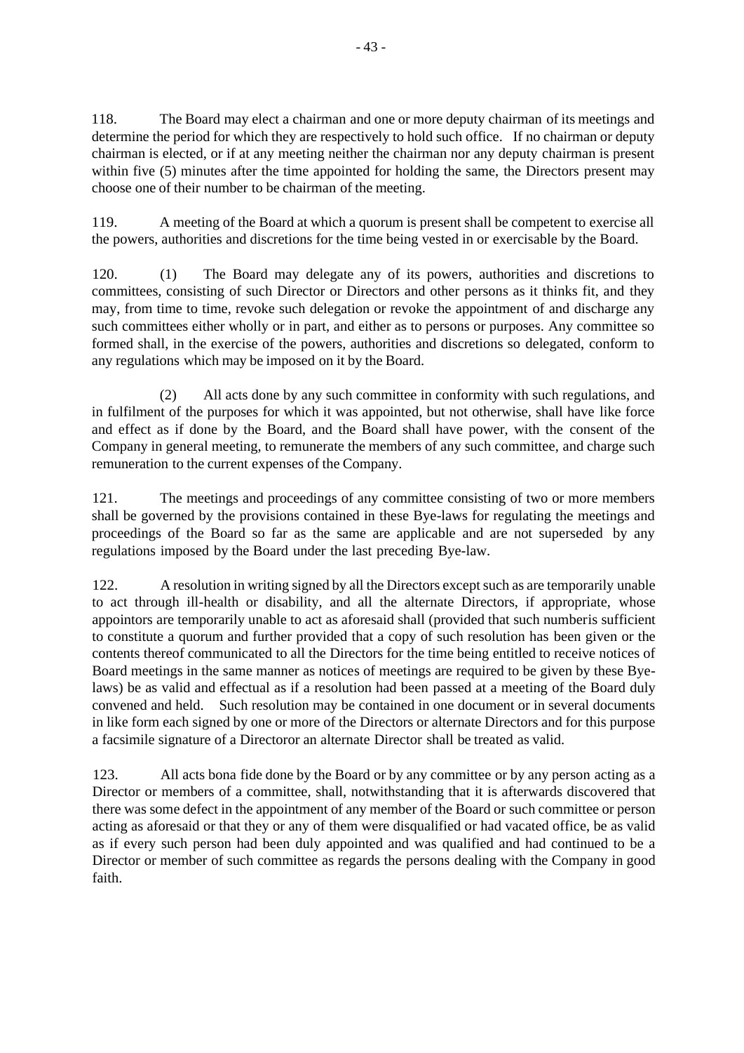118. The Board may elect a chairman and one or more deputy chairman of its meetings and determine the period for which they are respectively to hold such office. If no chairman or deputy chairman is elected, or if at any meeting neither the chairman nor any deputy chairman is present within five (5) minutes after the time appointed for holding the same, the Directors present may choose one of their number to be chairman of the meeting.

119. A meeting of the Board at which a quorum is present shall be competent to exercise all the powers, authorities and discretions for the time being vested in or exercisable by the Board.

120. (1) The Board may delegate any of its powers, authorities and discretions to committees, consisting of such Director or Directors and other persons as it thinks fit, and they may, from time to time, revoke such delegation or revoke the appointment of and discharge any such committees either wholly or in part, and either as to persons or purposes. Any committee so formed shall, in the exercise of the powers, authorities and discretions so delegated, conform to any regulations which may be imposed on it by the Board.

(2) All acts done by any such committee in conformity with such regulations, and in fulfilment of the purposes for which it was appointed, but not otherwise, shall have like force and effect as if done by the Board, and the Board shall have power, with the consent of the Company in general meeting, to remunerate the members of any such committee, and charge such remuneration to the current expenses of the Company.

121. The meetings and proceedings of any committee consisting of two or more members shall be governed by the provisions contained in these Bye-laws for regulating the meetings and proceedings of the Board so far as the same are applicable and are not superseded by any regulations imposed by the Board under the last preceding Bye-law.

122. A resolution in writing signed by all the Directors except such as are temporarily unable to act through ill-health or disability, and all the alternate Directors, if appropriate, whose appointors are temporarily unable to act as aforesaid shall (provided that such numberis sufficient to constitute a quorum and further provided that a copy of such resolution has been given or the contents thereof communicated to all the Directors for the time being entitled to receive notices of Board meetings in the same manner as notices of meetings are required to be given by these Bye-laws) be as valid and effectual as if a resolution had been passed at a meeting of the Board duly convened and held. Such resolution may be contained in one document or in several documents in like form each signed by one or more of the Directors or alternate Directors and for this purpose a facsimile signature of a Directoror an alternate Director shall be treated as valid.

123. All acts bona fide done by the Board or by any committee or by any person acting as a Director or members of a committee, shall, notwithstanding that it is afterwards discovered that there was some defect in the appointment of any member of the Board or such committee or person acting as aforesaid or that they or any of them were disqualified or had vacated office, be as valid as if every such person had been duly appointed and was qualified and had continued to be a Director or member of such committee as regards the persons dealing with the Company in good faith.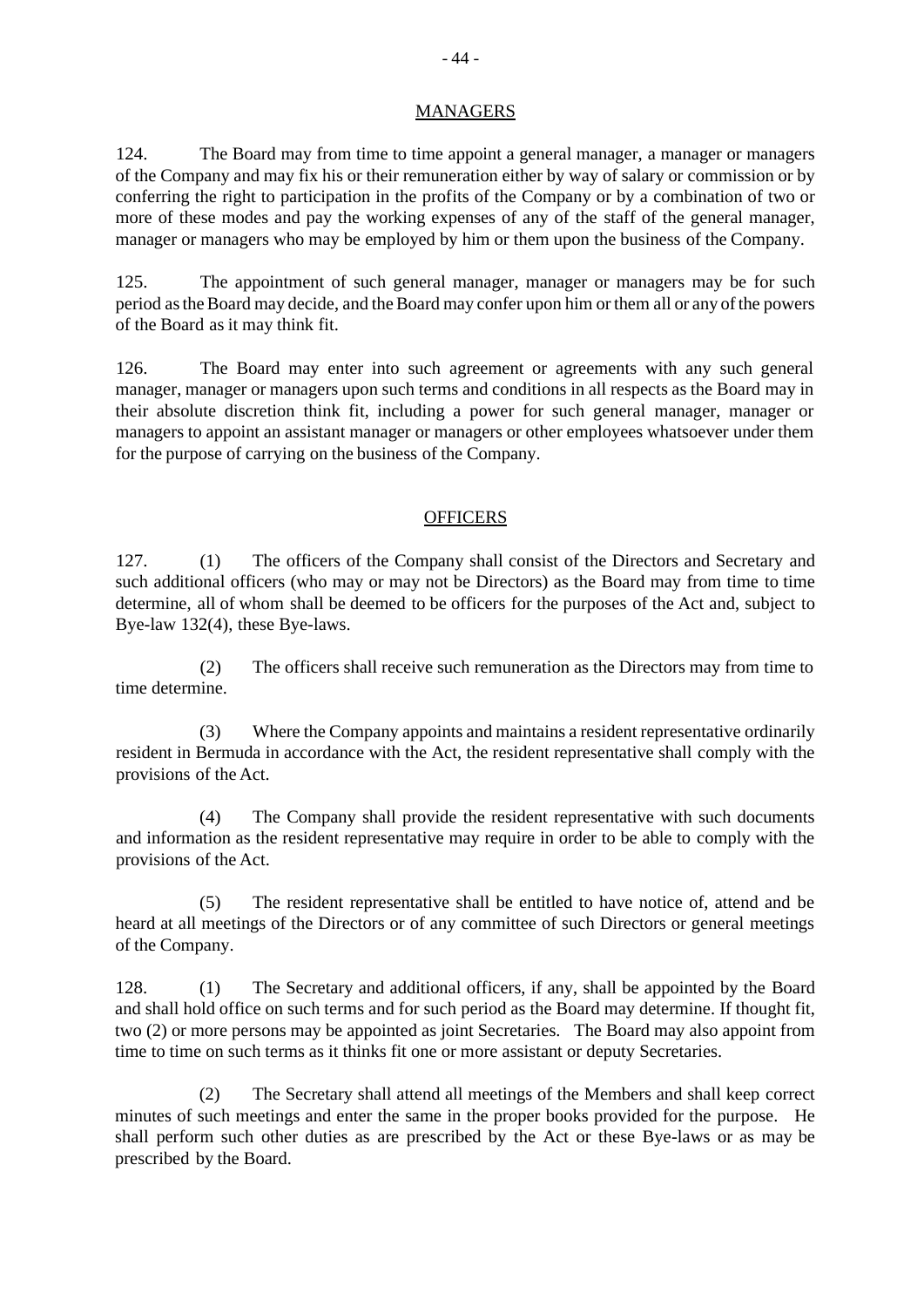## MANAGERS

124. The Board may from time to time appoint a general manager, a manager or managers of the Company and may fix his or their remuneration either by way of salary or commission or by conferring the right to participation in the profits of the Company or by a combination of two or more of these modes and pay the working expenses of any of the staff of the general manager, manager or managers who may be employed by him or them upon the business of the Company.

125. The appointment of such general manager, manager or managers may be for such period as the Board may decide, and the Board may confer upon him or them all or any of the powers of the Board as it may think fit.

126. The Board may enter into such agreement or agreements with any such general manager, manager or managers upon such terms and conditions in all respects as the Board may in their absolute discretion think fit, including a power for such general manager, manager or managers to appoint an assistant manager or managers or other employees whatsoever under them for the purpose of carrying on the business of the Company.

## OFFICERS

127. (1) The officers of the Company shall consist of the Directors and Secretary and such additional officers (who may or may not be Directors) as the Board may from time to time determine, all of whom shall be deemed to be officers for the purposes of the Act and, subject to Bye-law 132(4), these Bye-laws.

(2) The officers shall receive such remuneration as the Directors may from time to time determine.

(3) Where the Company appoints and maintains a resident representative ordinarily resident in Bermuda in accordance with the Act, the resident representative shall comply with the provisions of the Act.

(4) The Company shall provide the resident representative with such documents and information as the resident representative may require in order to be able to comply with the provisions of the Act.

(5) The resident representative shall be entitled to have notice of, attend and be heard at all meetings of the Directors or of any committee of such Directors or general meetings of the Company.

128. (1) The Secretary and additional officers, if any, shall be appointed by the Board and shall hold office on such terms and for such period as the Board may determine. If thought fit, two (2) or more persons may be appointed as joint Secretaries. The Board may also appoint from time to time on such terms as it thinks fit one or more assistant or deputy Secretaries.

(2) The Secretary shall attend all meetings of the Members and shall keep correct minutes of such meetings and enter the same in the proper books provided for the purpose. He shall perform such other duties as are prescribed by the Act or these Bye-laws or as may be prescribed by the Board.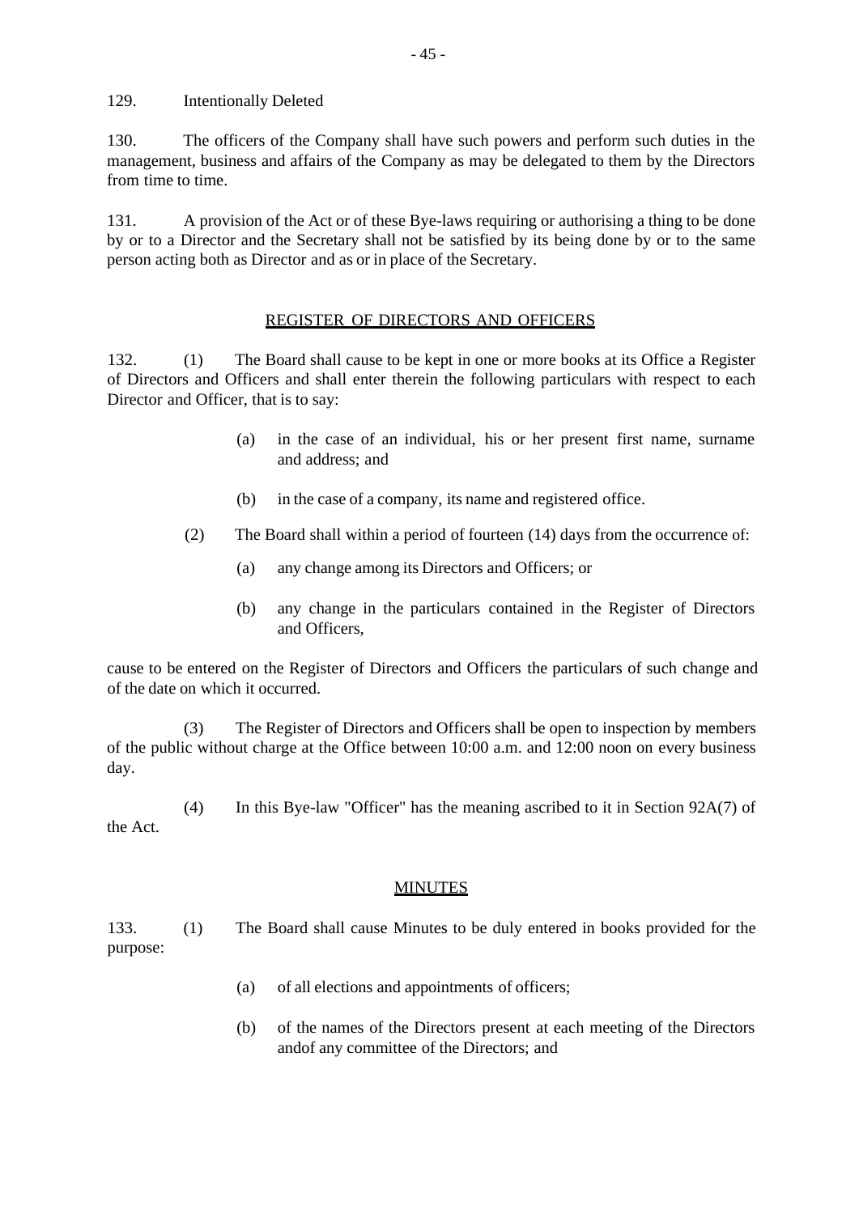129. Intentionally Deleted

130. The officers of the Company shall have such powers and perform such duties in the management, business and affairs of the Company as may be delegated to them by the Directors from time to time.

131. A provision of the Act or of these Bye-laws requiring or authorising a thing to be done by or to a Director and the Secretary shall not be satisfied by its being done by or to the same person acting both as Director and as or in place of the Secretary.

## REGISTER OF DIRECTORS AND OFFICERS

132. (1) The Board shall cause to be kept in one or more books at its Office a Register of Directors and Officers and shall enter therein the following particulars with respect to each Director and Officer, that is to say:

(a) in the case of an individual, his or her present first name, surname and address; and

(b) in the case of a company, its name and registered office.

(2) The Board shall within a period of fourteen (14) days from the occurrence of:

(a) any change among its Directors and Officers; or

(b) any change in the particulars contained in the Register of Directors and Officers,

cause to be entered on the Register of Directors and Officers the particulars of such change and of the date on which it occurred.

(3) The Register of Directors and Officers shall be open to inspection by members of the public without charge at the Office between 10:00 a.m. and 12:00 noon on every business day.

(4) In this Bye-law "Officer" has the meaning ascribed to it in Section 92A(7) of the Act.

## MINUTES

133. (1) The Board shall cause Minutes to be duly entered in books provided for the purpose:

(a) of all elections and appointments of officers;

(b) of the names of the Directors present at each meeting of the Directors andof any committee of the Directors; and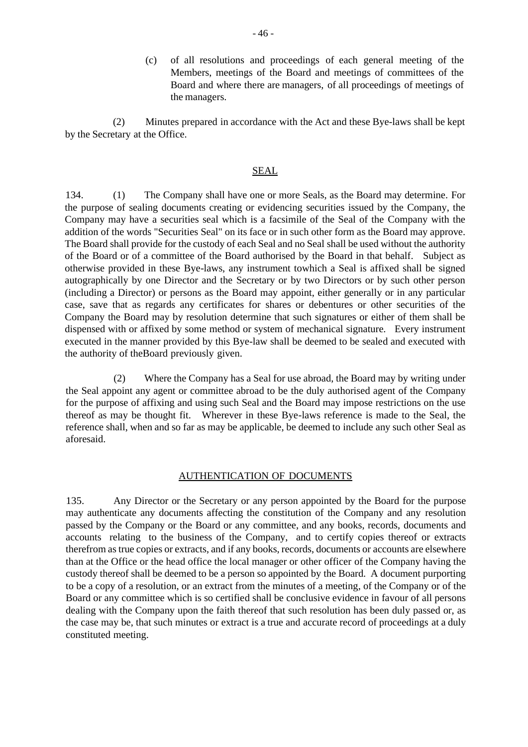(c) of all resolutions and proceedings of each general meeting of the Members, meetings of the Board and meetings of committees of the Board and where there are managers, of all proceedings of meetings of the managers.

(2) Minutes prepared in accordance with the Act and these Bye-laws shall be kept by the Secretary at the Office.

## SEAL

134. (1) The Company shall have one or more Seals, as the Board may determine. For the purpose of sealing documents creating or evidencing securities issued by the Company, the Company may have a securities seal which is a facsimile of the Seal of the Company with the addition of the words "Securities Seal" on its face or in such other form as the Board may approve. The Board shall provide for the custody of each Seal and no Seal shall be used without the authority of the Board or of a committee of the Board authorised by the Board in that behalf. Subject as otherwise provided in these Bye-laws, any instrument towhich a Seal is affixed shall be signed autographically by one Director and the Secretary or by two Directors or by such other person (including a Director) or persons as the Board may appoint, either generally or in any particular case, save that as regards any certificates for shares or debentures or other securities of the Company the Board may by resolution determine that such signatures or either of them shall be dispensed with or affixed by some method or system of mechanical signature. Every instrument executed in the manner provided by this Bye-law shall be deemed to be sealed and executed with the authority of theBoard previously given.

(2) Where the Company has a Seal for use abroad, the Board may by writing under the Seal appoint any agent or committee abroad to be the duly authorised agent of the Company for the purpose of affixing and using such Seal and the Board may impose restrictions on the use thereof as may be thought fit. Wherever in these Bye-laws reference is made to the Seal, the reference shall, when and so far as may be applicable, be deemed to include any such other Seal as aforesaid.

## AUTHENTICATION OF DOCUMENTS

135. Any Director or the Secretary or any person appointed by the Board for the purpose may authenticate any documents affecting the constitution of the Company and any resolution passed by the Company or the Board or any committee, and any books, records, documents and accounts relating to the business of the Company, and to certify copies thereof or extracts therefrom as true copies or extracts, and if any books, records, documents or accounts are elsewhere than at the Office or the head office the local manager or other officer of the Company having the custody thereof shall be deemed to be a person so appointed by the Board. A document purporting to be a copy of a resolution, or an extract from the minutes of a meeting, of the Company or of the Board or any committee which is so certified shall be conclusive evidence in favour of all persons dealing with the Company upon the faith thereof that such resolution has been duly passed or, as the case may be, that such minutes or extract is a true and accurate record of proceedings at a duly constituted meeting.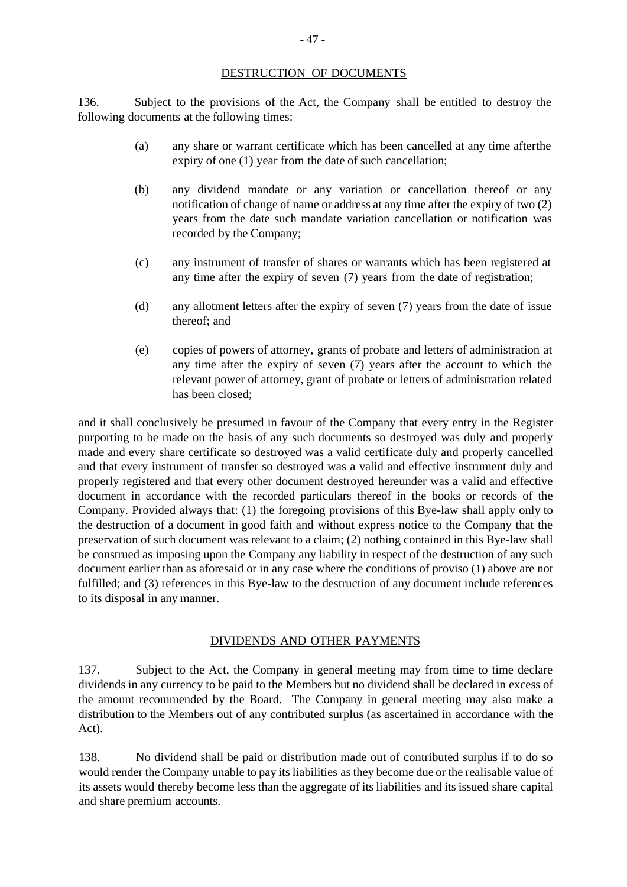## DESTRUCTION OF DOCUMENTS

136. Subject to the provisions of the Act, the Company shall be entitled to destroy the following documents at the following times:

(a) any share or warrant certificate which has been cancelled at any time afterthe expiry of one (1) year from the date of such cancellation;

(b) any dividend mandate or any variation or cancellation thereof or any notification of change of name or address at any time after the expiry of two (2) years from the date such mandate variation cancellation or notification was recorded by the Company;

(c) any instrument of transfer of shares or warrants which has been registered at any time after the expiry of seven (7) years from the date of registration;

(d) any allotment letters after the expiry of seven (7) years from the date of issue thereof; and

(e) copies of powers of attorney, grants of probate and letters of administration at any time after the expiry of seven (7) years after the account to which the relevant power of attorney, grant of probate or letters of administration related has been closed;

and it shall conclusively be presumed in favour of the Company that every entry in the Register purporting to be made on the basis of any such documents so destroyed was duly and properly made and every share certificate so destroyed was a valid certificate duly and properly cancelled and that every instrument of transfer so destroyed was a valid and effective instrument duly and properly registered and that every other document destroyed hereunder was a valid and effective document in accordance with the recorded particulars thereof in the books or records of the Company. Provided always that: (1) the foregoing provisions of this Bye-law shall apply only to the destruction of a document in good faith and without express notice to the Company that the preservation of such document was relevant to a claim; (2) nothing contained in this Bye-law shall be construed as imposing upon the Company any liability in respect of the destruction of any such document earlier than as aforesaid or in any case where the conditions of proviso (1) above are not fulfilled; and (3) references in this Bye-law to the destruction of any document include references to its disposal in any manner.

## DIVIDENDS AND OTHER PAYMENTS

137. Subject to the Act, the Company in general meeting may from time to time declare dividends in any currency to be paid to the Members but no dividend shall be declared in excess of the amount recommended by the Board. The Company in general meeting may also make a distribution to the Members out of any contributed surplus (as ascertained in accordance with the Act).

138. No dividend shall be paid or distribution made out of contributed surplus if to do so would render the Company unable to pay its liabilities as they become due or the realisable value of its assets would thereby become less than the aggregate of its liabilities and its issued share capital and share premium accounts.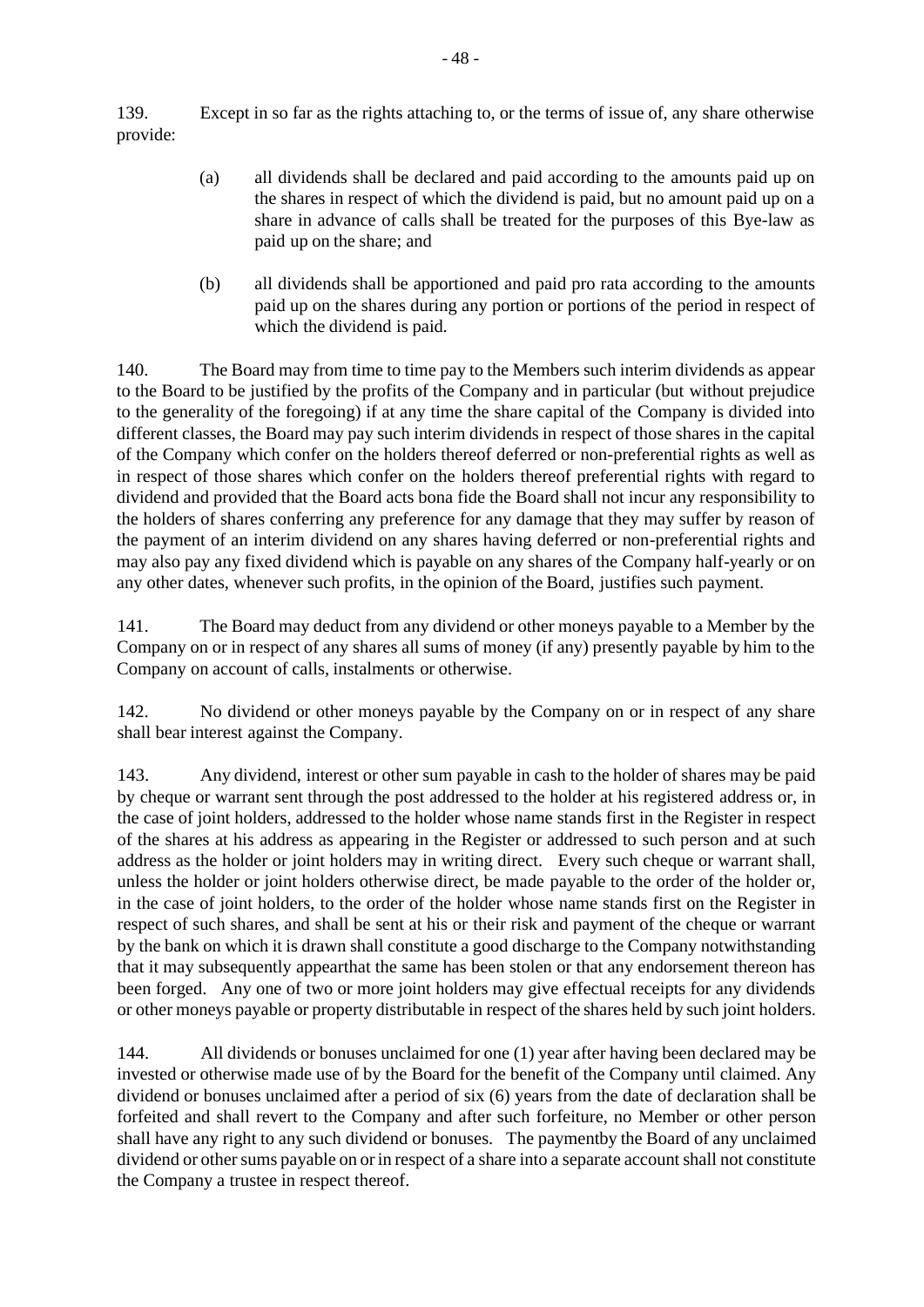139. Except in so far as the rights attaching to, or the terms of issue of, any share otherwise provide:

(a) all dividends shall be declared and paid according to the amounts paid up on the shares in respect of which the dividend is paid, but no amount paid up on a share in advance of calls shall be treated for the purposes of this Bye-law as paid up on the share; and

(b) all dividends shall be apportioned and paid pro rata according to the amounts paid up on the shares during any portion or portions of the period in respect of which the dividend is paid.

140. The Board may from time to time pay to the Members such interim dividends as appear to the Board to be justified by the profits of the Company and in particular (but without prejudice to the generality of the foregoing) if at any time the share capital of the Company is divided into different classes, the Board may pay such interim dividends in respect of those shares in the capital of the Company which confer on the holders thereof deferred or non-preferential rights as well as in respect of those shares which confer on the holders thereof preferential rights with regard to dividend and provided that the Board acts bona fide the Board shall not incur any responsibility to the holders of shares conferring any preference for any damage that they may suffer by reason of the payment of an interim dividend on any shares having deferred or non-preferential rights and may also pay any fixed dividend which is payable on any shares of the Company half-yearly or on any other dates, whenever such profits, in the opinion of the Board, justifies such payment.

141. The Board may deduct from any dividend or other moneys payable to a Member by the Company on or in respect of any shares all sums of money (if any) presently payable by him to the Company on account of calls, instalments or otherwise.

142. No dividend or other moneys payable by the Company on or in respect of any share shall bear interest against the Company.

143. Any dividend, interest or other sum payable in cash to the holder of shares may be paid by cheque or warrant sent through the post addressed to the holder at his registered address or, in the case of joint holders, addressed to the holder whose name stands first in the Register in respect of the shares at his address as appearing in the Register or addressed to such person and at such address as the holder or joint holders may in writing direct. Every such cheque or warrant shall, unless the holder or joint holders otherwise direct, be made payable to the order of the holder or, in the case of joint holders, to the order of the holder whose name stands first on the Register in respect of such shares, and shall be sent at his or their risk and payment of the cheque or warrant by the bank on which it is drawn shall constitute a good discharge to the Company notwithstanding that it may subsequently appearthat the same has been stolen or that any endorsement thereon has been forged. Any one of two or more joint holders may give effectual receipts for any dividends or other moneys payable or property distributable in respect of the shares held by such joint holders.

144. All dividends or bonuses unclaimed for one (1) year after having been declared may be invested or otherwise made use of by the Board for the benefit of the Company until claimed. Any dividend or bonuses unclaimed after a period of six (6) years from the date of declaration shall be forfeited and shall revert to the Company and after such forfeiture, no Member or other person shall have any right to any such dividend or bonuses. The paymentby the Board of any unclaimed dividend or other sums payable on or in respect of a share into a separate account shall not constitute the Company a trustee in respect thereof.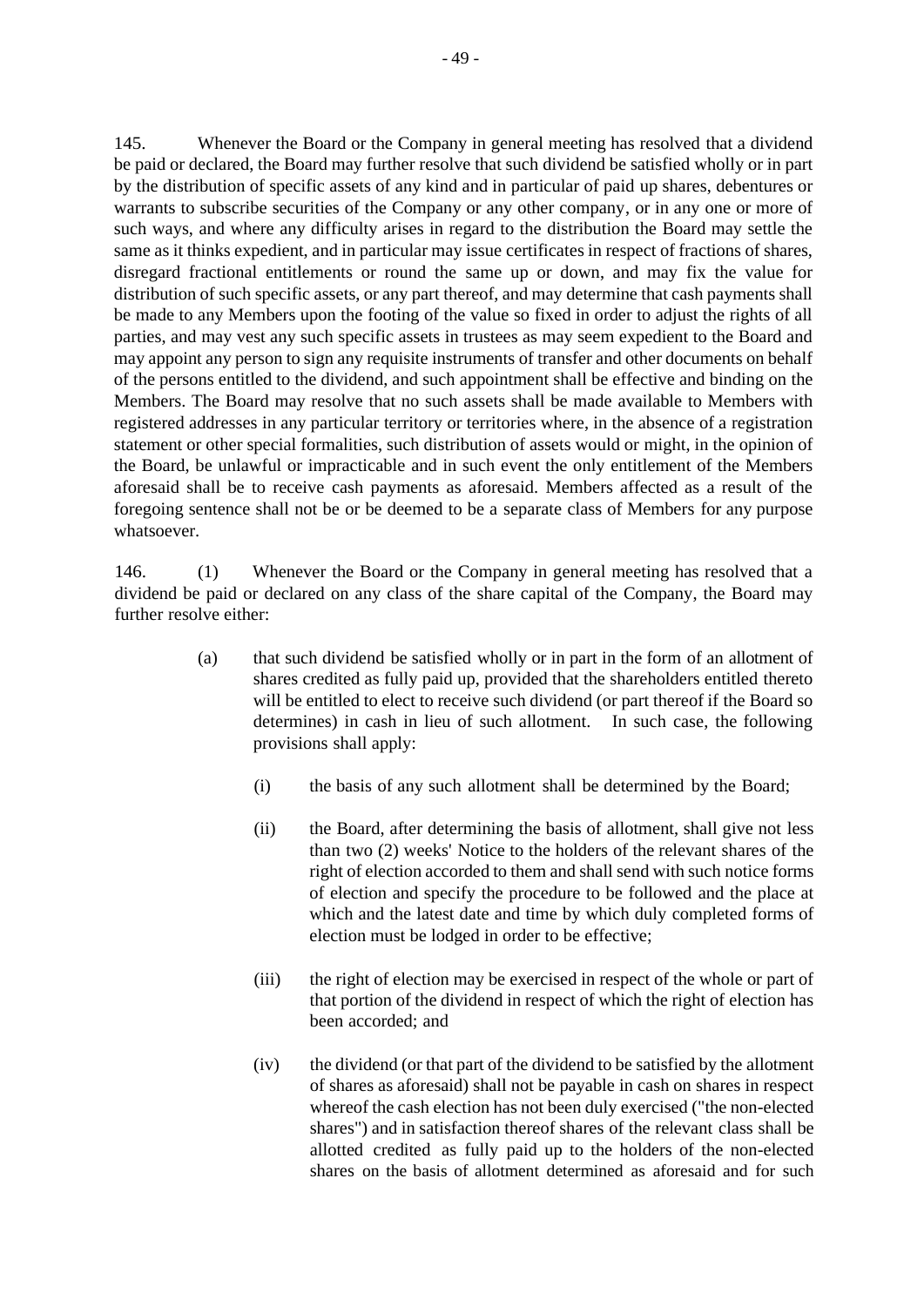145. Whenever the Board or the Company in general meeting has resolved that a dividend be paid or declared, the Board may further resolve that such dividend be satisfied wholly or in part by the distribution of specific assets of any kind and in particular of paid up shares, debentures or warrants to subscribe securities of the Company or any other company, or in any one or more of such ways, and where any difficulty arises in regard to the distribution the Board may settle the same as it thinks expedient, and in particular may issue certificates in respect of fractions of shares, disregard fractional entitlements or round the same up or down, and may fix the value for distribution of such specific assets, or any part thereof, and may determine that cash payments shall be made to any Members upon the footing of the value so fixed in order to adjust the rights of all parties, and may vest any such specific assets in trustees as may seem expedient to the Board and may appoint any person to sign any requisite instruments of transfer and other documents on behalf of the persons entitled to the dividend, and such appointment shall be effective and binding on the Members. The Board may resolve that no such assets shall be made available to Members with registered addresses in any particular territory or territories where, in the absence of a registration statement or other special formalities, such distribution of assets would or might, in the opinion of the Board, be unlawful or impracticable and in such event the only entitlement of the Members aforesaid shall be to receive cash payments as aforesaid. Members affected as a result of the foregoing sentence shall not be or be deemed to be a separate class of Members for any purpose whatsoever.

146. (1) Whenever the Board or the Company in general meeting has resolved that a dividend be paid or declared on any class of the share capital of the Company, the Board may further resolve either:

(a) that such dividend be satisfied wholly or in part in the form of an allotment of shares credited as fully paid up, provided that the shareholders entitled thereto will be entitled to elect to receive such dividend (or part thereof if the Board so determines) in cash in lieu of such allotment. In such case, the following provisions shall apply:

(i) the basis of any such allotment shall be determined by the Board;

(ii) the Board, after determining the basis of allotment, shall give not less than two (2) weeks' Notice to the holders of the relevant shares of the right of election accorded to them and shall send with such notice forms of election and specify the procedure to be followed and the place at which and the latest date and time by which duly completed forms of election must be lodged in order to be effective;

(iii) the right of election may be exercised in respect of the whole or part of that portion of the dividend in respect of which the right of election has been accorded; and

(iv) the dividend (or that part of the dividend to be satisfied by the allotment of shares as aforesaid) shall not be payable in cash on shares in respect whereof the cash election has not been duly exercised ("the non-elected shares") and in satisfaction thereof shares of the relevant class shall be allotted credited as fully paid up to the holders of the non-elected shares on the basis of allotment determined as aforesaid and for such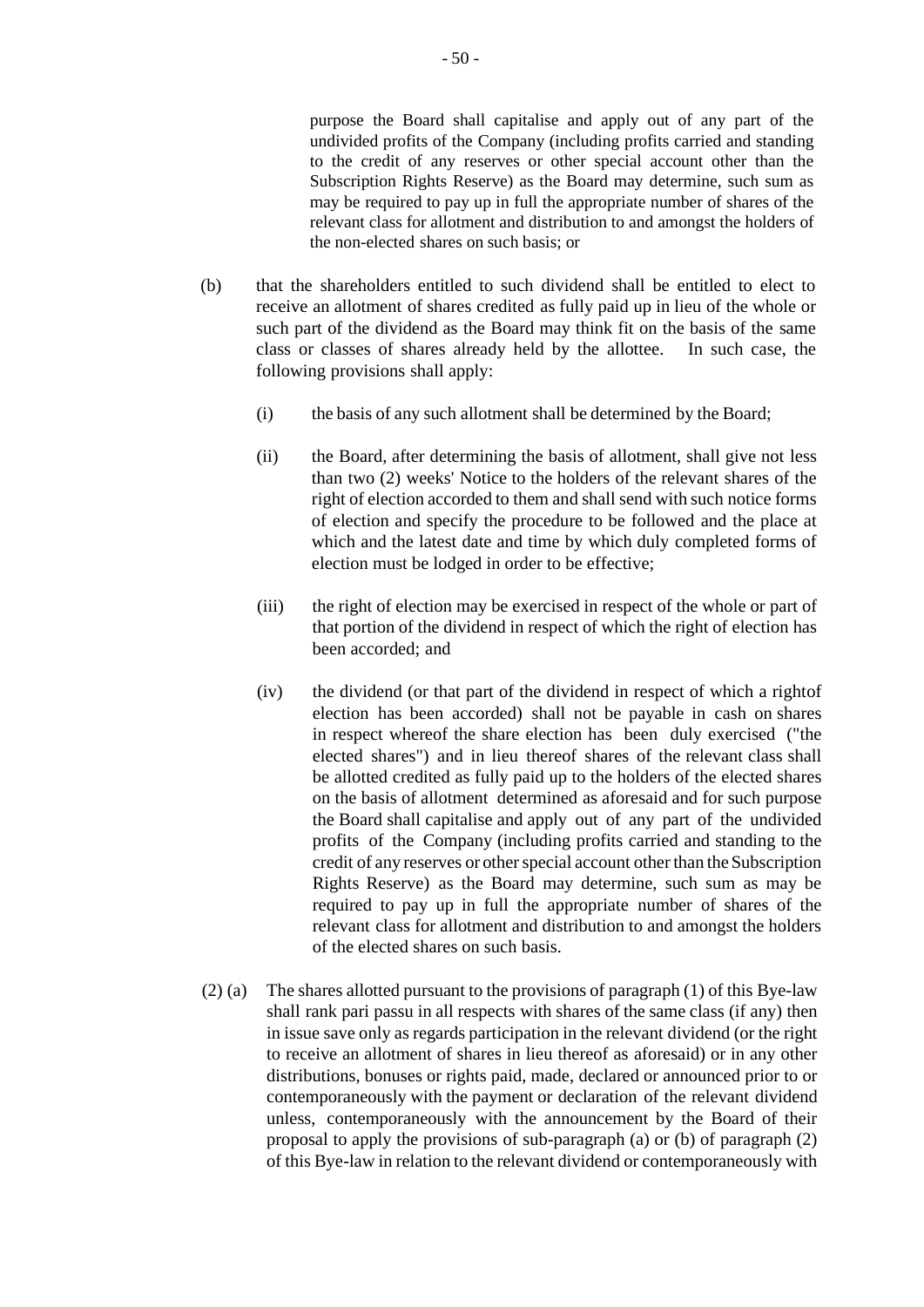purpose the Board shall capitalise and apply out of any part of the undivided profits of the Company (including profits carried and standing to the credit of any reserves or other special account other than the Subscription Rights Reserve) as the Board may determine, such sum as may be required to pay up in full the appropriate number of shares of the relevant class for allotment and distribution to and amongst the holders of the non-elected shares on such basis; or

(b) that the shareholders entitled to such dividend shall be entitled to elect to receive an allotment of shares credited as fully paid up in lieu of the whole or such part of the dividend as the Board may think fit on the basis of the same class or classes of shares already held by the allottee. In such case, the following provisions shall apply:

(i) the basis of any such allotment shall be determined by the Board;

(ii) the Board, after determining the basis of allotment, shall give not less than two (2) weeks' Notice to the holders of the relevant shares of the right of election accorded to them and shall send with such notice forms of election and specify the procedure to be followed and the place at which and the latest date and time by which duly completed forms of election must be lodged in order to be effective;

(iii) the right of election may be exercised in respect of the whole or part of that portion of the dividend in respect of which the right of election has been accorded; and

(iv) the dividend (or that part of the dividend in respect of which a rightof election has been accorded) shall not be payable in cash on shares in respect whereof the share election has been duly exercised ("the elected shares") and in lieu thereof shares of the relevant class shall be allotted credited as fully paid up to the holders of the elected shares on the basis of allotment determined as aforesaid and for such purpose the Board shall capitalise and apply out of any part of the undivided profits of the Company (including profits carried and standing to the credit of any reserves or other special account other than the Subscription Rights Reserve) as the Board may determine, such sum as may be required to pay up in full the appropriate number of shares of the relevant class for allotment and distribution to and amongst the holders of the elected shares on such basis.

(2) (a) The shares allotted pursuant to the provisions of paragraph (1) of this Bye-law shall rank pari passu in all respects with shares of the same class (if any) then in issue save only as regards participation in the relevant dividend (or the right to receive an allotment of shares in lieu thereof as aforesaid) or in any other distributions, bonuses or rights paid, made, declared or announced prior to or contemporaneously with the payment or declaration of the relevant dividend unless, contemporaneously with the announcement by the Board of their proposal to apply the provisions of sub-paragraph (a) or (b) of paragraph (2) of this Bye-law in relation to the relevant dividend or contemporaneously with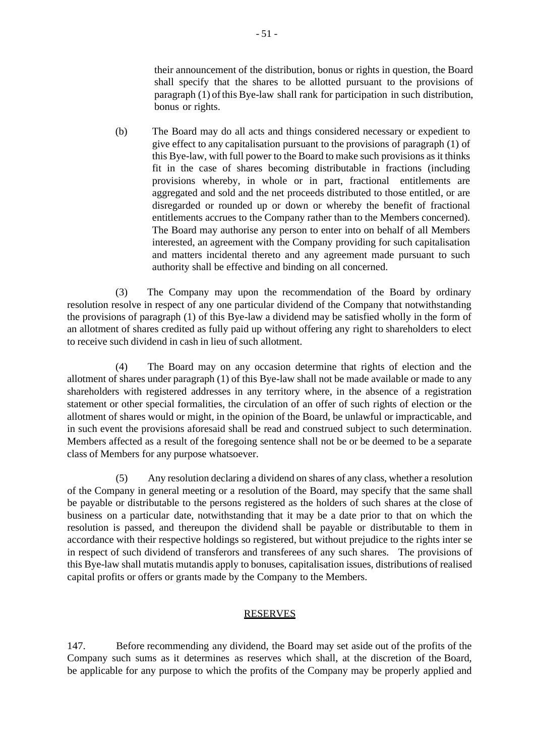their announcement of the distribution, bonus or rights in question, the Board shall specify that the shares to be allotted pursuant to the provisions of paragraph (1) of this Bye-law shall rank for participation in such distribution, bonus or rights.

(b) The Board may do all acts and things considered necessary or expedient to give effect to any capitalisation pursuant to the provisions of paragraph (1) of this Bye-law, with full power to the Board to make such provisions as it thinks fit in the case of shares becoming distributable in fractions (including provisions whereby, in whole or in part, fractional entitlements are aggregated and sold and the net proceeds distributed to those entitled, or are disregarded or rounded up or down or whereby the benefit of fractional entitlements accrues to the Company rather than to the Members concerned). The Board may authorise any person to enter into on behalf of all Members interested, an agreement with the Company providing for such capitalisation and matters incidental thereto and any agreement made pursuant to such authority shall be effective and binding on all concerned.

(3) The Company may upon the recommendation of the Board by ordinary resolution resolve in respect of any one particular dividend of the Company that notwithstanding the provisions of paragraph (1) of this Bye-law a dividend may be satisfied wholly in the form of an allotment of shares credited as fully paid up without offering any right to shareholders to elect to receive such dividend in cash in lieu of such allotment.

(4) The Board may on any occasion determine that rights of election and the allotment of shares under paragraph (1) of this Bye-law shall not be made available or made to any shareholders with registered addresses in any territory where, in the absence of a registration statement or other special formalities, the circulation of an offer of such rights of election or the allotment of shares would or might, in the opinion of the Board, be unlawful or impracticable, and in such event the provisions aforesaid shall be read and construed subject to such determination. Members affected as a result of the foregoing sentence shall not be or be deemed to be a separate class of Members for any purpose whatsoever.

(5) Any resolution declaring a dividend on shares of any class, whether a resolution of the Company in general meeting or a resolution of the Board, may specify that the same shall be payable or distributable to the persons registered as the holders of such shares at the close of business on a particular date, notwithstanding that it may be a date prior to that on which the resolution is passed, and thereupon the dividend shall be payable or distributable to them in accordance with their respective holdings so registered, but without prejudice to the rights inter se in respect of such dividend of transferors and transferees of any such shares. The provisions of this Bye-law shall mutatis mutandis apply to bonuses, capitalisation issues, distributions of realised capital profits or offers or grants made by the Company to the Members.

## RESERVES

147. Before recommending any dividend, the Board may set aside out of the profits of the Company such sums as it determines as reserves which shall, at the discretion of the Board, be applicable for any purpose to which the profits of the Company may be properly applied and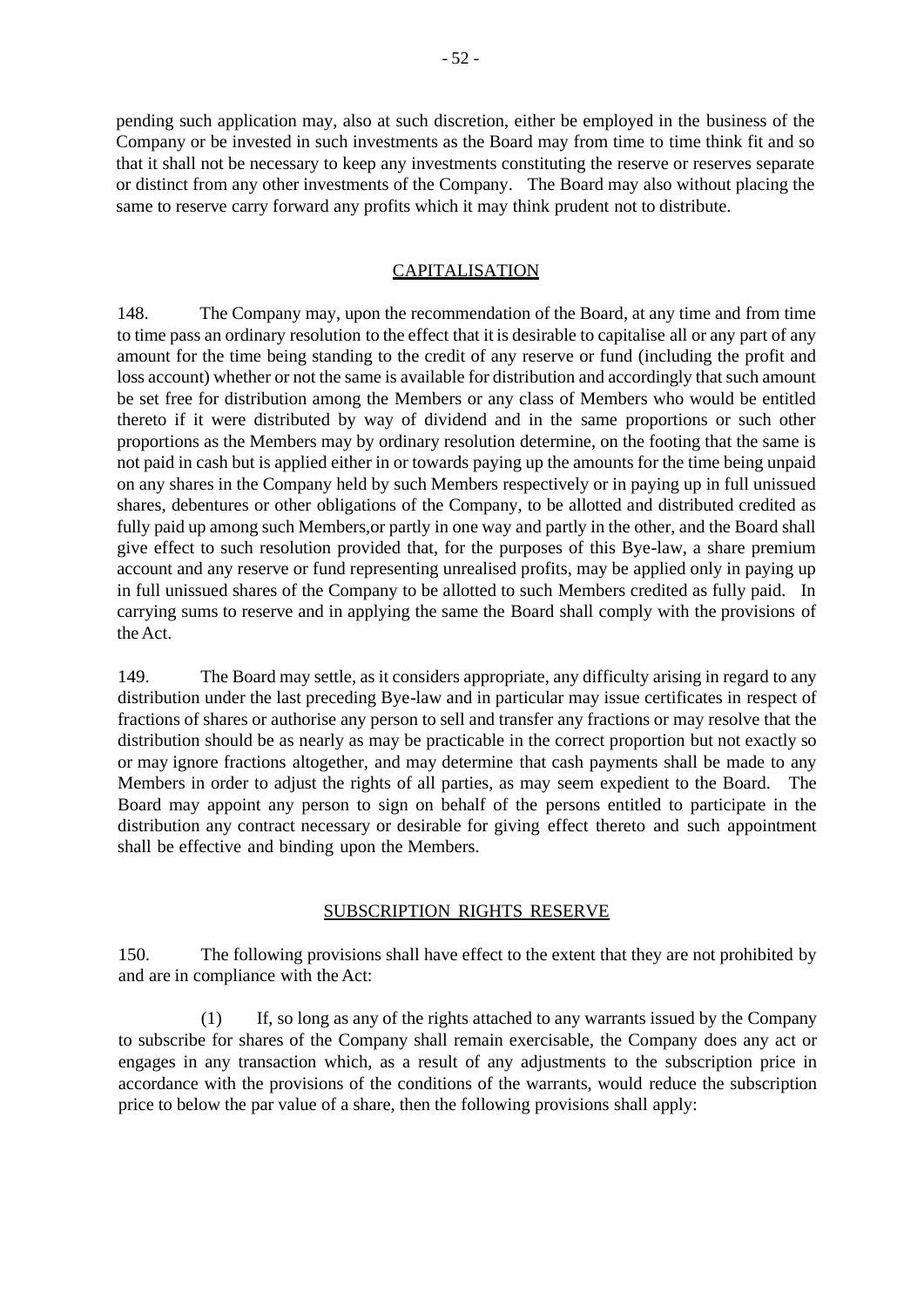pending such application may, also at such discretion, either be employed in the business of the Company or be invested in such investments as the Board may from time to time think fit and so that it shall not be necessary to keep any investments constituting the reserve or reserves separate or distinct from any other investments of the Company. The Board may also without placing the same to reserve carry forward any profits which it may think prudent not to distribute.

## CAPITALISATION

148. The Company may, upon the recommendation of the Board, at any time and from time to time pass an ordinary resolution to the effect that it is desirable to capitalise all or any part of any amount for the time being standing to the credit of any reserve or fund (including the profit and loss account) whether or not the same is available for distribution and accordingly that such amount be set free for distribution among the Members or any class of Members who would be entitled thereto if it were distributed by way of dividend and in the same proportions or such other proportions as the Members may by ordinary resolution determine, on the footing that the same is not paid in cash but is applied either in or towards paying up the amounts for the time being unpaid on any shares in the Company held by such Members respectively or in paying up in full unissued shares, debentures or other obligations of the Company, to be allotted and distributed credited as fully paid up among such Members,or partly in one way and partly in the other, and the Board shall give effect to such resolution provided that, for the purposes of this Bye-law, a share premium account and any reserve or fund representing unrealised profits, may be applied only in paying up in full unissued shares of the Company to be allotted to such Members credited as fully paid. In carrying sums to reserve and in applying the same the Board shall comply with the provisions of the Act.

149. The Board may settle, as it considers appropriate, any difficulty arising in regard to any distribution under the last preceding Bye-law and in particular may issue certificates in respect of fractions of shares or authorise any person to sell and transfer any fractions or may resolve that the distribution should be as nearly as may be practicable in the correct proportion but not exactly so or may ignore fractions altogether, and may determine that cash payments shall be made to any Members in order to adjust the rights of all parties, as may seem expedient to the Board. The Board may appoint any person to sign on behalf of the persons entitled to participate in the distribution any contract necessary or desirable for giving effect thereto and such appointment shall be effective and binding upon the Members.

## SUBSCRIPTION RIGHTS RESERVE

150. The following provisions shall have effect to the extent that they are not prohibited by and are in compliance with the Act:

(1) If, so long as any of the rights attached to any warrants issued by the Company to subscribe for shares of the Company shall remain exercisable, the Company does any act or engages in any transaction which, as a result of any adjustments to the subscription price in accordance with the provisions of the conditions of the warrants, would reduce the subscription price to below the par value of a share, then the following provisions shall apply: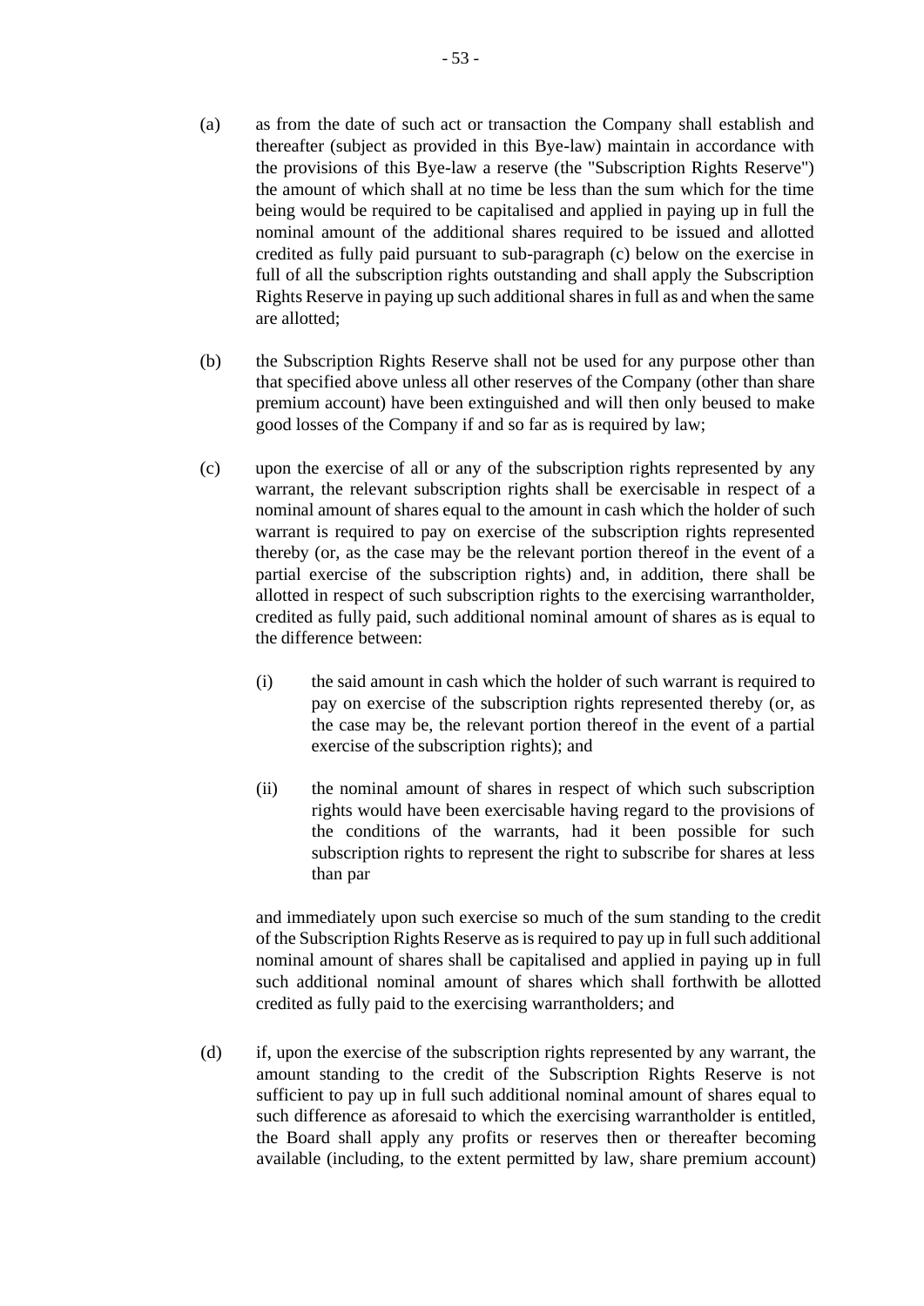(a) as from the date of such act or transaction the Company shall establish and thereafter (subject as provided in this Bye-law) maintain in accordance with the provisions of this Bye-law a reserve (the "Subscription Rights Reserve") the amount of which shall at no time be less than the sum which for the time being would be required to be capitalised and applied in paying up in full the nominal amount of the additional shares required to be issued and allotted credited as fully paid pursuant to sub-paragraph (c) below on the exercise in full of all the subscription rights outstanding and shall apply the Subscription Rights Reserve in paying up such additional shares in full as and when the same are allotted;

(b) the Subscription Rights Reserve shall not be used for any purpose other than that specified above unless all other reserves of the Company (other than share premium account) have been extinguished and will then only beused to make good losses of the Company if and so far as is required by law;

(c) upon the exercise of all or any of the subscription rights represented by any warrant, the relevant subscription rights shall be exercisable in respect of a nominal amount of shares equal to the amount in cash which the holder of such warrant is required to pay on exercise of the subscription rights represented thereby (or, as the case may be the relevant portion thereof in the event of a partial exercise of the subscription rights) and, in addition, there shall be allotted in respect of such subscription rights to the exercising warrantholder, credited as fully paid, such additional nominal amount of shares as is equal to the difference between:

   (i) the said amount in cash which the holder of such warrant is required to pay on exercise of the subscription rights represented thereby (or, as the case may be, the relevant portion thereof in the event of a partial exercise of the subscription rights); and

   (ii) the nominal amount of shares in respect of which such subscription rights would have been exercisable having regard to the provisions of the conditions of the warrants, had it been possible for such subscription rights to represent the right to subscribe for shares at less than par

   and immediately upon such exercise so much of the sum standing to the credit of the Subscription Rights Reserve as is required to pay up in full such additional nominal amount of shares shall be capitalised and applied in paying up in full such additional nominal amount of shares which shall forthwith be allotted credited as fully paid to the exercising warrantholders; and

(d) if, upon the exercise of the subscription rights represented by any warrant, the amount standing to the credit of the Subscription Rights Reserve is not sufficient to pay up in full such additional nominal amount of shares equal to such difference as aforesaid to which the exercising warrantholder is entitled, the Board shall apply any profits or reserves then or thereafter becoming available (including, to the extent permitted by law, share premium account)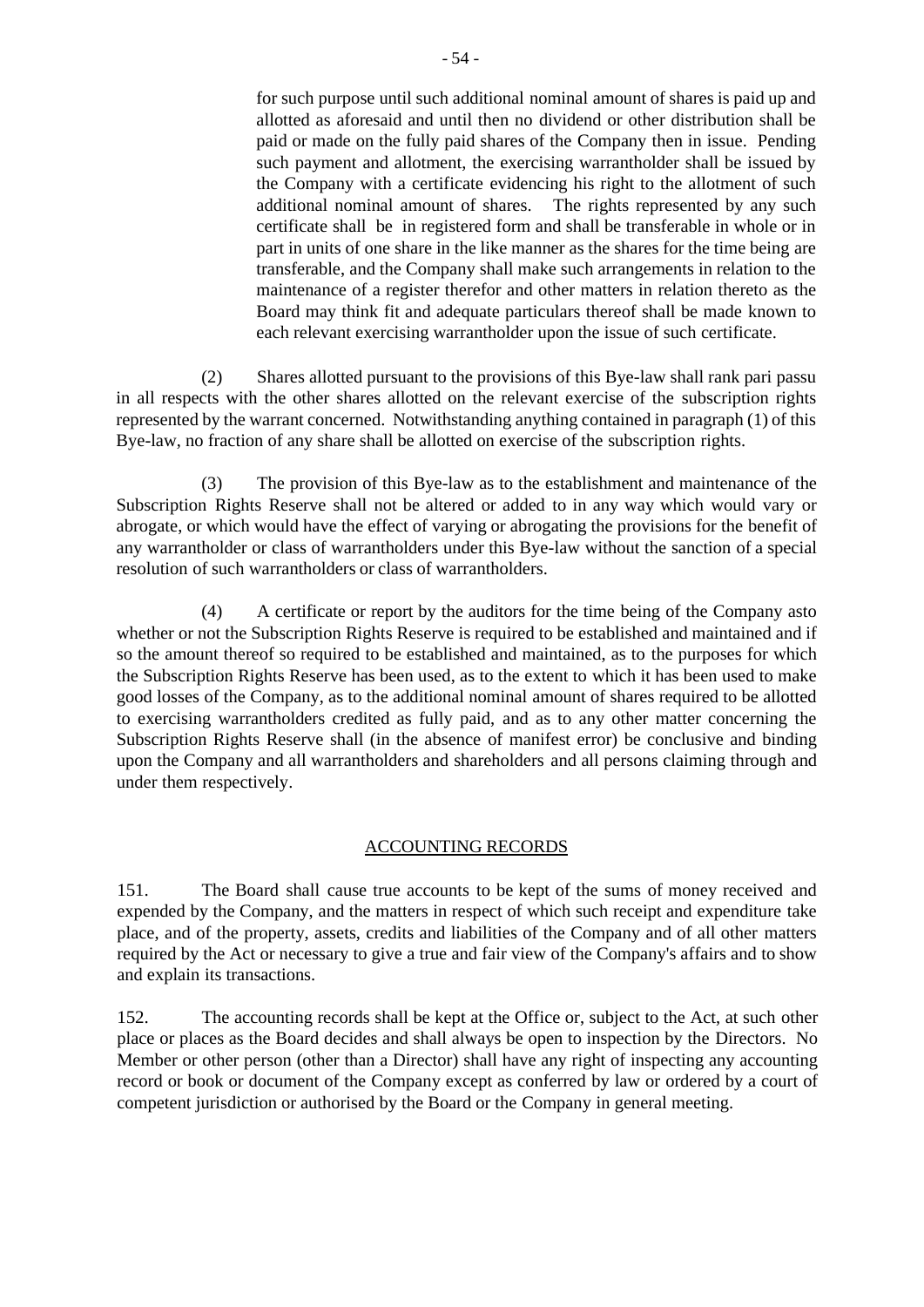for such purpose until such additional nominal amount of shares is paid up and allotted as aforesaid and until then no dividend or other distribution shall be paid or made on the fully paid shares of the Company then in issue. Pending such payment and allotment, the exercising warrantholder shall be issued by the Company with a certificate evidencing his right to the allotment of such additional nominal amount of shares. The rights represented by any such certificate shall be in registered form and shall be transferable in whole or in part in units of one share in the like manner as the shares for the time being are transferable, and the Company shall make such arrangements in relation to the maintenance of a register therefor and other matters in relation thereto as the Board may think fit and adequate particulars thereof shall be made known to each relevant exercising warrantholder upon the issue of such certificate.

(2) Shares allotted pursuant to the provisions of this Bye-law shall rank pari passu in all respects with the other shares allotted on the relevant exercise of the subscription rights represented by the warrant concerned. Notwithstanding anything contained in paragraph (1) of this Bye-law, no fraction of any share shall be allotted on exercise of the subscription rights.

(3) The provision of this Bye-law as to the establishment and maintenance of the Subscription Rights Reserve shall not be altered or added to in any way which would vary or abrogate, or which would have the effect of varying or abrogating the provisions for the benefit of any warrantholder or class of warrantholders under this Bye-law without the sanction of a special resolution of such warrantholders or class of warrantholders.

(4) A certificate or report by the auditors for the time being of the Company asto whether or not the Subscription Rights Reserve is required to be established and maintained and if so the amount thereof so required to be established and maintained, as to the purposes for which the Subscription Rights Reserve has been used, as to the extent to which it has been used to make good losses of the Company, as to the additional nominal amount of shares required to be allotted to exercising warrantholders credited as fully paid, and as to any other matter concerning the Subscription Rights Reserve shall (in the absence of manifest error) be conclusive and binding upon the Company and all warrantholders and shareholders and all persons claiming through and under them respectively.

## ACCOUNTING RECORDS

151. The Board shall cause true accounts to be kept of the sums of money received and expended by the Company, and the matters in respect of which such receipt and expenditure take place, and of the property, assets, credits and liabilities of the Company and of all other matters required by the Act or necessary to give a true and fair view of the Company's affairs and to show and explain its transactions.

152. The accounting records shall be kept at the Office or, subject to the Act, at such other place or places as the Board decides and shall always be open to inspection by the Directors. No Member or other person (other than a Director) shall have any right of inspecting any accounting record or book or document of the Company except as conferred by law or ordered by a court of competent jurisdiction or authorised by the Board or the Company in general meeting.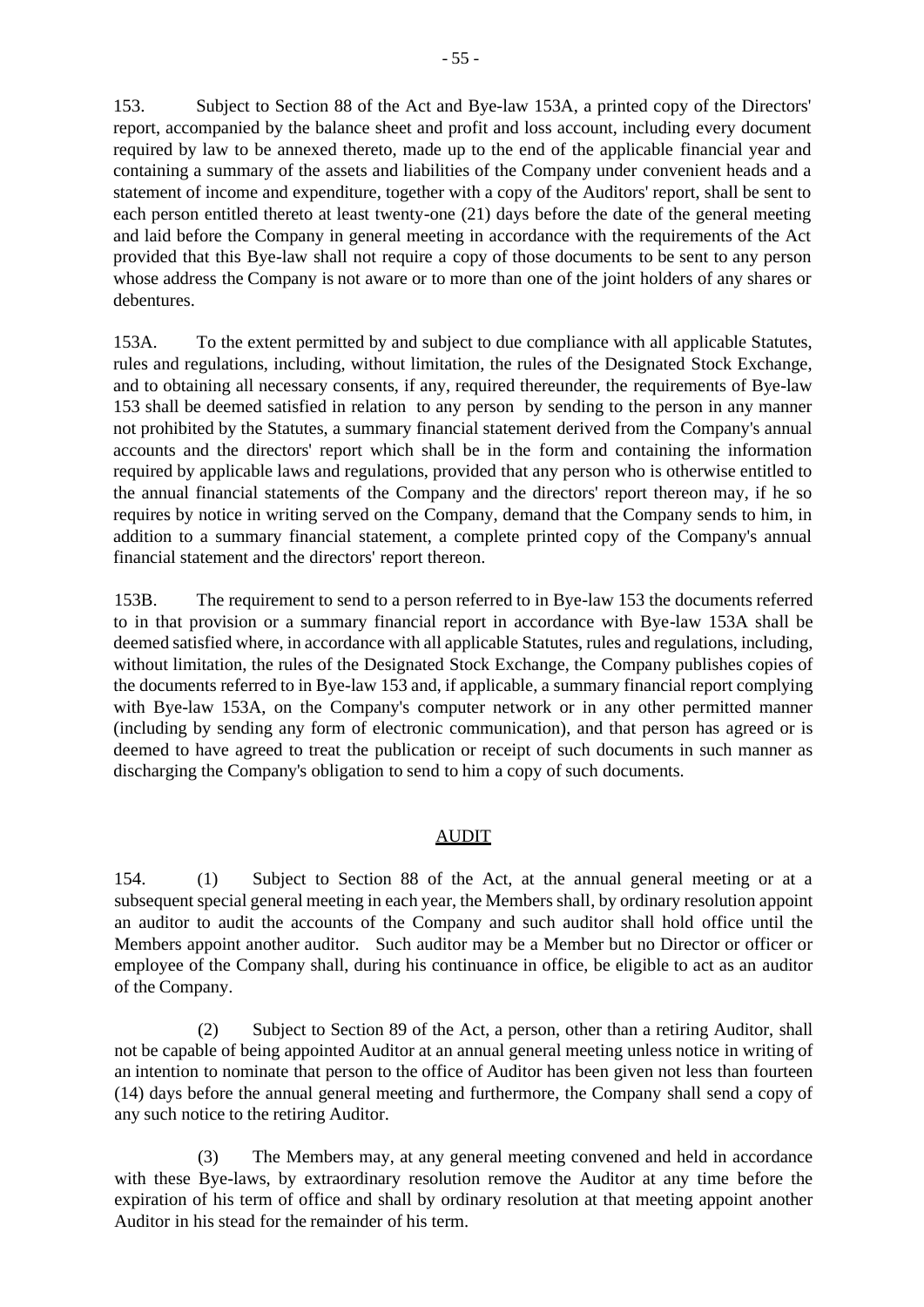153. Subject to Section 88 of the Act and Bye-law 153A, a printed copy of the Directors' report, accompanied by the balance sheet and profit and loss account, including every document required by law to be annexed thereto, made up to the end of the applicable financial year and containing a summary of the assets and liabilities of the Company under convenient heads and a statement of income and expenditure, together with a copy of the Auditors' report, shall be sent to each person entitled thereto at least twenty-one (21) days before the date of the general meeting and laid before the Company in general meeting in accordance with the requirements of the Act provided that this Bye-law shall not require a copy of those documents to be sent to any person whose address the Company is not aware or to more than one of the joint holders of any shares or debentures.

153A. To the extent permitted by and subject to due compliance with all applicable Statutes, rules and regulations, including, without limitation, the rules of the Designated Stock Exchange, and to obtaining all necessary consents, if any, required thereunder, the requirements of Bye-law 153 shall be deemed satisfied in relation to any person by sending to the person in any manner not prohibited by the Statutes, a summary financial statement derived from the Company's annual accounts and the directors' report which shall be in the form and containing the information required by applicable laws and regulations, provided that any person who is otherwise entitled to the annual financial statements of the Company and the directors' report thereon may, if he so requires by notice in writing served on the Company, demand that the Company sends to him, in addition to a summary financial statement, a complete printed copy of the Company's annual financial statement and the directors' report thereon.

153B. The requirement to send to a person referred to in Bye-law 153 the documents referred to in that provision or a summary financial report in accordance with Bye-law 153A shall be deemed satisfied where, in accordance with all applicable Statutes, rules and regulations, including, without limitation, the rules of the Designated Stock Exchange, the Company publishes copies of the documents referred to in Bye-law 153 and, if applicable, a summary financial report complying with Bye-law 153A, on the Company's computer network or in any other permitted manner (including by sending any form of electronic communication), and that person has agreed or is deemed to have agreed to treat the publication or receipt of such documents in such manner as discharging the Company's obligation to send to him a copy of such documents.

## AUDIT

154. (1) Subject to Section 88 of the Act, at the annual general meeting or at a subsequent special general meeting in each year, the Members shall, by ordinary resolution appoint an auditor to audit the accounts of the Company and such auditor shall hold office until the Members appoint another auditor. Such auditor may be a Member but no Director or officer or employee of the Company shall, during his continuance in office, be eligible to act as an auditor of the Company.

(2) Subject to Section 89 of the Act, a person, other than a retiring Auditor, shall not be capable of being appointed Auditor at an annual general meeting unless notice in writing of an intention to nominate that person to the office of Auditor has been given not less than fourteen (14) days before the annual general meeting and furthermore, the Company shall send a copy of any such notice to the retiring Auditor.

(3) The Members may, at any general meeting convened and held in accordance with these Bye-laws, by extraordinary resolution remove the Auditor at any time before the expiration of his term of office and shall by ordinary resolution at that meeting appoint another Auditor in his stead for the remainder of his term.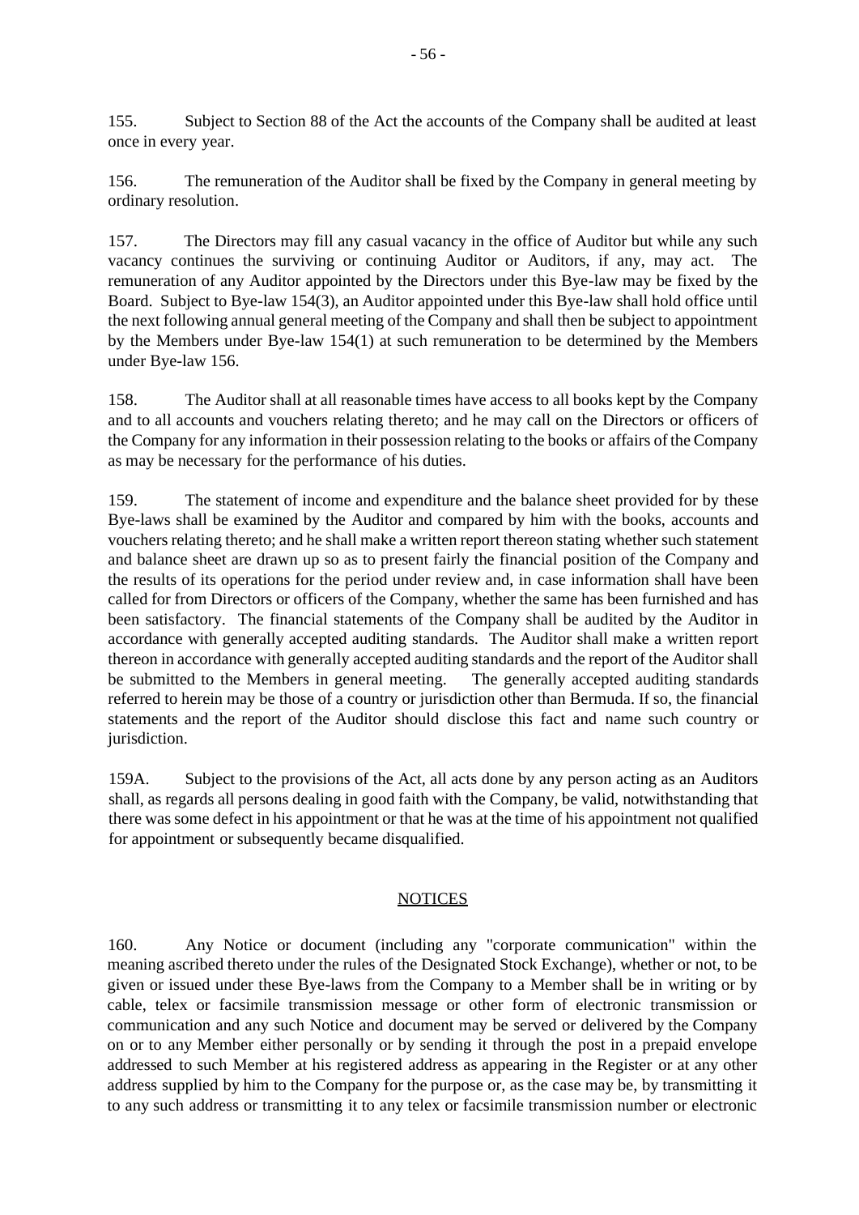155. Subject to Section 88 of the Act the accounts of the Company shall be audited at least once in every year.

156. The remuneration of the Auditor shall be fixed by the Company in general meeting by ordinary resolution.

157. The Directors may fill any casual vacancy in the office of Auditor but while any such vacancy continues the surviving or continuing Auditor or Auditors, if any, may act. The remuneration of any Auditor appointed by the Directors under this Bye-law may be fixed by the Board. Subject to Bye-law 154(3), an Auditor appointed under this Bye-law shall hold office until the next following annual general meeting of the Company and shall then be subject to appointment by the Members under Bye-law 154(1) at such remuneration to be determined by the Members under Bye-law 156.

158. The Auditor shall at all reasonable times have access to all books kept by the Company and to all accounts and vouchers relating thereto; and he may call on the Directors or officers of the Company for any information in their possession relating to the books or affairs of the Company as may be necessary for the performance of his duties.

159. The statement of income and expenditure and the balance sheet provided for by these Bye-laws shall be examined by the Auditor and compared by him with the books, accounts and vouchers relating thereto; and he shall make a written report thereon stating whether such statement and balance sheet are drawn up so as to present fairly the financial position of the Company and the results of its operations for the period under review and, in case information shall have been called for from Directors or officers of the Company, whether the same has been furnished and has been satisfactory. The financial statements of the Company shall be audited by the Auditor in accordance with generally accepted auditing standards. The Auditor shall make a written report thereon in accordance with generally accepted auditing standards and the report of the Auditor shall be submitted to the Members in general meeting. The generally accepted auditing standards referred to herein may be those of a country or jurisdiction other than Bermuda. If so, the financial statements and the report of the Auditor should disclose this fact and name such country or jurisdiction.

159A. Subject to the provisions of the Act, all acts done by any person acting as an Auditors shall, as regards all persons dealing in good faith with the Company, be valid, notwithstanding that there was some defect in his appointment or that he was at the time of his appointment not qualified for appointment or subsequently became disqualified.

## NOTICES

160. Any Notice or document (including any "corporate communication" within the meaning ascribed thereto under the rules of the Designated Stock Exchange), whether or not, to be given or issued under these Bye-laws from the Company to a Member shall be in writing or by cable, telex or facsimile transmission message or other form of electronic transmission or communication and any such Notice and document may be served or delivered by the Company on or to any Member either personally or by sending it through the post in a prepaid envelope addressed to such Member at his registered address as appearing in the Register or at any other address supplied by him to the Company for the purpose or, as the case may be, by transmitting it to any such address or transmitting it to any telex or facsimile transmission number or electronic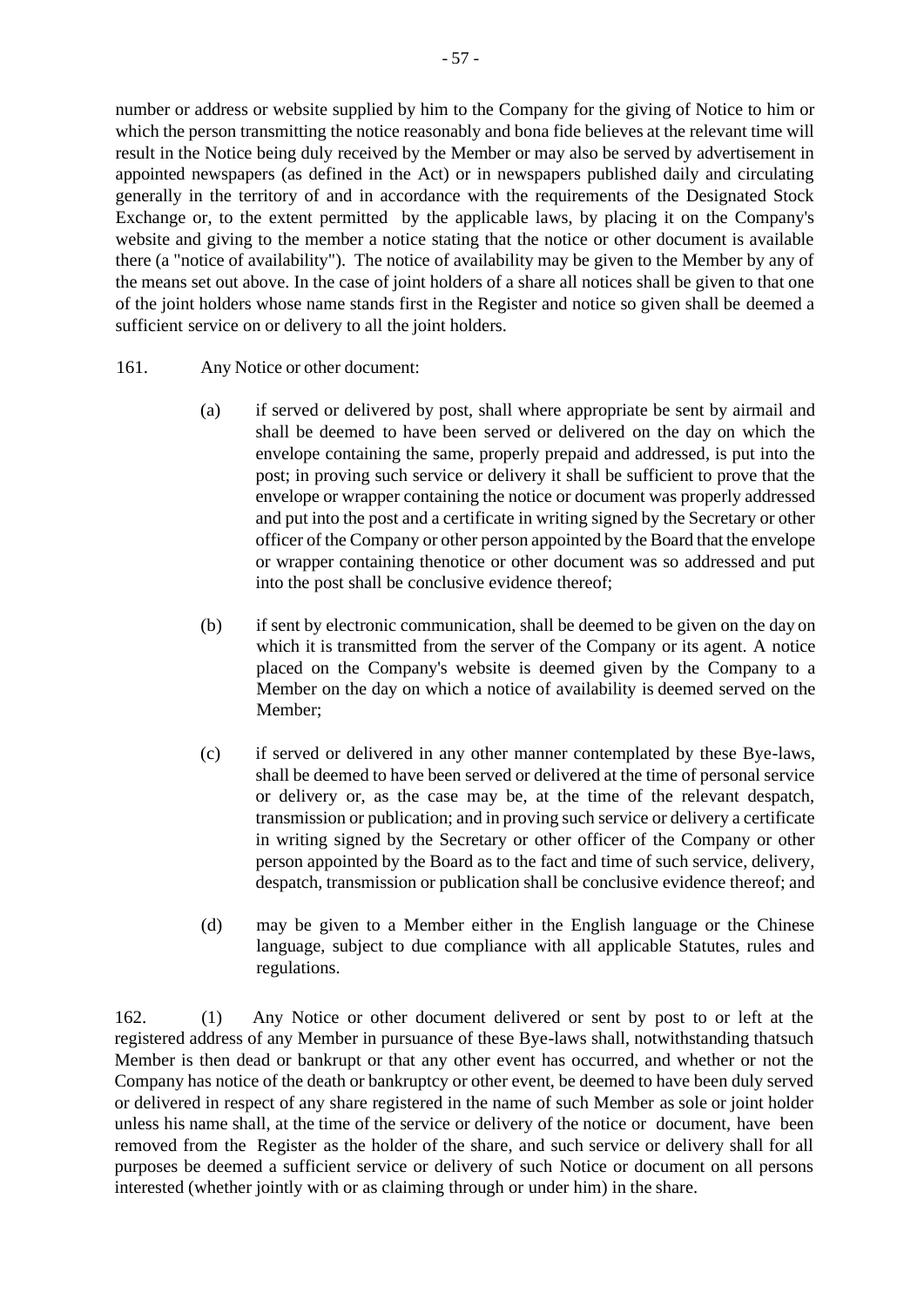number or address or website supplied by him to the Company for the giving of Notice to him or which the person transmitting the notice reasonably and bona fide believes at the relevant time will result in the Notice being duly received by the Member or may also be served by advertisement in appointed newspapers (as defined in the Act) or in newspapers published daily and circulating generally in the territory of and in accordance with the requirements of the Designated Stock Exchange or, to the extent permitted by the applicable laws, by placing it on the Company's website and giving to the member a notice stating that the notice or other document is available there (a "notice of availability"). The notice of availability may be given to the Member by any of the means set out above. In the case of joint holders of a share all notices shall be given to that one of the joint holders whose name stands first in the Register and notice so given shall be deemed a sufficient service on or delivery to all the joint holders.

161. Any Notice or other document:

(a) if served or delivered by post, shall where appropriate be sent by airmail and shall be deemed to have been served or delivered on the day on which the envelope containing the same, properly prepaid and addressed, is put into the post; in proving such service or delivery it shall be sufficient to prove that the envelope or wrapper containing the notice or document was properly addressed and put into the post and a certificate in writing signed by the Secretary or other officer of the Company or other person appointed by the Board that the envelope or wrapper containing thenotice or other document was so addressed and put into the post shall be conclusive evidence thereof;

(b) if sent by electronic communication, shall be deemed to be given on the day on which it is transmitted from the server of the Company or its agent. A notice placed on the Company's website is deemed given by the Company to a Member on the day on which a notice of availability is deemed served on the Member;

(c) if served or delivered in any other manner contemplated by these Bye-laws, shall be deemed to have been served or delivered at the time of personal service or delivery or, as the case may be, at the time of the relevant despatch, transmission or publication; and in proving such service or delivery a certificate in writing signed by the Secretary or other officer of the Company or other person appointed by the Board as to the fact and time of such service, delivery, despatch, transmission or publication shall be conclusive evidence thereof; and

(d) may be given to a Member either in the English language or the Chinese language, subject to due compliance with all applicable Statutes, rules and regulations.

162. (1) Any Notice or other document delivered or sent by post to or left at the registered address of any Member in pursuance of these Bye-laws shall, notwithstanding thatsuch Member is then dead or bankrupt or that any other event has occurred, and whether or not the Company has notice of the death or bankruptcy or other event, be deemed to have been duly served or delivered in respect of any share registered in the name of such Member as sole or joint holder unless his name shall, at the time of the service or delivery of the notice or document, have been removed from the Register as the holder of the share, and such service or delivery shall for all purposes be deemed a sufficient service or delivery of such Notice or document on all persons interested (whether jointly with or as claiming through or under him) in the share.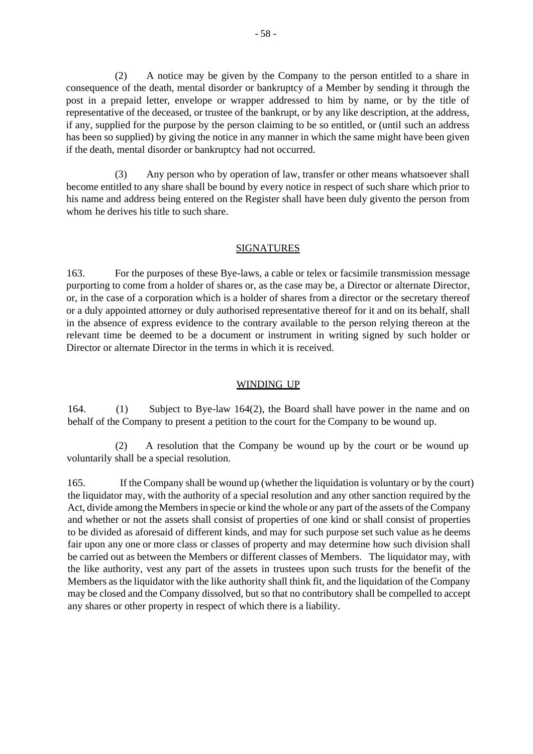(2) A notice may be given by the Company to the person entitled to a share in consequence of the death, mental disorder or bankruptcy of a Member by sending it through the post in a prepaid letter, envelope or wrapper addressed to him by name, or by the title of representative of the deceased, or trustee of the bankrupt, or by any like description, at the address, if any, supplied for the purpose by the person claiming to be so entitled, or (until such an address has been so supplied) by giving the notice in any manner in which the same might have been given if the death, mental disorder or bankruptcy had not occurred.

(3) Any person who by operation of law, transfer or other means whatsoever shall become entitled to any share shall be bound by every notice in respect of such share which prior to his name and address being entered on the Register shall have been duly givento the person from whom he derives his title to such share.

## SIGNATURES

163. For the purposes of these Bye-laws, a cable or telex or facsimile transmission message purporting to come from a holder of shares or, as the case may be, a Director or alternate Director, or, in the case of a corporation which is a holder of shares from a director or the secretary thereof or a duly appointed attorney or duly authorised representative thereof for it and on its behalf, shall in the absence of express evidence to the contrary available to the person relying thereon at the relevant time be deemed to be a document or instrument in writing signed by such holder or Director or alternate Director in the terms in which it is received.

## WINDING UP

164. (1) Subject to Bye-law 164(2), the Board shall have power in the name and on behalf of the Company to present a petition to the court for the Company to be wound up.

(2) A resolution that the Company be wound up by the court or be wound up voluntarily shall be a special resolution.

165. If the Company shall be wound up (whether the liquidation is voluntary or by the court) the liquidator may, with the authority of a special resolution and any other sanction required by the Act, divide among the Members in specie or kind the whole or any part of the assets of the Company and whether or not the assets shall consist of properties of one kind or shall consist of properties to be divided as aforesaid of different kinds, and may for such purpose set such value as he deems fair upon any one or more class or classes of property and may determine how such division shall be carried out as between the Members or different classes of Members. The liquidator may, with the like authority, vest any part of the assets in trustees upon such trusts for the benefit of the Members as the liquidator with the like authority shall think fit, and the liquidation of the Company may be closed and the Company dissolved, but so that no contributory shall be compelled to accept any shares or other property in respect of which there is a liability.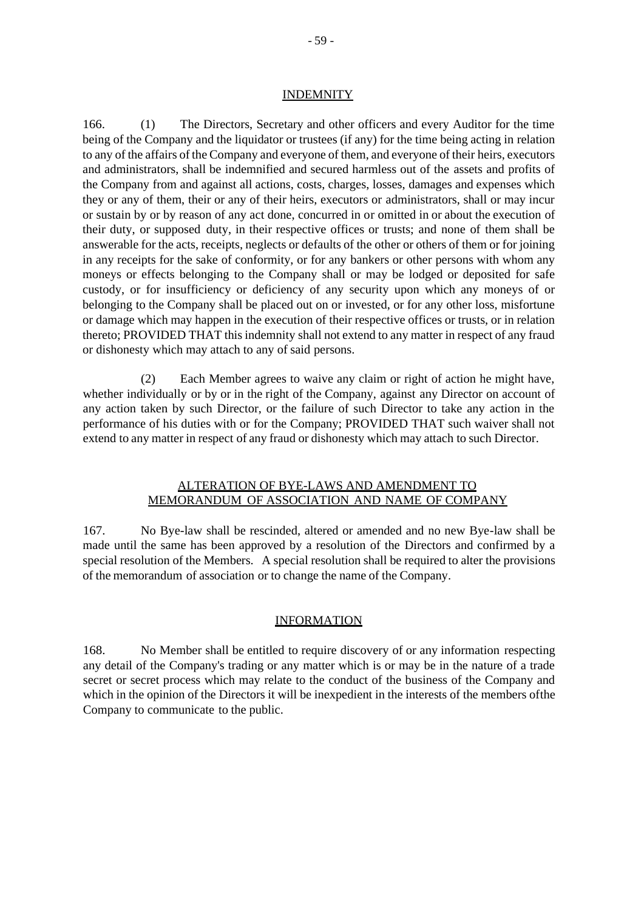## INDEMNITY

166. (1) The Directors, Secretary and other officers and every Auditor for the time being of the Company and the liquidator or trustees (if any) for the time being acting in relation to any of the affairs of the Company and everyone of them, and everyone of their heirs, executors and administrators, shall be indemnified and secured harmless out of the assets and profits of the Company from and against all actions, costs, charges, losses, damages and expenses which they or any of them, their or any of their heirs, executors or administrators, shall or may incur or sustain by or by reason of any act done, concurred in or omitted in or about the execution of their duty, or supposed duty, in their respective offices or trusts; and none of them shall be answerable for the acts, receipts, neglects or defaults of the other or others of them or for joining in any receipts for the sake of conformity, or for any bankers or other persons with whom any moneys or effects belonging to the Company shall or may be lodged or deposited for safe custody, or for insufficiency or deficiency of any security upon which any moneys of or belonging to the Company shall be placed out on or invested, or for any other loss, misfortune or damage which may happen in the execution of their respective offices or trusts, or in relation thereto; PROVIDED THAT this indemnity shall not extend to any matter in respect of any fraud or dishonesty which may attach to any of said persons.

(2) Each Member agrees to waive any claim or right of action he might have, whether individually or by or in the right of the Company, against any Director on account of any action taken by such Director, or the failure of such Director to take any action in the performance of his duties with or for the Company; PROVIDED THAT such waiver shall not extend to any matter in respect of any fraud or dishonesty which may attach to such Director.

## ALTERATION OF BYE-LAWS AND AMENDMENT TO MEMORANDUM OF ASSOCIATION AND NAME OF COMPANY

167. No Bye-law shall be rescinded, altered or amended and no new Bye-law shall be made until the same has been approved by a resolution of the Directors and confirmed by a special resolution of the Members. A special resolution shall be required to alter the provisions of the memorandum of association or to change the name of the Company.

## INFORMATION

168. No Member shall be entitled to require discovery of or any information respecting any detail of the Company's trading or any matter which is or may be in the nature of a trade secret or secret process which may relate to the conduct of the business of the Company and which in the opinion of the Directors it will be inexpedient in the interests of the members ofthe Company to communicate to the public.